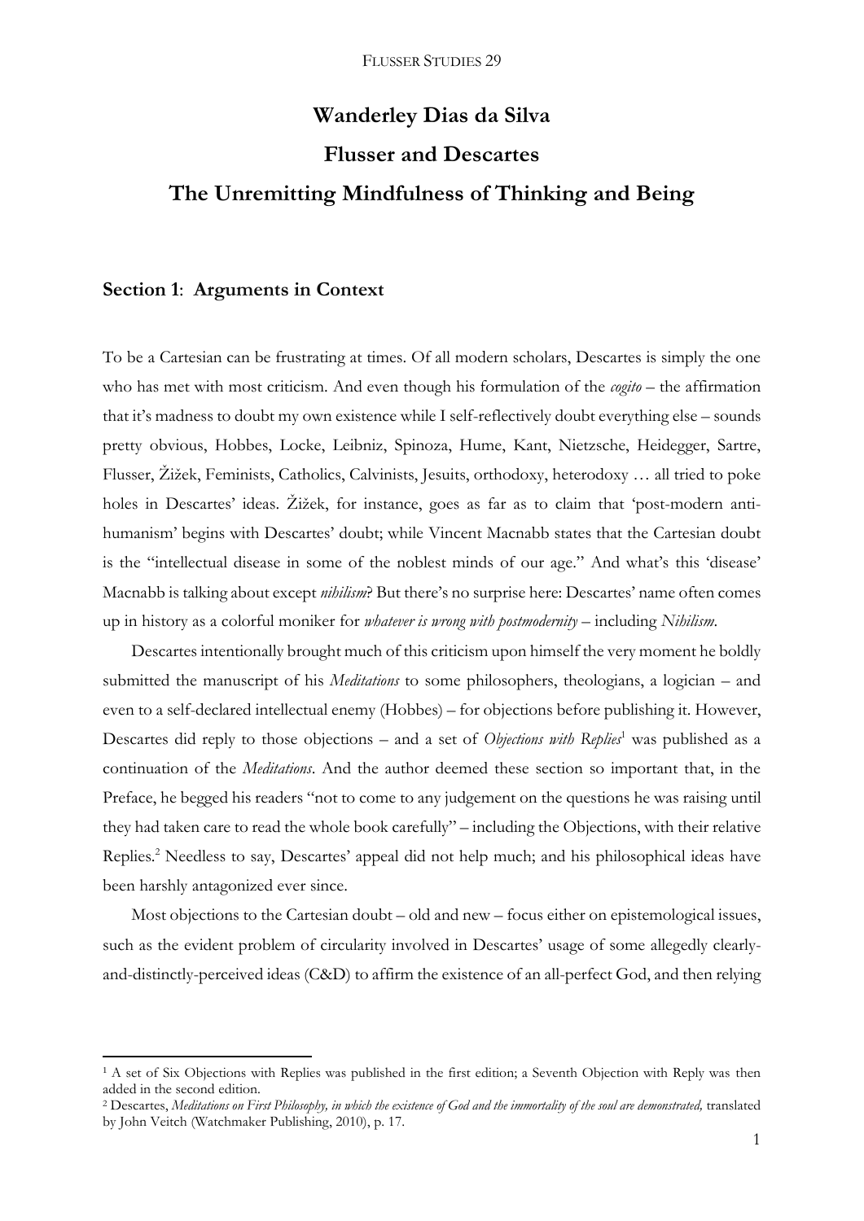# Wanderley Dias da Silva

# Flusser and Descartes

# The Unremitting Mindfulness of Thinking and Being

## Section 1: Arguments in Context

To be a Cartesian can be frustrating at times. Of all modern scholars, Descartes is simply the one who has met with most criticism. And even though his formulation of the *cogito* – the affirmation that it's madness to doubt my own existence while I self-reflectively doubt everything else – sounds pretty obvious, Hobbes, Locke, Leibniz, Spinoza, Hume, Kant, Nietzsche, Heidegger, Sartre, Flusser, Žižek, Feminists, Catholics, Calvinists, Jesuits, orthodoxy, heterodoxy … all tried to poke holes in Descartes' ideas. Žižek, for instance, goes as far as to claim that 'post-modern anti-humanism' begins with Descartes' doubt; while Vincent Macnabb states that the Cartesian doubt is the "intellectual disease in some of the noblest minds of our age." And what's this 'disease' Macnabb is talking about except *nihilism*? But there's no surprise here: Descartes' name often comes up in history as a colorful moniker for *whatever is wrong with postmodernity* – including *Nihilism*.

Descartes intentionally brought much of this criticism upon himself the very moment he boldly submitted the manuscript of his *Meditations* to some philosophers, theologians, a logician – and even to a self-declared intellectual enemy (Hobbes) – for objections before publishing it. However, Descartes did reply to those objections – and a set of *Objections with Replies*[1] was published as a continuation of the *Meditations*. And the author deemed these section so important that, in the Preface, he begged his readers "not to come to any judgement on the questions he was raising until they had taken care to read the whole book carefully" – including the Objections, with their relative Replies.[2] Needless to say, Descartes' appeal did not help much; and his philosophical ideas have been harshly antagonized ever since.

Most objections to the Cartesian doubt – old and new – focus either on epistemological issues, such as the evident problem of circularity involved in Descartes' usage of some allegedly clearly-and-distinctly-perceived ideas (C&D) to affirm the existence of an all-perfect God, and then relying

---

[1] A set of Six Objections with Replies was published in the first edition; a Seventh Objection with Reply was then added in the second edition.

[2] Descartes, *Meditations on First Philosophy, in which the existence of God and the immortality of the soul are demonstrated,* translated by John Veitch (Watchmaker Publishing, 2010), p. 17.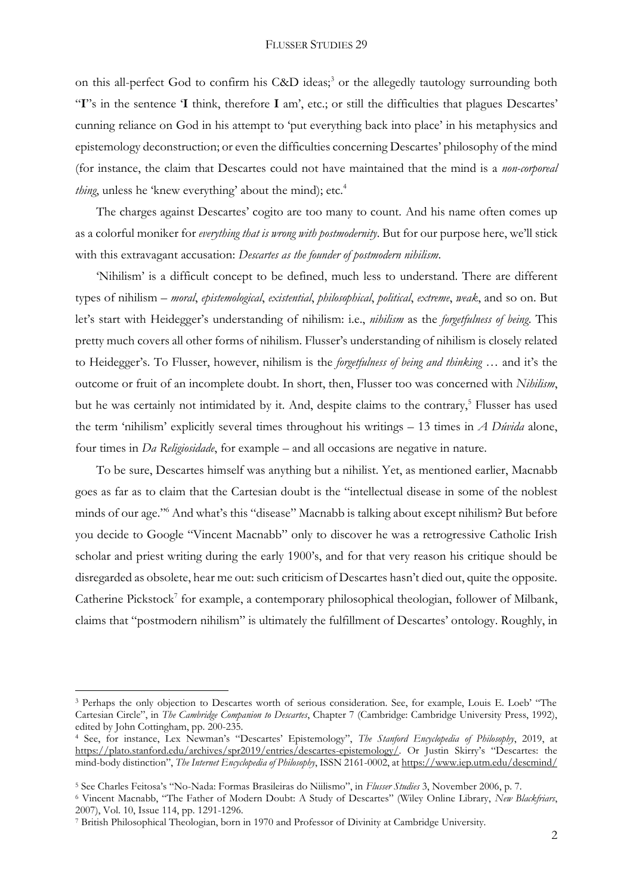on this all-perfect God to confirm his C&D ideas;[3] or the allegedly tautology surrounding both "**I**"s in the sentence '**I** think, therefore **I** am', etc.; or still the difficulties that plagues Descartes' cunning reliance on God in his attempt to 'put everything back into place' in his metaphysics and epistemology deconstruction; or even the difficulties concerning Descartes' philosophy of the mind (for instance, the claim that Descartes could not have maintained that the mind is a *non-corporeal thing*, unless he 'knew everything' about the mind); etc.[4]

The charges against Descartes' cogito are too many to count. And his name often comes up as a colorful moniker for *everything that is wrong with postmodernity*. But for our purpose here, we'll stick with this extravagant accusation: *Descartes as the founder of postmodern nihilism*.

'Nihilism' is a difficult concept to be defined, much less to understand. There are different types of nihilism – *moral*, *epistemological*, *existential*, *philosophical*, *political*, *extreme*, *weak*, and so on. But let's start with Heidegger's understanding of nihilism: i.e., *nihilism* as the *forgetfulness of being*. This pretty much covers all other forms of nihilism. Flusser's understanding of nihilism is closely related to Heidegger's. To Flusser, however, nihilism is the *forgetfulness of being and thinking* … and it's the outcome or fruit of an incomplete doubt. In short, then, Flusser too was concerned with *Nihilism*, but he was certainly not intimidated by it. And, despite claims to the contrary,[5] Flusser has used the term 'nihilism' explicitly several times throughout his writings – 13 times in *A Dúvida* alone, four times in *Da Religiosidade*, for example – and all occasions are negative in nature.

To be sure, Descartes himself was anything but a nihilist. Yet, as mentioned earlier, Macnabb goes as far as to claim that the Cartesian doubt is the "intellectual disease in some of the noblest minds of our age."[6] And what's this "disease" Macnabb is talking about except nihilism? But before you decide to Google "Vincent Macnabb" only to discover he was a retrogressive Catholic Irish scholar and priest writing during the early 1900's, and for that very reason his critique should be disregarded as obsolete, hear me out: such criticism of Descartes hasn't died out, quite the opposite. Catherine Pickstock[7] for example, a contemporary philosophical theologian, follower of Milbank, claims that "postmodern nihilism" is ultimately the fulfillment of Descartes' ontology. Roughly, in

---

[3] Perhaps the only objection to Descartes worth of serious consideration. See, for example, Louis E. Loeb' "The Cartesian Circle", in *The Cambridge Companion to Descartes*, Chapter 7 (Cambridge: Cambridge University Press, 1992), edited by John Cottingham, pp. 200-235.

[4] See, for instance, Lex Newman's "Descartes' Epistemology", *The Stanford Encyclopedia of Philosophy*, 2019, at https://plato.stanford.edu/archives/spr2019/entries/descartes-epistemology/. Or Justin Skirry's "Descartes: the mind-body distinction", *The Internet Encyclopedia of Philosophy*, ISSN 2161-0002, at https://www.iep.utm.edu/descmind/

[5] See Charles Feitosa's "No-Nada: Formas Brasileiras do Niilismo", in *Flusser Studies* 3, November 2006, p. 7.

[6] Vincent Macnabb, "The Father of Modern Doubt: A Study of Descartes" (Wiley Online Library, *New Blackfriars*, 2007), Vol. 10, Issue 114, pp. 1291-1296.

[7] British Philosophical Theologian, born in 1970 and Professor of Divinity at Cambridge University.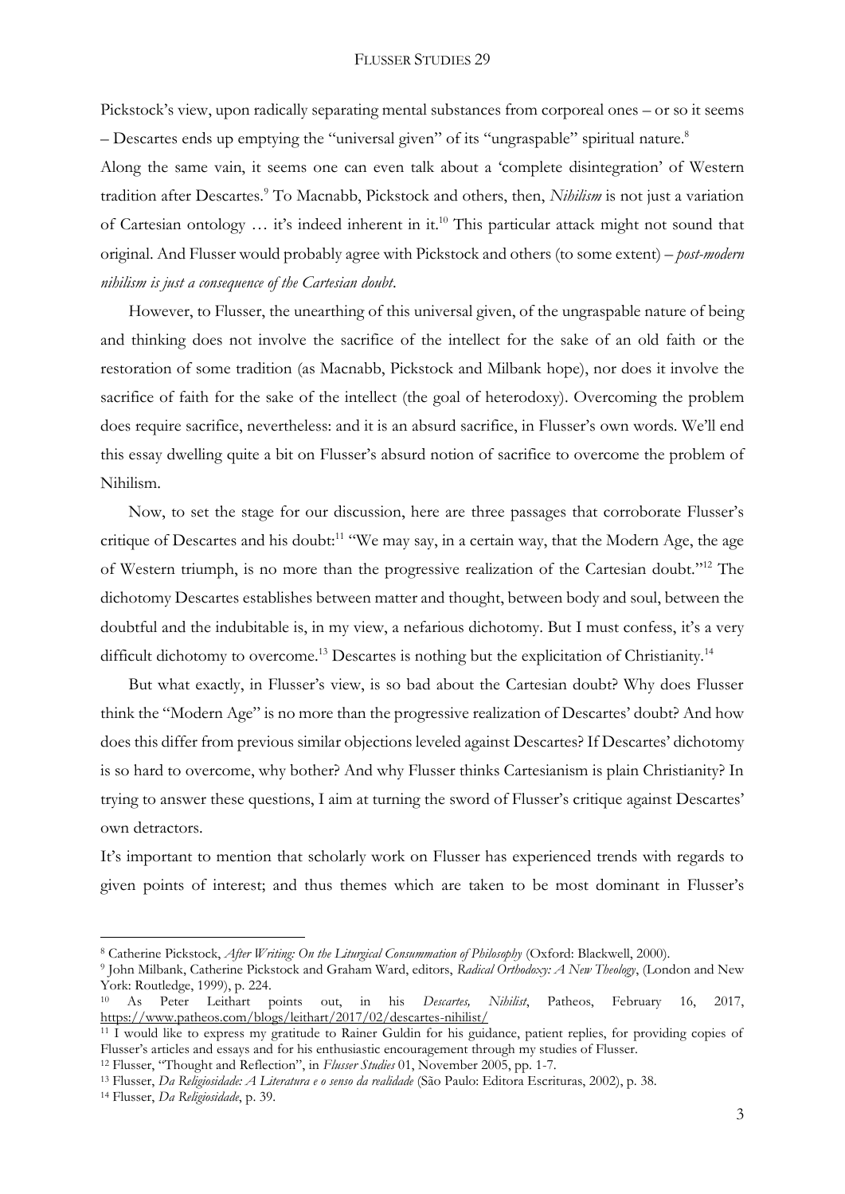Pickstock's view, upon radically separating mental substances from corporeal ones – or so it seems – Descartes ends up emptying the "universal given" of its "ungraspable" spiritual nature.[8]

Along the same vain, it seems one can even talk about a 'complete disintegration' of Western tradition after Descartes.[9] To Macnabb, Pickstock and others, then, *Nihilism* is not just a variation of Cartesian ontology … it's indeed inherent in it.[10] This particular attack might not sound that original. And Flusser would probably agree with Pickstock and others (to some extent) – *post-modern nihilism is just a consequence of the Cartesian doubt*.

However, to Flusser, the unearthing of this universal given, of the ungraspable nature of being and thinking does not involve the sacrifice of the intellect for the sake of an old faith or the restoration of some tradition (as Macnabb, Pickstock and Milbank hope), nor does it involve the sacrifice of faith for the sake of the intellect (the goal of heterodoxy). Overcoming the problem does require sacrifice, nevertheless: and it is an absurd sacrifice, in Flusser's own words. We'll end this essay dwelling quite a bit on Flusser's absurd notion of sacrifice to overcome the problem of Nihilism.

Now, to set the stage for our discussion, here are three passages that corroborate Flusser's critique of Descartes and his doubt:[11] "We may say, in a certain way, that the Modern Age, the age of Western triumph, is no more than the progressive realization of the Cartesian doubt."[12] The dichotomy Descartes establishes between matter and thought, between body and soul, between the doubtful and the indubitable is, in my view, a nefarious dichotomy. But I must confess, it's a very difficult dichotomy to overcome.[13] Descartes is nothing but the explicitation of Christianity.[14]

But what exactly, in Flusser's view, is so bad about the Cartesian doubt? Why does Flusser think the "Modern Age" is no more than the progressive realization of Descartes' doubt? And how does this differ from previous similar objections leveled against Descartes? If Descartes' dichotomy is so hard to overcome, why bother? And why Flusser thinks Cartesianism is plain Christianity? In trying to answer these questions, I aim at turning the sword of Flusser's critique against Descartes' own detractors.

It's important to mention that scholarly work on Flusser has experienced trends with regards to given points of interest; and thus themes which are taken to be most dominant in Flusser's

---

[8] Catherine Pickstock, *After Writing: On the Liturgical Consummation of Philosophy* (Oxford: Blackwell, 2000).

[9] John Milbank, Catherine Pickstock and Graham Ward, editors, *Radical Orthodoxy: A New Theology*, (London and New York: Routledge, 1999), p. 224.

[10] As Peter Leithart points out, in his *Descartes, Nihilist*, Patheos, February 16, 2017, https://www.patheos.com/blogs/leithart/2017/02/descartes-nihilist/

[11] I would like to express my gratitude to Rainer Guldin for his guidance, patient replies, for providing copies of Flusser's articles and essays and for his enthusiastic encouragement through my studies of Flusser.

[12] Flusser, "Thought and Reflection", in *Flusser Studies* 01, November 2005, pp. 1-7.

[13] Flusser, *Da Religiosidade: A Literatura e o senso da realidade* (São Paulo: Editora Escrituras, 2002), p. 38.

[14] Flusser, *Da Religiosidade*, p. 39.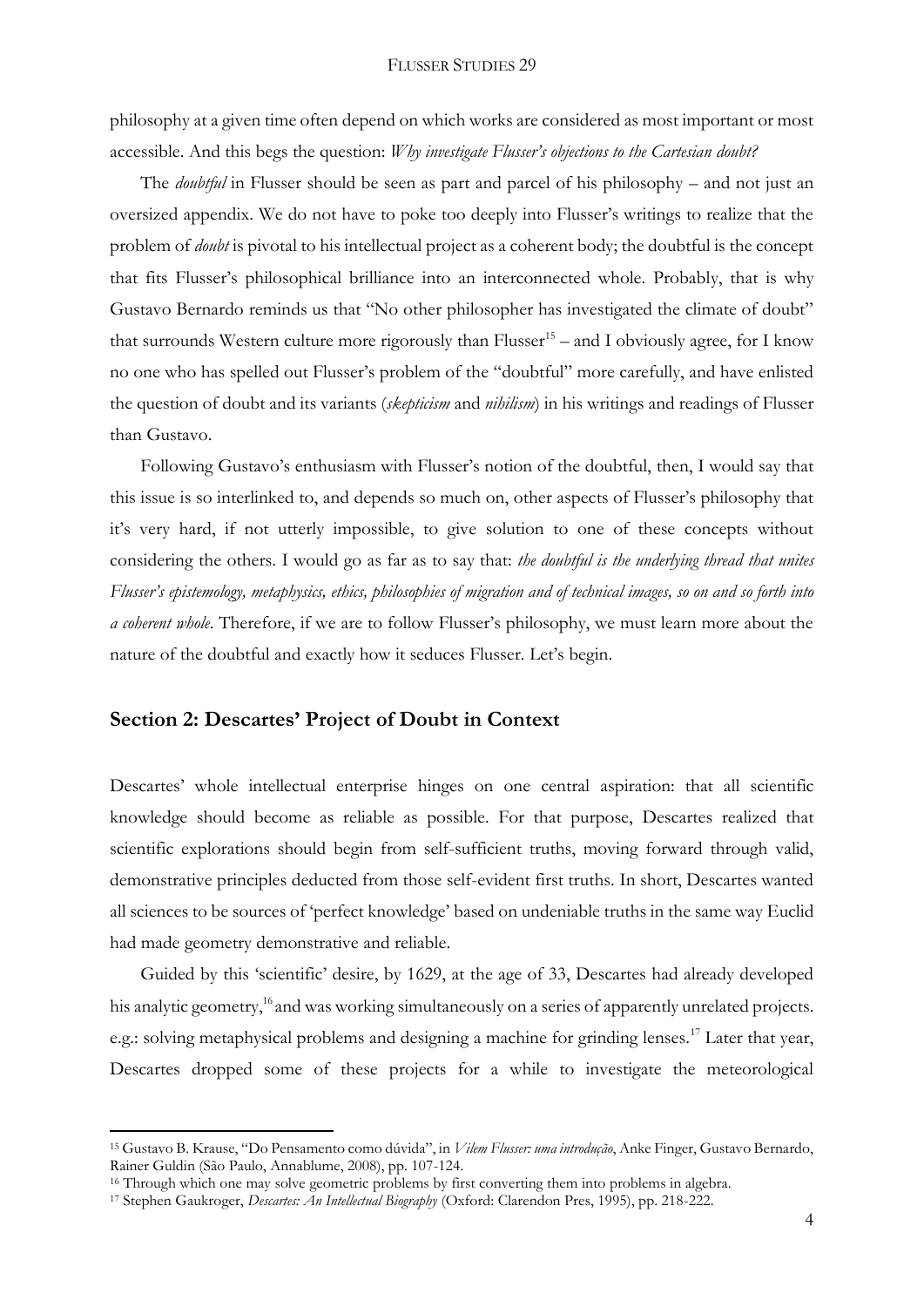philosophy at a given time often depend on which works are considered as most important or most accessible. And this begs the question: *Why investigate Flusser's objections to the Cartesian doubt?*

The *doubtful* in Flusser should be seen as part and parcel of his philosophy – and not just an oversized appendix. We do not have to poke too deeply into Flusser's writings to realize that the problem of *doubt* is pivotal to his intellectual project as a coherent body; the doubtful is the concept that fits Flusser's philosophical brilliance into an interconnected whole. Probably, that is why Gustavo Bernardo reminds us that "No other philosopher has investigated the climate of doubt" that surrounds Western culture more rigorously than Flusser[15] – and I obviously agree, for I know no one who has spelled out Flusser's problem of the "doubtful" more carefully, and have enlisted the question of doubt and its variants (*skepticism* and *nihilism*) in his writings and readings of Flusser than Gustavo.

Following Gustavo's enthusiasm with Flusser's notion of the doubtful, then, I would say that this issue is so interlinked to, and depends so much on, other aspects of Flusser's philosophy that it's very hard, if not utterly impossible, to give solution to one of these concepts without considering the others. I would go as far as to say that: *the doubtful is the underlying thread that unites Flusser's epistemology, metaphysics, ethics, philosophies of migration and of technical images, so on and so forth into a coherent whole*. Therefore, if we are to follow Flusser's philosophy, we must learn more about the nature of the doubtful and exactly how it seduces Flusser. Let's begin.

## Section 2: Descartes' Project of Doubt in Context

Descartes' whole intellectual enterprise hinges on one central aspiration: that all scientific knowledge should become as reliable as possible. For that purpose, Descartes realized that scientific explorations should begin from self-sufficient truths, moving forward through valid, demonstrative principles deducted from those self-evident first truths. In short, Descartes wanted all sciences to be sources of 'perfect knowledge' based on undeniable truths in the same way Euclid had made geometry demonstrative and reliable.

Guided by this 'scientific' desire, by 1629, at the age of 33, Descartes had already developed his analytic geometry,[16] and was working simultaneously on a series of apparently unrelated projects. e.g.: solving metaphysical problems and designing a machine for grinding lenses.[17] Later that year, Descartes dropped some of these projects for a while to investigate the meteorological

---

[15] Gustavo B. Krause, "Do Pensamento como dúvida", in *Vilem Flusser: uma introdução*, Anke Finger, Gustavo Bernardo, Rainer Guldin (São Paulo, Annablume, 2008), pp. 107-124.

[16] Through which one may solve geometric problems by first converting them into problems in algebra.

[17] Stephen Gaukroger, *Descartes: An Intellectual Biography* (Oxford: Clarendon Pres, 1995), pp. 218-222.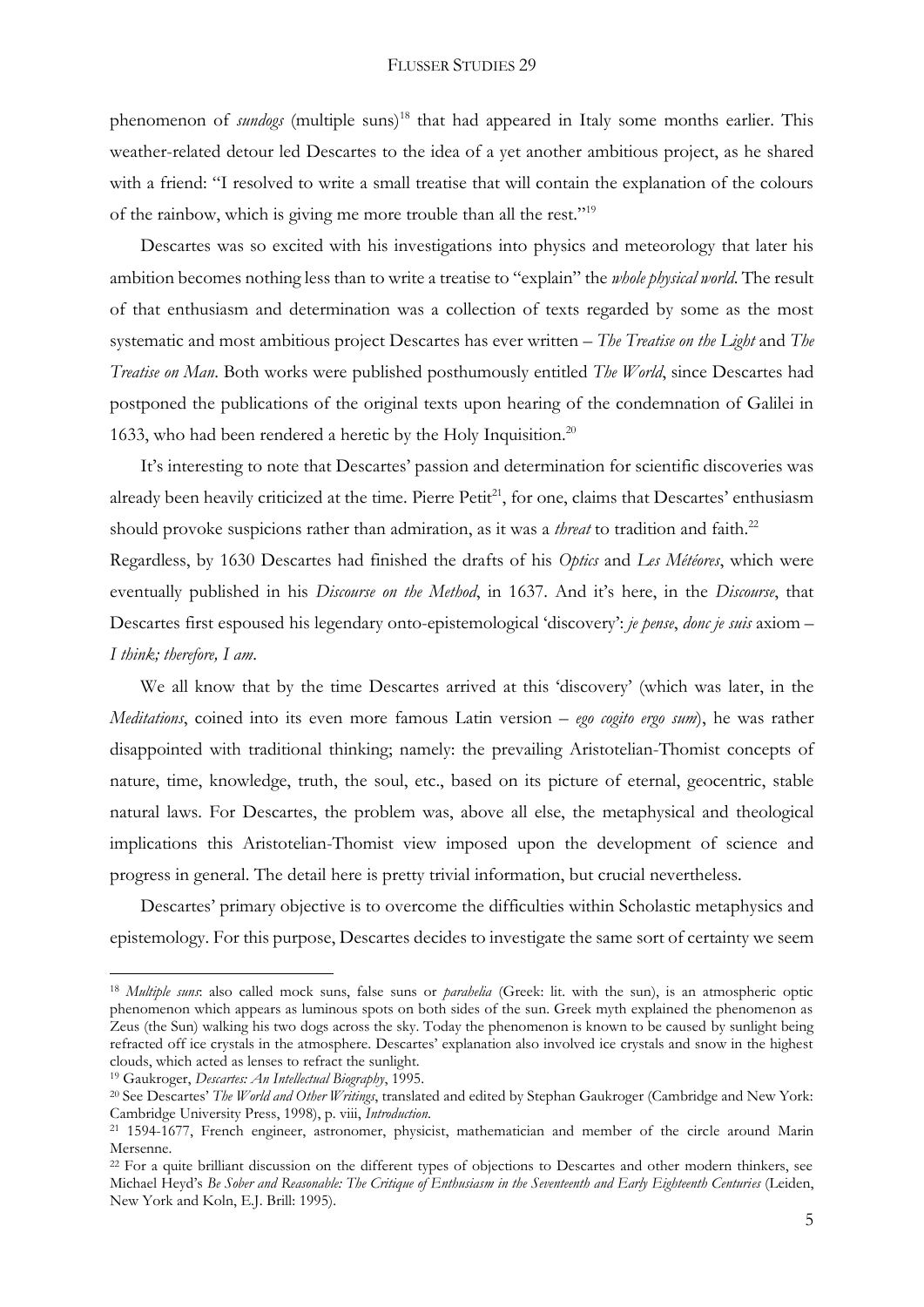phenomenon of *sundogs* (multiple suns)[18] that had appeared in Italy some months earlier. This weather-related detour led Descartes to the idea of a yet another ambitious project, as he shared with a friend: "I resolved to write a small treatise that will contain the explanation of the colours of the rainbow, which is giving me more trouble than all the rest."[19]

Descartes was so excited with his investigations into physics and meteorology that later his ambition becomes nothing less than to write a treatise to "explain" the *whole physical world*. The result of that enthusiasm and determination was a collection of texts regarded by some as the most systematic and most ambitious project Descartes has ever written – *The Treatise on the Light* and *The Treatise on Man*. Both works were published posthumously entitled *The World*, since Descartes had postponed the publications of the original texts upon hearing of the condemnation of Galilei in 1633, who had been rendered a heretic by the Holy Inquisition.[20]

It's interesting to note that Descartes' passion and determination for scientific discoveries was already been heavily criticized at the time. Pierre Petit[21], for one, claims that Descartes' enthusiasm should provoke suspicions rather than admiration, as it was a *threat* to tradition and faith.[22]

Regardless, by 1630 Descartes had finished the drafts of his *Optics* and *Les Météores*, which were eventually published in his *Discourse on the Method*, in 1637. And it's here, in the *Discourse*, that Descartes first espoused his legendary onto-epistemological 'discovery': *je pense*, *donc je suis* axiom – *I think; therefore, I am*.

We all know that by the time Descartes arrived at this 'discovery' (which was later, in the *Meditations*, coined into its even more famous Latin version – *ego cogito ergo sum*), he was rather disappointed with traditional thinking; namely: the prevailing Aristotelian-Thomist concepts of nature, time, knowledge, truth, the soul, etc., based on its picture of eternal, geocentric, stable natural laws. For Descartes, the problem was, above all else, the metaphysical and theological implications this Aristotelian-Thomist view imposed upon the development of science and progress in general. The detail here is pretty trivial information, but crucial nevertheless.

Descartes' primary objective is to overcome the difficulties within Scholastic metaphysics and epistemology. For this purpose, Descartes decides to investigate the same sort of certainty we seem

---

[18] *Multiple suns*: also called mock suns, false suns or *parahelia* (Greek: lit. with the sun), is an atmospheric optic phenomenon which appears as luminous spots on both sides of the sun. Greek myth explained the phenomenon as Zeus (the Sun) walking his two dogs across the sky. Today the phenomenon is known to be caused by sunlight being refracted off ice crystals in the atmosphere. Descartes' explanation also involved ice crystals and snow in the highest clouds, which acted as lenses to refract the sunlight.

[19] Gaukroger, *Descartes: An Intellectual Biography*, 1995.

[20] See Descartes' *The World and Other Writings*, translated and edited by Stephan Gaukroger (Cambridge and New York: Cambridge University Press, 1998), p. viii, *Introduction*.

[21] 1594-1677, French engineer, astronomer, physicist, mathematician and member of the circle around Marin Mersenne.

[22] For a quite brilliant discussion on the different types of objections to Descartes and other modern thinkers, see Michael Heyd's *Be Sober and Reasonable: The Critique of Enthusiasm in the Seventeenth and Early Eighteenth Centuries* (Leiden, New York and Koln, E.J. Brill: 1995).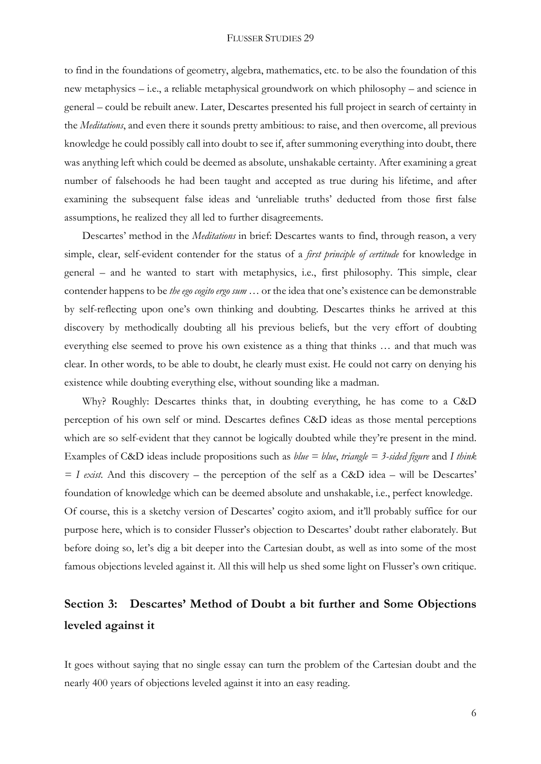to find in the foundations of geometry, algebra, mathematics, etc. to be also the foundation of this new metaphysics – i.e., a reliable metaphysical groundwork on which philosophy – and science in general – could be rebuilt anew. Later, Descartes presented his full project in search of certainty in the *Meditations*, and even there it sounds pretty ambitious: to raise, and then overcome, all previous knowledge he could possibly call into doubt to see if, after summoning everything into doubt, there was anything left which could be deemed as absolute, unshakable certainty. After examining a great number of falsehoods he had been taught and accepted as true during his lifetime, and after examining the subsequent false ideas and 'unreliable truths' deducted from those first false assumptions, he realized they all led to further disagreements.

Descartes' method in the *Meditations* in brief: Descartes wants to find, through reason, a very simple, clear, self-evident contender for the status of a *first principle of certitude* for knowledge in general – and he wanted to start with metaphysics, i.e., first philosophy. This simple, clear contender happens to be *the ego cogito ergo sum* … or the idea that one's existence can be demonstrable by self-reflecting upon one's own thinking and doubting. Descartes thinks he arrived at this discovery by methodically doubting all his previous beliefs, but the very effort of doubting everything else seemed to prove his own existence as a thing that thinks … and that much was clear. In other words, to be able to doubt, he clearly must exist. He could not carry on denying his existence while doubting everything else, without sounding like a madman.

Why? Roughly: Descartes thinks that, in doubting everything, he has come to a C&D perception of his own self or mind. Descartes defines C&D ideas as those mental perceptions which are so self-evident that they cannot be logically doubted while they're present in the mind. Examples of C&D ideas include propositions such as *blue = blue*, *triangle = 3-sided figure* and *I think = I exist*. And this discovery – the perception of the self as a C&D idea – will be Descartes' foundation of knowledge which can be deemed absolute and unshakable, i.e., perfect knowledge.

Of course, this is a sketchy version of Descartes' cogito axiom, and it'll probably suffice for our purpose here, which is to consider Flusser's objection to Descartes' doubt rather elaborately. But before doing so, let's dig a bit deeper into the Cartesian doubt, as well as into some of the most famous objections leveled against it. All this will help us shed some light on Flusser's own critique.

## Section 3: Descartes' Method of Doubt a bit further and Some Objections leveled against it

It goes without saying that no single essay can turn the problem of the Cartesian doubt and the nearly 400 years of objections leveled against it into an easy reading.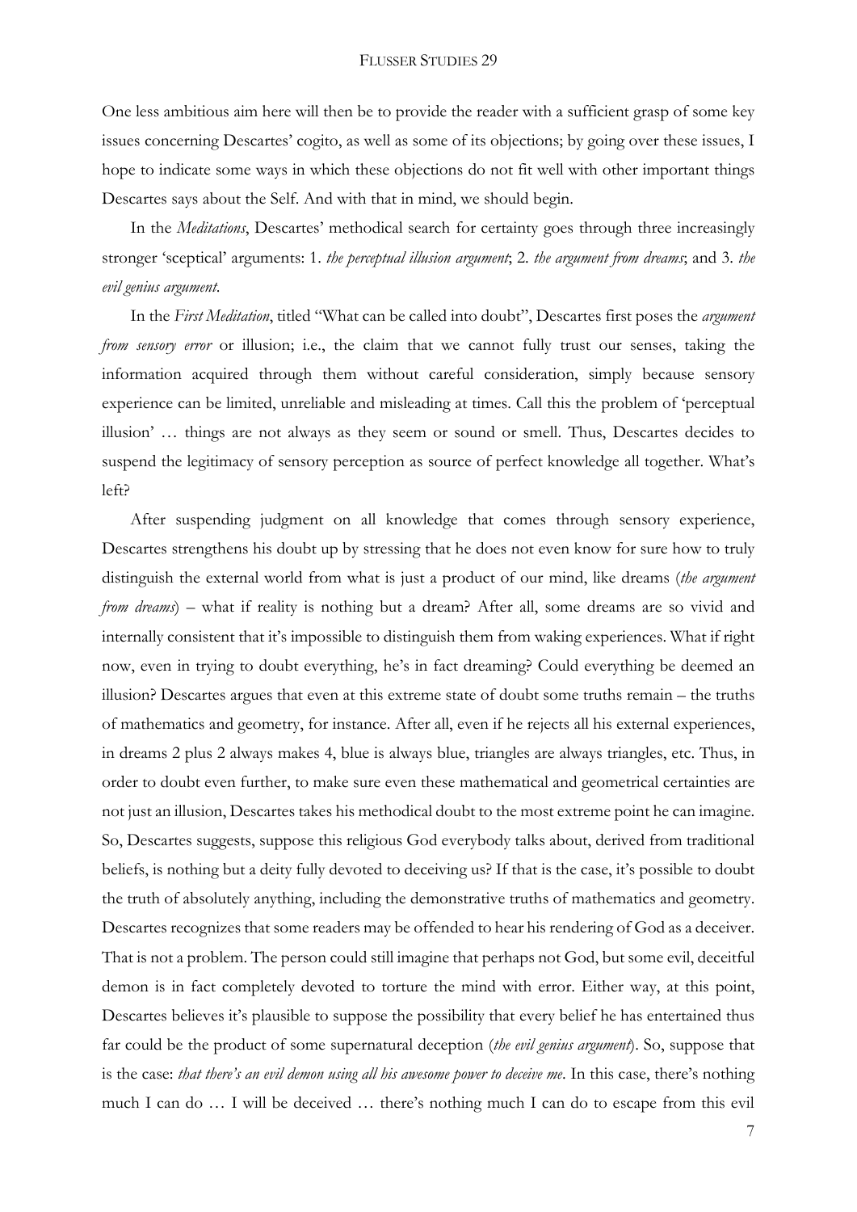One less ambitious aim here will then be to provide the reader with a sufficient grasp of some key issues concerning Descartes' cogito, as well as some of its objections; by going over these issues, I hope to indicate some ways in which these objections do not fit well with other important things Descartes says about the Self. And with that in mind, we should begin.

In the *Meditations*, Descartes' methodical search for certainty goes through three increasingly stronger 'sceptical' arguments: 1. *the perceptual illusion argument*; 2. *the argument from dreams*; and 3. *the evil genius argument*.

In the *First Meditation*, titled "What can be called into doubt", Descartes first poses the *argument from sensory error* or illusion; i.e., the claim that we cannot fully trust our senses, taking the information acquired through them without careful consideration, simply because sensory experience can be limited, unreliable and misleading at times. Call this the problem of 'perceptual illusion' … things are not always as they seem or sound or smell. Thus, Descartes decides to suspend the legitimacy of sensory perception as source of perfect knowledge all together. What's left?

After suspending judgment on all knowledge that comes through sensory experience, Descartes strengthens his doubt up by stressing that he does not even know for sure how to truly distinguish the external world from what is just a product of our mind, like dreams (*the argument from dreams*) – what if reality is nothing but a dream? After all, some dreams are so vivid and internally consistent that it's impossible to distinguish them from waking experiences. What if right now, even in trying to doubt everything, he's in fact dreaming? Could everything be deemed an illusion? Descartes argues that even at this extreme state of doubt some truths remain – the truths of mathematics and geometry, for instance. After all, even if he rejects all his external experiences, in dreams 2 plus 2 always makes 4, blue is always blue, triangles are always triangles, etc. Thus, in order to doubt even further, to make sure even these mathematical and geometrical certainties are not just an illusion, Descartes takes his methodical doubt to the most extreme point he can imagine. So, Descartes suggests, suppose this religious God everybody talks about, derived from traditional beliefs, is nothing but a deity fully devoted to deceiving us? If that is the case, it's possible to doubt the truth of absolutely anything, including the demonstrative truths of mathematics and geometry. Descartes recognizes that some readers may be offended to hear his rendering of God as a deceiver. That is not a problem. The person could still imagine that perhaps not God, but some evil, deceitful demon is in fact completely devoted to torture the mind with error. Either way, at this point, Descartes believes it's plausible to suppose the possibility that every belief he has entertained thus far could be the product of some supernatural deception (*the evil genius argument*). So, suppose that is the case: *that there's an evil demon using all his awesome power to deceive me*. In this case, there's nothing much I can do … I will be deceived … there's nothing much I can do to escape from this evil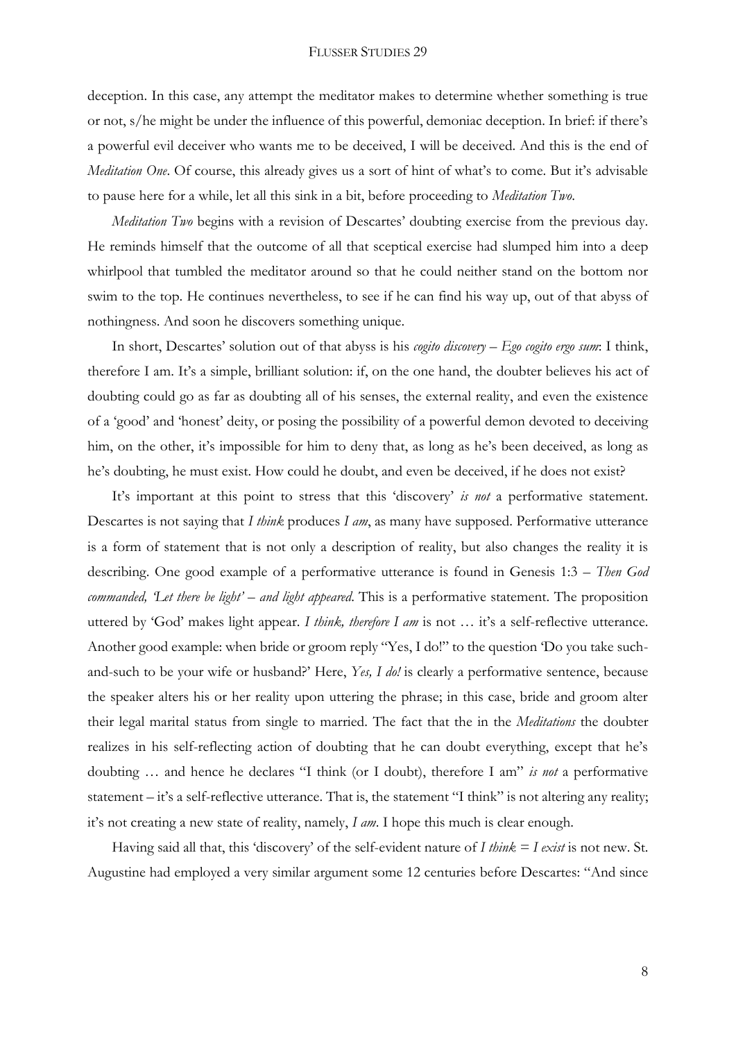deception. In this case, any attempt the meditator makes to determine whether something is true or not, s/he might be under the influence of this powerful, demoniac deception. In brief: if there's a powerful evil deceiver who wants me to be deceived, I will be deceived. And this is the end of *Meditation One*. Of course, this already gives us a sort of hint of what's to come. But it's advisable to pause here for a while, let all this sink in a bit, before proceeding to *Meditation Two*.

*Meditation Two* begins with a revision of Descartes' doubting exercise from the previous day. He reminds himself that the outcome of all that sceptical exercise had slumped him into a deep whirlpool that tumbled the meditator around so that he could neither stand on the bottom nor swim to the top. He continues nevertheless, to see if he can find his way up, out of that abyss of nothingness. And soon he discovers something unique.

In short, Descartes' solution out of that abyss is his *cogito discovery* – *Ego cogito ergo sum*: I think, therefore I am. It's a simple, brilliant solution: if, on the one hand, the doubter believes his act of doubting could go as far as doubting all of his senses, the external reality, and even the existence of a 'good' and 'honest' deity, or posing the possibility of a powerful demon devoted to deceiving him, on the other, it's impossible for him to deny that, as long as he's been deceived, as long as he's doubting, he must exist. How could he doubt, and even be deceived, if he does not exist?

It's important at this point to stress that this 'discovery' *is not* a performative statement. Descartes is not saying that *I think* produces *I am*, as many have supposed. Performative utterance is a form of statement that is not only a description of reality, but also changes the reality it is describing. One good example of a performative utterance is found in Genesis 1:3 – *Then God commanded, 'Let there be light' – and light appeared*. This is a performative statement. The proposition uttered by 'God' makes light appear. *I think, therefore I am* is not … it's a self-reflective utterance. Another good example: when bride or groom reply "Yes, I do!" to the question 'Do you take such-and-such to be your wife or husband?' Here, *Yes, I do!* is clearly a performative sentence, because the speaker alters his or her reality upon uttering the phrase; in this case, bride and groom alter their legal marital status from single to married. The fact that the in the *Meditations* the doubter realizes in his self-reflecting action of doubting that he can doubt everything, except that he's doubting … and hence he declares "I think (or I doubt), therefore I am" *is not* a performative statement – it's a self-reflective utterance. That is, the statement "I think" is not altering any reality; it's not creating a new state of reality, namely, *I am*. I hope this much is clear enough.

Having said all that, this 'discovery' of the self-evident nature of *I think = I exist* is not new. St. Augustine had employed a very similar argument some 12 centuries before Descartes: "And since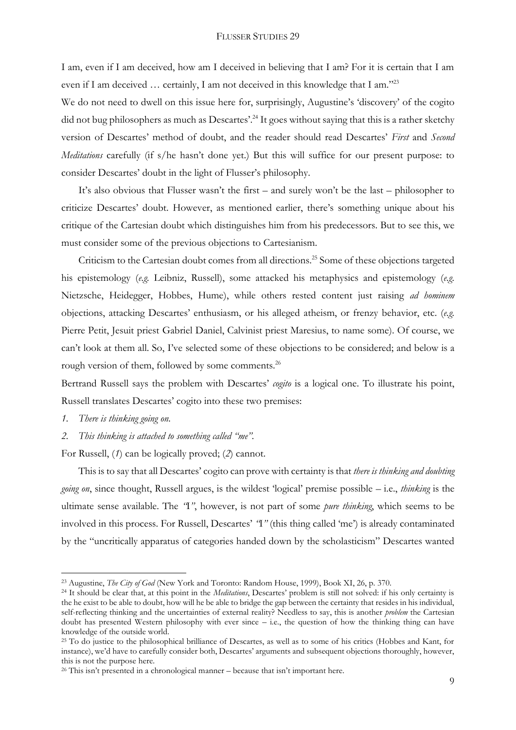I am, even if I am deceived, how am I deceived in believing that I am? For it is certain that I am even if I am deceived … certainly, I am not deceived in this knowledge that I am."[23]

We do not need to dwell on this issue here for, surprisingly, Augustine's 'discovery' of the cogito did not bug philosophers as much as Descartes'.[24] It goes without saying that this is a rather sketchy version of Descartes' method of doubt, and the reader should read Descartes' *First* and *Second Meditations* carefully (if s/he hasn't done yet.) But this will suffice for our present purpose: to consider Descartes' doubt in the light of Flusser's philosophy.

It's also obvious that Flusser wasn't the first – and surely won't be the last – philosopher to criticize Descartes' doubt. However, as mentioned earlier, there's something unique about his critique of the Cartesian doubt which distinguishes him from his predecessors. But to see this, we must consider some of the previous objections to Cartesianism.

Criticism to the Cartesian doubt comes from all directions.[25] Some of these objections targeted his epistemology (*e.g.* Leibniz, Russell), some attacked his metaphysics and epistemology (*e.g.* Nietzsche, Heidegger, Hobbes, Hume), while others rested content just raising *ad hominem* objections, attacking Descartes' enthusiasm, or his alleged atheism, or frenzy behavior, etc. (*e.g.* Pierre Petit, Jesuit priest Gabriel Daniel, Calvinist priest Maresius, to name some). Of course, we can't look at them all. So, I've selected some of these objections to be considered; and below is a rough version of them, followed by some comments.[26]

Bertrand Russell says the problem with Descartes' *cogito* is a logical one. To illustrate his point, Russell translates Descartes' cogito into these two premises:

1. *There is thinking going on.*
2. *This thinking is attached to something called "me".*

For Russell, (*1*) can be logically proved; (*2*) cannot.

This is to say that all Descartes' cogito can prove with certainty is that *there is thinking and doubting going on*, since thought, Russell argues, is the wildest 'logical' premise possible – i.e., *thinking* is the ultimate sense available. The *"I"*, however, is not part of some *pure thinking*, which seems to be involved in this process. For Russell, Descartes' *"I"* (this thing called 'me') is already contaminated by the "uncritically apparatus of categories handed down by the scholasticism" Descartes wanted

---

[23] Augustine, *The City of God* (New York and Toronto: Random House, 1999), Book XI, 26, p. 370.

[24] It should be clear that, at this point in the *Meditations*, Descartes' problem is still not solved: if his only certainty is the he exist to be able to doubt, how will he be able to bridge the gap between the certainty that resides in his individual, self-reflecting thinking and the uncertainties of external reality? Needless to say, this is another *problem* the Cartesian doubt has presented Western philosophy with ever since – i.e., the question of how the thinking thing can have knowledge of the outside world.

[25] To do justice to the philosophical brilliance of Descartes, as well as to some of his critics (Hobbes and Kant, for instance), we'd have to carefully consider both, Descartes' arguments and subsequent objections thoroughly, however, this is not the purpose here.

[26] This isn't presented in a chronological manner – because that isn't important here.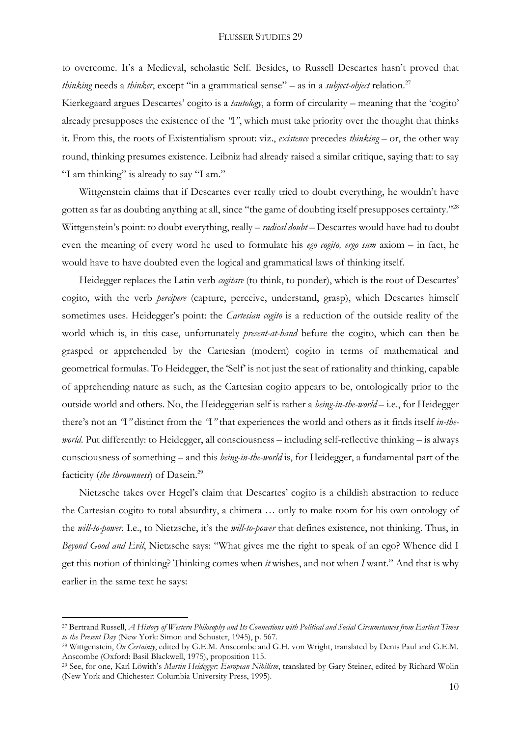to overcome. It's a Medieval, scholastic Self. Besides, to Russell Descartes hasn't proved that *thinking* needs a *thinker*, except "in a grammatical sense" – as in a *subject-object* relation.[27]

Kierkegaard argues Descartes' cogito is a *tautology*, a form of circularity – meaning that the 'cogito' already presupposes the existence of the *"I"*, which must take priority over the thought that thinks it. From this, the roots of Existentialism sprout: viz., *existence* precedes *thinking* – or, the other way round, thinking presumes existence. Leibniz had already raised a similar critique, saying that: to say "I am thinking" is already to say "I am."

Wittgenstein claims that if Descartes ever really tried to doubt everything, he wouldn't have gotten as far as doubting anything at all, since "the game of doubting itself presupposes certainty."[28] Wittgenstein's point: to doubt everything, really – *radical doubt* – Descartes would have had to doubt even the meaning of every word he used to formulate his *ego cogito, ergo sum* axiom – in fact, he would have to have doubted even the logical and grammatical laws of thinking itself.

Heidegger replaces the Latin verb *cogitare* (to think, to ponder), which is the root of Descartes' cogito, with the verb *percipere* (capture, perceive, understand, grasp), which Descartes himself sometimes uses. Heidegger's point: the *Cartesian cogito* is a reduction of the outside reality of the world which is, in this case, unfortunately *present-at-hand* before the cogito, which can then be grasped or apprehended by the Cartesian (modern) cogito in terms of mathematical and geometrical formulas. To Heidegger, the 'Self' is not just the seat of rationality and thinking, capable of apprehending nature as such, as the Cartesian cogito appears to be, ontologically prior to the outside world and others. No, the Heideggerian self is rather a *being-in-the-world* – i.e., for Heidegger there's not an *"I"* distinct from the *"I"* that experiences the world and others as it finds itself *in-the-world*. Put differently: to Heidegger, all consciousness – including self-reflective thinking – is always consciousness of something – and this *being-in-the-world* is, for Heidegger, a fundamental part of the facticity (*the thrownness*) of Dasein.[29]

Nietzsche takes over Hegel's claim that Descartes' cogito is a childish abstraction to reduce the Cartesian cogito to total absurdity, a chimera … only to make room for his own ontology of the *will-to-power*. I.e., to Nietzsche, it's the *will-to-power* that defines existence, not thinking. Thus, in *Beyond Good and Evil*, Nietzsche says: "What gives me the right to speak of an ego? Whence did I get this notion of thinking? Thinking comes when *it* wishes, and not when *I* want." And that is why earlier in the same text he says:

---

[27] Bertrand Russell, *A History of Western Philosophy and Its Connections with Political and Social Circumstances from Earliest Times to the Present Day* (New York: Simon and Schuster, 1945), p. 567.

[28] Wittgenstein, *On Certainty*, edited by G.E.M. Anscombe and G.H. von Wright, translated by Denis Paul and G.E.M. Anscombe (Oxford: Basil Blackwell, 1975), proposition 115.

[29] See, for one, Karl Löwith's *Martin Heidegger: European Nihilism*, translated by Gary Steiner, edited by Richard Wolin (New York and Chichester: Columbia University Press, 1995).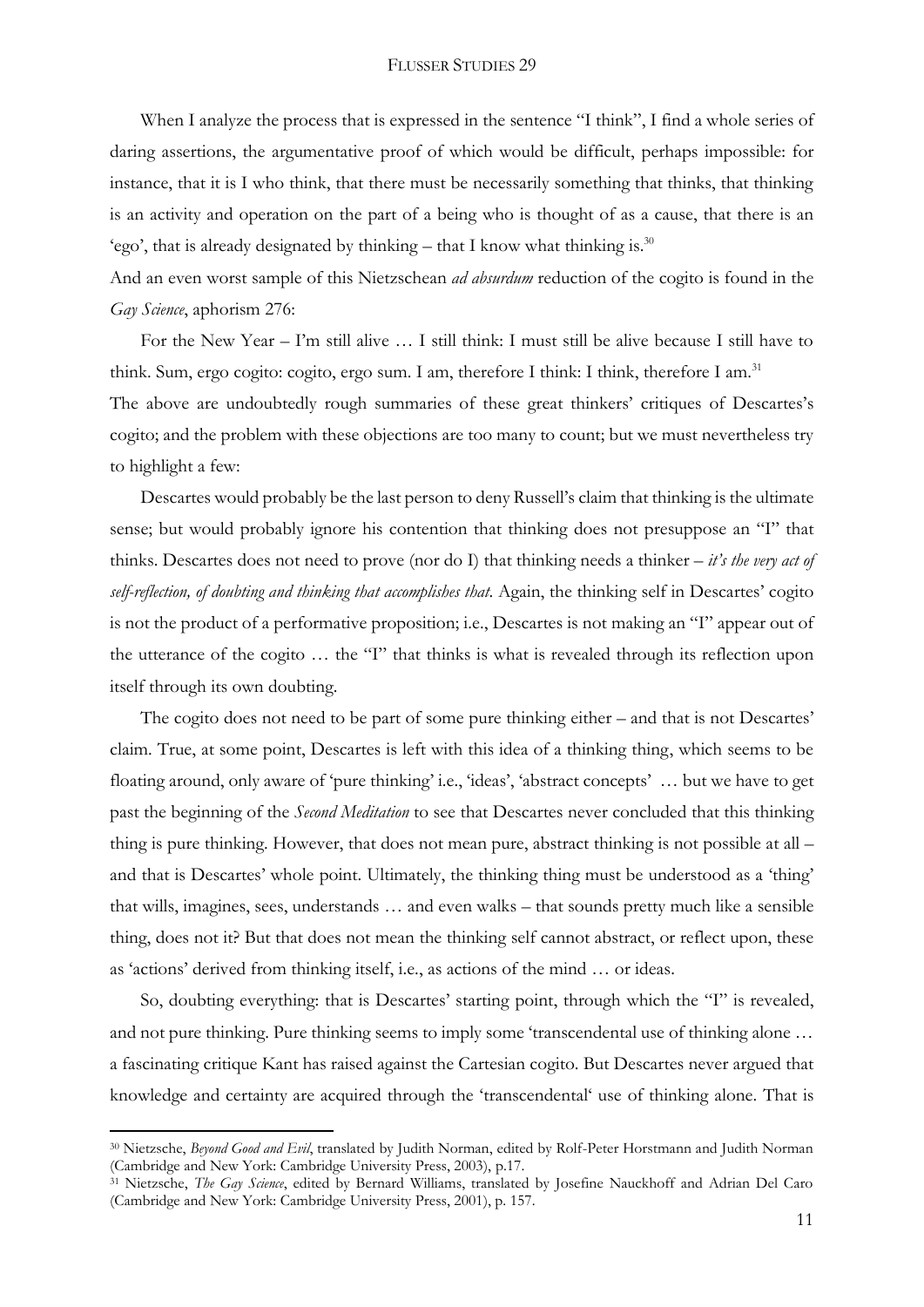When I analyze the process that is expressed in the sentence "I think", I find a whole series of daring assertions, the argumentative proof of which would be difficult, perhaps impossible: for instance, that it is I who think, that there must be necessarily something that thinks, that thinking is an activity and operation on the part of a being who is thought of as a cause, that there is an 'ego', that is already designated by thinking – that I know what thinking is.[30]

And an even worst sample of this Nietzschean *ad absurdum* reduction of the cogito is found in the *Gay Science*, aphorism 276:

For the New Year – I'm still alive … I still think: I must still be alive because I still have to think. Sum, ergo cogito: cogito, ergo sum. I am, therefore I think: I think, therefore I am.[31]

The above are undoubtedly rough summaries of these great thinkers' critiques of Descartes's cogito; and the problem with these objections are too many to count; but we must nevertheless try to highlight a few:

Descartes would probably be the last person to deny Russell's claim that thinking is the ultimate sense; but would probably ignore his contention that thinking does not presuppose an "I" that thinks. Descartes does not need to prove (nor do I) that thinking needs a thinker – *it's the very act of self-reflection, of doubting and thinking that accomplishes that.* Again, the thinking self in Descartes' cogito is not the product of a performative proposition; i.e., Descartes is not making an "I" appear out of the utterance of the cogito … the "I" that thinks is what is revealed through its reflection upon itself through its own doubting.

The cogito does not need to be part of some pure thinking either – and that is not Descartes' claim. True, at some point, Descartes is left with this idea of a thinking thing, which seems to be floating around, only aware of 'pure thinking' i.e., 'ideas', 'abstract concepts' … but we have to get past the beginning of the *Second Meditation* to see that Descartes never concluded that this thinking thing is pure thinking. However, that does not mean pure, abstract thinking is not possible at all – and that is Descartes' whole point. Ultimately, the thinking thing must be understood as a 'thing' that wills, imagines, sees, understands … and even walks – that sounds pretty much like a sensible thing, does not it? But that does not mean the thinking self cannot abstract, or reflect upon, these as 'actions' derived from thinking itself, i.e., as actions of the mind … or ideas.

So, doubting everything: that is Descartes' starting point, through which the "I" is revealed, and not pure thinking. Pure thinking seems to imply some 'transcendental use of thinking alone … a fascinating critique Kant has raised against the Cartesian cogito. But Descartes never argued that knowledge and certainty are acquired through the 'transcendental' use of thinking alone. That is

---

[30] Nietzsche, *Beyond Good and Evil*, translated by Judith Norman, edited by Rolf-Peter Horstmann and Judith Norman (Cambridge and New York: Cambridge University Press, 2003), p.17.

[31] Nietzsche, *The Gay Science*, edited by Bernard Williams, translated by Josefine Nauckhoff and Adrian Del Caro (Cambridge and New York: Cambridge University Press, 2001), p. 157.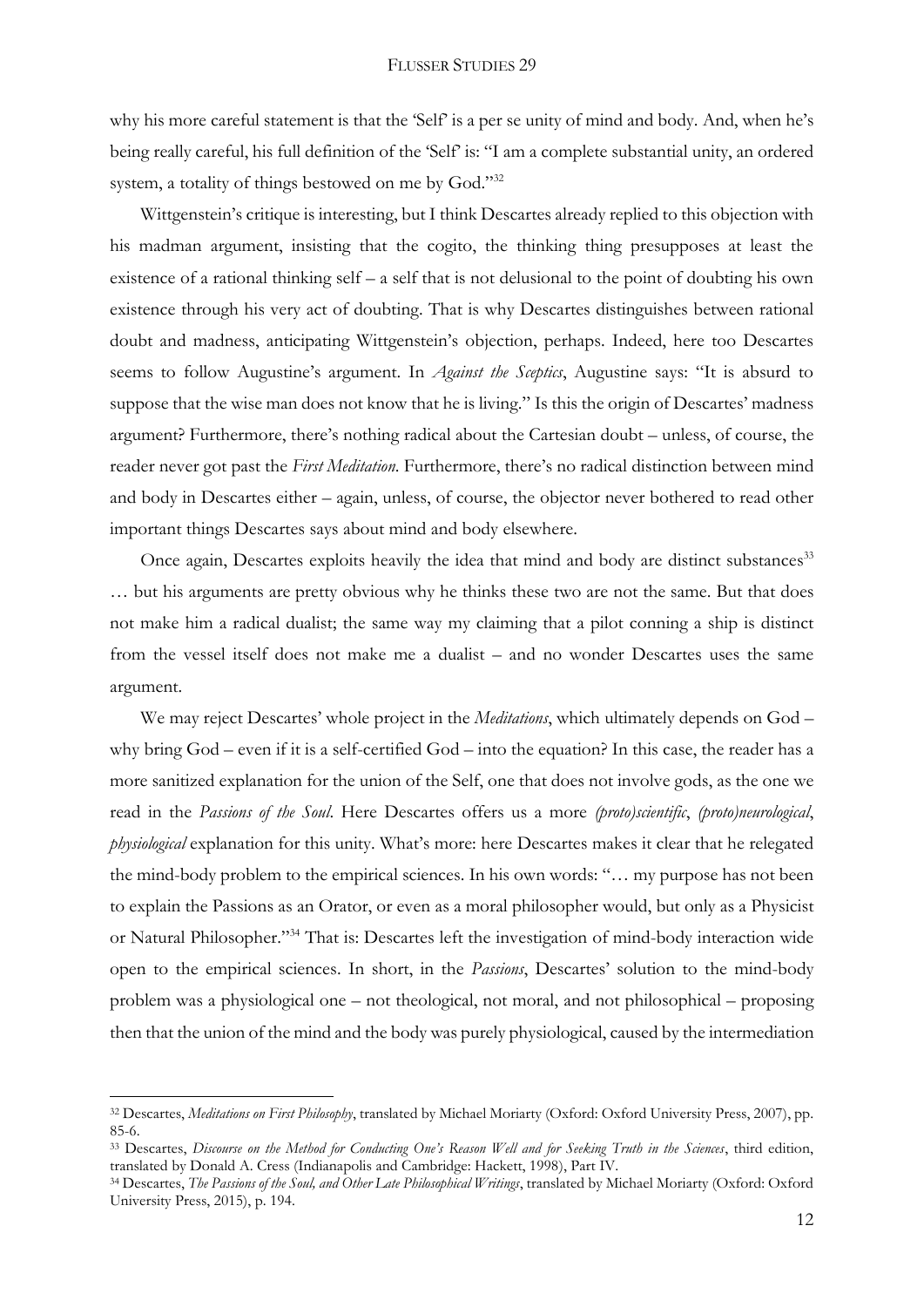why his more careful statement is that the 'Self' is a per se unity of mind and body. And, when he's being really careful, his full definition of the 'Self' is: "I am a complete substantial unity, an ordered system, a totality of things bestowed on me by God."[32]

Wittgenstein's critique is interesting, but I think Descartes already replied to this objection with his madman argument, insisting that the cogito, the thinking thing presupposes at least the existence of a rational thinking self – a self that is not delusional to the point of doubting his own existence through his very act of doubting. That is why Descartes distinguishes between rational doubt and madness, anticipating Wittgenstein's objection, perhaps. Indeed, here too Descartes seems to follow Augustine's argument. In *Against the Sceptics*, Augustine says: "It is absurd to suppose that the wise man does not know that he is living." Is this the origin of Descartes' madness argument? Furthermore, there's nothing radical about the Cartesian doubt – unless, of course, the reader never got past the *First Meditation*. Furthermore, there's no radical distinction between mind and body in Descartes either – again, unless, of course, the objector never bothered to read other important things Descartes says about mind and body elsewhere.

Once again, Descartes exploits heavily the idea that mind and body are distinct substances[33] … but his arguments are pretty obvious why he thinks these two are not the same. But that does not make him a radical dualist; the same way my claiming that a pilot conning a ship is distinct from the vessel itself does not make me a dualist – and no wonder Descartes uses the same argument.

We may reject Descartes' whole project in the *Meditations*, which ultimately depends on God – why bring God – even if it is a self-certified God – into the equation? In this case, the reader has a more sanitized explanation for the union of the Self, one that does not involve gods, as the one we read in the *Passions of the Soul*. Here Descartes offers us a more *(proto)scientific*, *(proto)neurological*, *physiological* explanation for this unity. What's more: here Descartes makes it clear that he relegated the mind-body problem to the empirical sciences. In his own words: "… my purpose has not been to explain the Passions as an Orator, or even as a moral philosopher would, but only as a Physicist or Natural Philosopher."[34] That is: Descartes left the investigation of mind-body interaction wide open to the empirical sciences. In short, in the *Passions*, Descartes' solution to the mind-body problem was a physiological one – not theological, not moral, and not philosophical – proposing then that the union of the mind and the body was purely physiological, caused by the intermediation

---

[32] Descartes, *Meditations on First Philosophy*, translated by Michael Moriarty (Oxford: Oxford University Press, 2007), pp. 85-6.

[33] Descartes, *Discourse on the Method for Conducting One's Reason Well and for Seeking Truth in the Sciences*, third edition, translated by Donald A. Cress (Indianapolis and Cambridge: Hackett, 1998), Part IV.

[34] Descartes, *The Passions of the Soul, and Other Late Philosophical Writings*, translated by Michael Moriarty (Oxford: Oxford University Press, 2015), p. 194.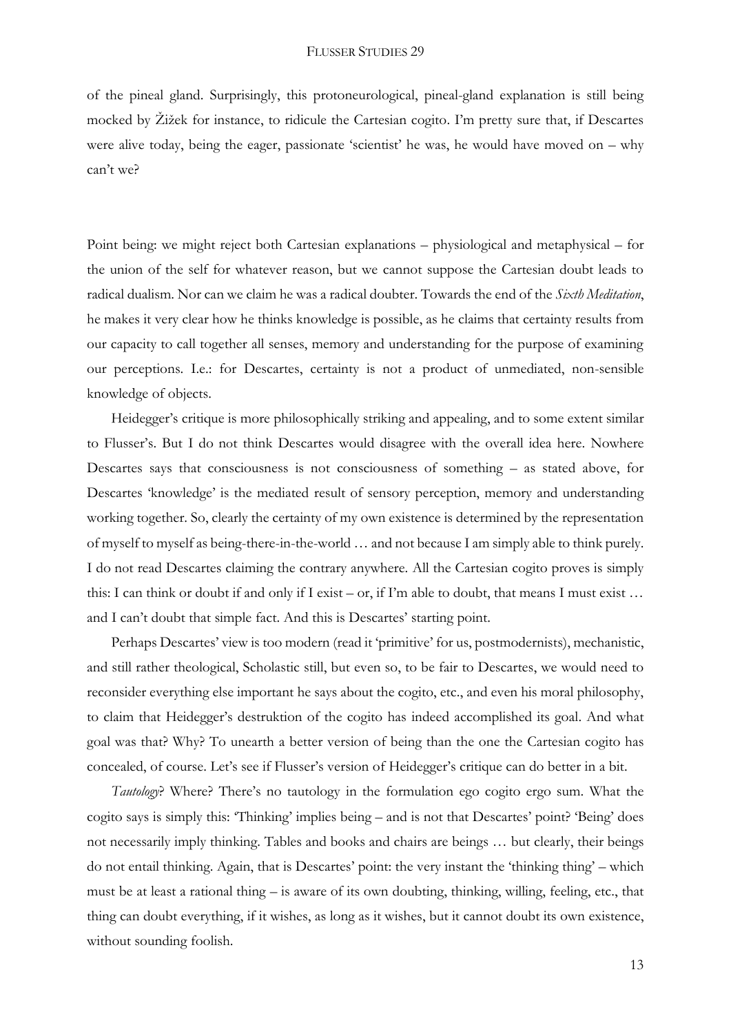of the pineal gland. Surprisingly, this protoneurological, pineal-gland explanation is still being mocked by Žižek for instance, to ridicule the Cartesian cogito. I'm pretty sure that, if Descartes were alive today, being the eager, passionate 'scientist' he was, he would have moved on – why can't we?

Point being: we might reject both Cartesian explanations – physiological and metaphysical – for the union of the self for whatever reason, but we cannot suppose the Cartesian doubt leads to radical dualism. Nor can we claim he was a radical doubter. Towards the end of the *Sixth Meditation*, he makes it very clear how he thinks knowledge is possible, as he claims that certainty results from our capacity to call together all senses, memory and understanding for the purpose of examining our perceptions. I.e.: for Descartes, certainty is not a product of unmediated, non-sensible knowledge of objects.

Heidegger's critique is more philosophically striking and appealing, and to some extent similar to Flusser's. But I do not think Descartes would disagree with the overall idea here. Nowhere Descartes says that consciousness is not consciousness of something – as stated above, for Descartes 'knowledge' is the mediated result of sensory perception, memory and understanding working together. So, clearly the certainty of my own existence is determined by the representation of myself to myself as being-there-in-the-world … and not because I am simply able to think purely. I do not read Descartes claiming the contrary anywhere. All the Cartesian cogito proves is simply this: I can think or doubt if and only if I exist – or, if I'm able to doubt, that means I must exist … and I can't doubt that simple fact. And this is Descartes' starting point.

Perhaps Descartes' view is too modern (read it 'primitive' for us, postmodernists), mechanistic, and still rather theological, Scholastic still, but even so, to be fair to Descartes, we would need to reconsider everything else important he says about the cogito, etc., and even his moral philosophy, to claim that Heidegger's destruktion of the cogito has indeed accomplished its goal. And what goal was that? Why? To unearth a better version of being than the one the Cartesian cogito has concealed, of course. Let's see if Flusser's version of Heidegger's critique can do better in a bit.

*Tautology*? Where? There's no tautology in the formulation ego cogito ergo sum. What the cogito says is simply this: 'Thinking' implies being – and is not that Descartes' point? 'Being' does not necessarily imply thinking. Tables and books and chairs are beings … but clearly, their beings do not entail thinking. Again, that is Descartes' point: the very instant the 'thinking thing' – which must be at least a rational thing – is aware of its own doubting, thinking, willing, feeling, etc., that thing can doubt everything, if it wishes, as long as it wishes, but it cannot doubt its own existence, without sounding foolish.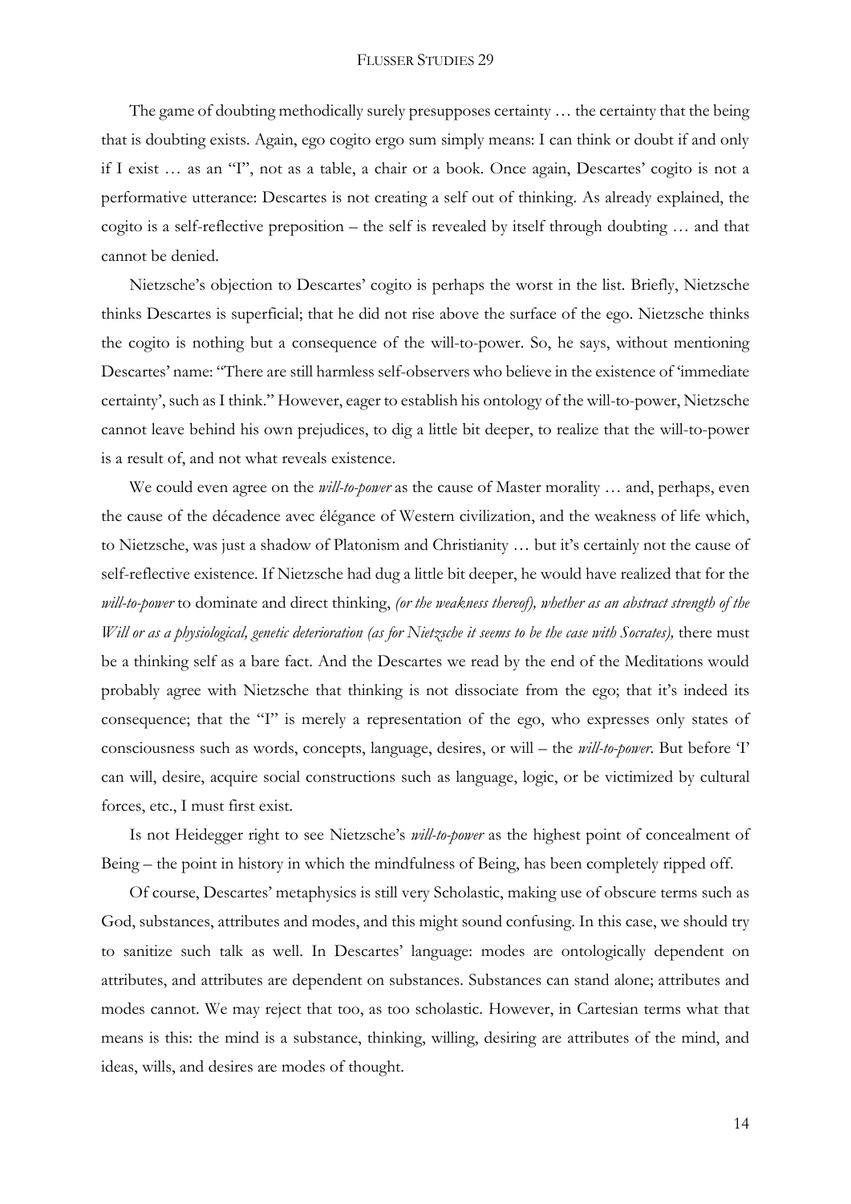The game of doubting methodically surely presupposes certainty … the certainty that the being that is doubting exists. Again, ego cogito ergo sum simply means: I can think or doubt if and only if I exist … as an "I", not as a table, a chair or a book. Once again, Descartes' cogito is not a performative utterance: Descartes is not creating a self out of thinking. As already explained, the cogito is a self-reflective preposition – the self is revealed by itself through doubting … and that cannot be denied.

Nietzsche's objection to Descartes' cogito is perhaps the worst in the list. Briefly, Nietzsche thinks Descartes is superficial; that he did not rise above the surface of the ego. Nietzsche thinks the cogito is nothing but a consequence of the will-to-power. So, he says, without mentioning Descartes' name: "There are still harmless self-observers who believe in the existence of 'immediate certainty', such as I think." However, eager to establish his ontology of the will-to-power, Nietzsche cannot leave behind his own prejudices, to dig a little bit deeper, to realize that the will-to-power is a result of, and not what reveals existence.

We could even agree on the *will-to-power* as the cause of Master morality … and, perhaps, even the cause of the décadence avec élégance of Western civilization, and the weakness of life which, to Nietzsche, was just a shadow of Platonism and Christianity … but it's certainly not the cause of self-reflective existence. If Nietzsche had dug a little bit deeper, he would have realized that for the *will-to-power* to dominate and direct thinking, *(or the weakness thereof), whether as an abstract strength of the Will or as a physiological, genetic deterioration (as for Nietzsche it seems to be the case with Socrates),* there must be a thinking self as a bare fact. And the Descartes we read by the end of the Meditations would probably agree with Nietzsche that thinking is not dissociate from the ego; that it's indeed its consequence; that the "I" is merely a representation of the ego, who expresses only states of consciousness such as words, concepts, language, desires, or will – the *will-to-power*. But before 'I' can will, desire, acquire social constructions such as language, logic, or be victimized by cultural forces, etc., I must first exist.

Is not Heidegger right to see Nietzsche's *will-to-power* as the highest point of concealment of Being – the point in history in which the mindfulness of Being, has been completely ripped off.

Of course, Descartes' metaphysics is still very Scholastic, making use of obscure terms such as God, substances, attributes and modes, and this might sound confusing. In this case, we should try to sanitize such talk as well. In Descartes' language: modes are ontologically dependent on attributes, and attributes are dependent on substances. Substances can stand alone; attributes and modes cannot. We may reject that too, as too scholastic. However, in Cartesian terms what that means is this: the mind is a substance, thinking, willing, desiring are attributes of the mind, and ideas, wills, and desires are modes of thought.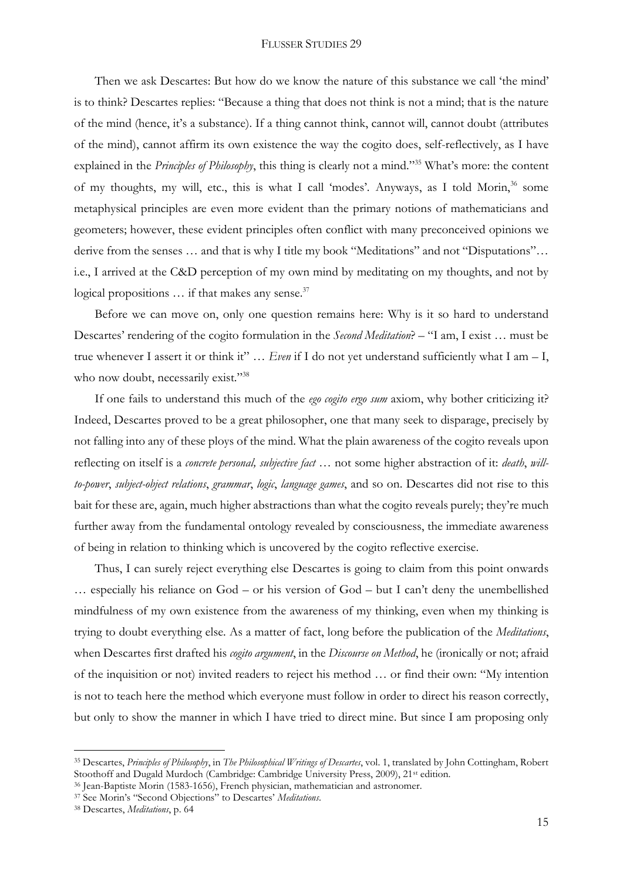Then we ask Descartes: But how do we know the nature of this substance we call 'the mind' is to think? Descartes replies: "Because a thing that does not think is not a mind; that is the nature of the mind (hence, it's a substance). If a thing cannot think, cannot will, cannot doubt (attributes of the mind), cannot affirm its own existence the way the cogito does, self-reflectively, as I have explained in the *Principles of Philosophy*, this thing is clearly not a mind."[35] What's more: the content of my thoughts, my will, etc., this is what I call 'modes'. Anyways, as I told Morin,[36] some metaphysical principles are even more evident than the primary notions of mathematicians and geometers; however, these evident principles often conflict with many preconceived opinions we derive from the senses … and that is why I title my book "Meditations" and not "Disputations"… i.e., I arrived at the C&D perception of my own mind by meditating on my thoughts, and not by logical propositions … if that makes any sense.[37]

Before we can move on, only one question remains here: Why is it so hard to understand Descartes' rendering of the cogito formulation in the *Second Meditation*? – "I am, I exist … must be true whenever I assert it or think it" … *Even* if I do not yet understand sufficiently what I am – I, who now doubt, necessarily exist."[38]

If one fails to understand this much of the *ego cogito ergo sum* axiom, why bother criticizing it? Indeed, Descartes proved to be a great philosopher, one that many seek to disparage, precisely by not falling into any of these ploys of the mind. What the plain awareness of the cogito reveals upon reflecting on itself is a *concrete personal, subjective fact* … not some higher abstraction of it: *death*, *will-to-power*, *subject-object relations*, *grammar*, *logic*, *language games*, and so on. Descartes did not rise to this bait for these are, again, much higher abstractions than what the cogito reveals purely; they're much further away from the fundamental ontology revealed by consciousness, the immediate awareness of being in relation to thinking which is uncovered by the cogito reflective exercise.

Thus, I can surely reject everything else Descartes is going to claim from this point onwards … especially his reliance on God – or his version of God – but I can't deny the unembellished mindfulness of my own existence from the awareness of my thinking, even when my thinking is trying to doubt everything else. As a matter of fact, long before the publication of the *Meditations*, when Descartes first drafted his *cogito argument*, in the *Discourse on Method*, he (ironically or not; afraid of the inquisition or not) invited readers to reject his method … or find their own: "My intention is not to teach here the method which everyone must follow in order to direct his reason correctly, but only to show the manner in which I have tried to direct mine. But since I am proposing only

---

[35] Descartes, *Principles of Philosophy*, in *The Philosophical Writings of Descartes*, vol. 1, translated by John Cottingham, Robert Stoothoff and Dugald Murdoch (Cambridge: Cambridge University Press, 2009), 21st edition.

[36] Jean-Baptiste Morin (1583-1656), French physician, mathematician and astronomer.

[37] See Morin's "Second Objections" to Descartes' *Meditations*.

[38] Descartes, *Meditations*, p. 64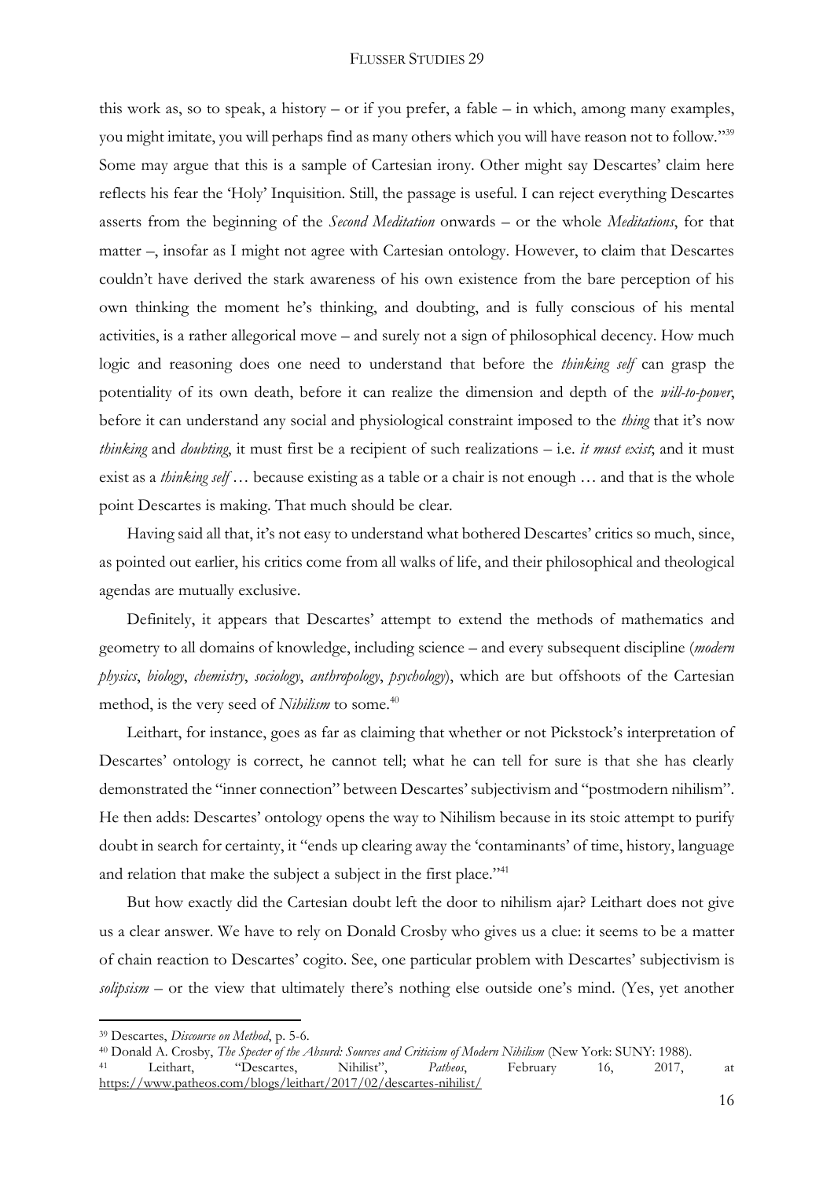this work as, so to speak, a history – or if you prefer, a fable – in which, among many examples, you might imitate, you will perhaps find as many others which you will have reason not to follow."[39] Some may argue that this is a sample of Cartesian irony. Other might say Descartes' claim here reflects his fear the 'Holy' Inquisition. Still, the passage is useful. I can reject everything Descartes asserts from the beginning of the *Second Meditation* onwards – or the whole *Meditations*, for that matter –, insofar as I might not agree with Cartesian ontology. However, to claim that Descartes couldn't have derived the stark awareness of his own existence from the bare perception of his own thinking the moment he's thinking, and doubting, and is fully conscious of his mental activities, is a rather allegorical move – and surely not a sign of philosophical decency. How much logic and reasoning does one need to understand that before the *thinking self* can grasp the potentiality of its own death, before it can realize the dimension and depth of the *will-to-power*, before it can understand any social and physiological constraint imposed to the *thing* that it's now *thinking* and *doubting*, it must first be a recipient of such realizations – i.e. *it must exist*; and it must exist as a *thinking self* … because existing as a table or a chair is not enough … and that is the whole point Descartes is making. That much should be clear.

Having said all that, it's not easy to understand what bothered Descartes' critics so much, since, as pointed out earlier, his critics come from all walks of life, and their philosophical and theological agendas are mutually exclusive.

Definitely, it appears that Descartes' attempt to extend the methods of mathematics and geometry to all domains of knowledge, including science – and every subsequent discipline (*modern physics*, *biology*, *chemistry*, *sociology*, *anthropology*, *psychology*), which are but offshoots of the Cartesian method, is the very seed of *Nihilism* to some.[40]

Leithart, for instance, goes as far as claiming that whether or not Pickstock's interpretation of Descartes' ontology is correct, he cannot tell; what he can tell for sure is that she has clearly demonstrated the "inner connection" between Descartes' subjectivism and "postmodern nihilism". He then adds: Descartes' ontology opens the way to Nihilism because in its stoic attempt to purify doubt in search for certainty, it "ends up clearing away the 'contaminants' of time, history, language and relation that make the subject a subject in the first place."[41]

But how exactly did the Cartesian doubt left the door to nihilism ajar? Leithart does not give us a clear answer. We have to rely on Donald Crosby who gives us a clue: it seems to be a matter of chain reaction to Descartes' cogito. See, one particular problem with Descartes' subjectivism is *solipsism* – or the view that ultimately there's nothing else outside one's mind. (Yes, yet another

---

[39] Descartes, *Discourse on Method*, p. 5-6.

[40] Donald A. Crosby, *The Specter of the Absurd: Sources and Criticism of Modern Nihilism* (New York: SUNY: 1988).

[41] Leithart, "Descartes, Nihilist", *Patheos*, February 16, 2017, at https://www.patheos.com/blogs/leithart/2017/02/descartes-nihilist/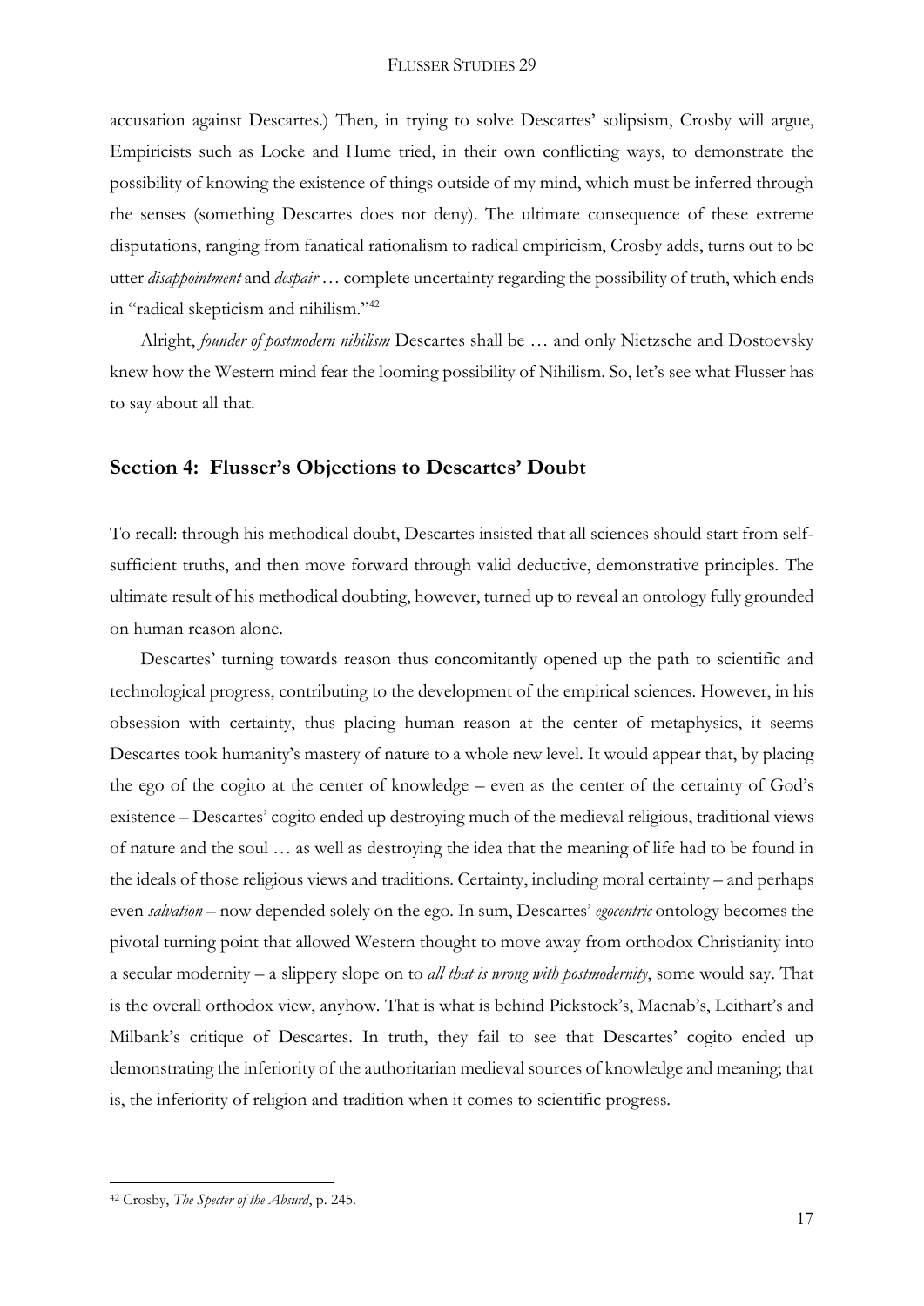accusation against Descartes.) Then, in trying to solve Descartes' solipsism, Crosby will argue, Empiricists such as Locke and Hume tried, in their own conflicting ways, to demonstrate the possibility of knowing the existence of things outside of my mind, which must be inferred through the senses (something Descartes does not deny). The ultimate consequence of these extreme disputations, ranging from fanatical rationalism to radical empiricism, Crosby adds, turns out to be utter *disappointment* and *despair* … complete uncertainty regarding the possibility of truth, which ends in "radical skepticism and nihilism."[42]

Alright, *founder of postmodern nihilism* Descartes shall be … and only Nietzsche and Dostoevsky knew how the Western mind fear the looming possibility of Nihilism. So, let's see what Flusser has to say about all that.

## Section 4: Flusser's Objections to Descartes' Doubt

To recall: through his methodical doubt, Descartes insisted that all sciences should start from self-sufficient truths, and then move forward through valid deductive, demonstrative principles. The ultimate result of his methodical doubting, however, turned up to reveal an ontology fully grounded on human reason alone.

Descartes' turning towards reason thus concomitantly opened up the path to scientific and technological progress, contributing to the development of the empirical sciences. However, in his obsession with certainty, thus placing human reason at the center of metaphysics, it seems Descartes took humanity's mastery of nature to a whole new level. It would appear that, by placing the ego of the cogito at the center of knowledge – even as the center of the certainty of God's existence – Descartes' cogito ended up destroying much of the medieval religious, traditional views of nature and the soul … as well as destroying the idea that the meaning of life had to be found in the ideals of those religious views and traditions. Certainty, including moral certainty – and perhaps even *salvation* – now depended solely on the ego. In sum, Descartes' *egocentric* ontology becomes the pivotal turning point that allowed Western thought to move away from orthodox Christianity into a secular modernity – a slippery slope on to *all that is wrong with postmodernity*, some would say. That is the overall orthodox view, anyhow. That is what is behind Pickstock's, Macnab's, Leithart's and Milbank's critique of Descartes. In truth, they fail to see that Descartes' cogito ended up demonstrating the inferiority of the authoritarian medieval sources of knowledge and meaning; that is, the inferiority of religion and tradition when it comes to scientific progress.

---

[42] Crosby, *The Specter of the Absurd*, p. 245.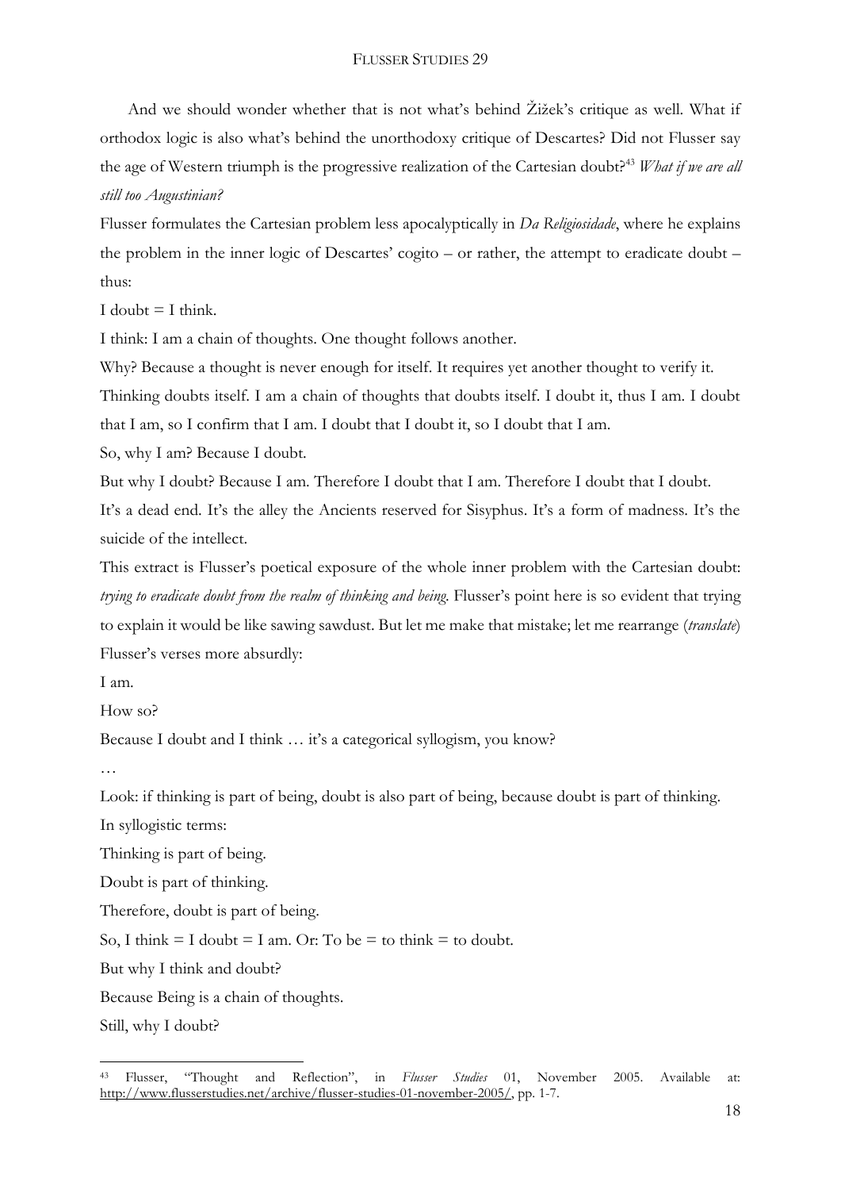And we should wonder whether that is not what's behind Žižek's critique as well. What if orthodox logic is also what's behind the unorthodoxy critique of Descartes? Did not Flusser say the age of Western triumph is the progressive realization of the Cartesian doubt?[43] *What if we are all still too Augustinian?*

Flusser formulates the Cartesian problem less apocalyptically in *Da Religiosidade*, where he explains the problem in the inner logic of Descartes' cogito – or rather, the attempt to eradicate doubt – thus:

I doubt = I think.

I think: I am a chain of thoughts. One thought follows another.

Why? Because a thought is never enough for itself. It requires yet another thought to verify it.

Thinking doubts itself. I am a chain of thoughts that doubts itself. I doubt it, thus I am. I doubt that I am, so I confirm that I am. I doubt that I doubt it, so I doubt that I am.

So, why I am? Because I doubt.

But why I doubt? Because I am. Therefore I doubt that I am. Therefore I doubt that I doubt.

It's a dead end. It's the alley the Ancients reserved for Sisyphus. It's a form of madness. It's the suicide of the intellect.

This extract is Flusser's poetical exposure of the whole inner problem with the Cartesian doubt: *trying to eradicate doubt from the realm of thinking and being*. Flusser's point here is so evident that trying to explain it would be like sawing sawdust. But let me make that mistake; let me rearrange (*translate*) Flusser's verses more absurdly:

I am.

How so?

Because I doubt and I think … it's a categorical syllogism, you know?

…

Look: if thinking is part of being, doubt is also part of being, because doubt is part of thinking.

In syllogistic terms:

Thinking is part of being.

Doubt is part of thinking.

Therefore, doubt is part of being.

So, I think = I doubt = I am. Or: To be = to think = to doubt.

But why I think and doubt?

Because Being is a chain of thoughts.

Still, why I doubt?

---

[43] Flusser, "Thought and Reflection", in *Flusser Studies* 01, November 2005. Available at: http://www.flusserstudies.net/archive/flusser-studies-01-november-2005/, pp. 1-7.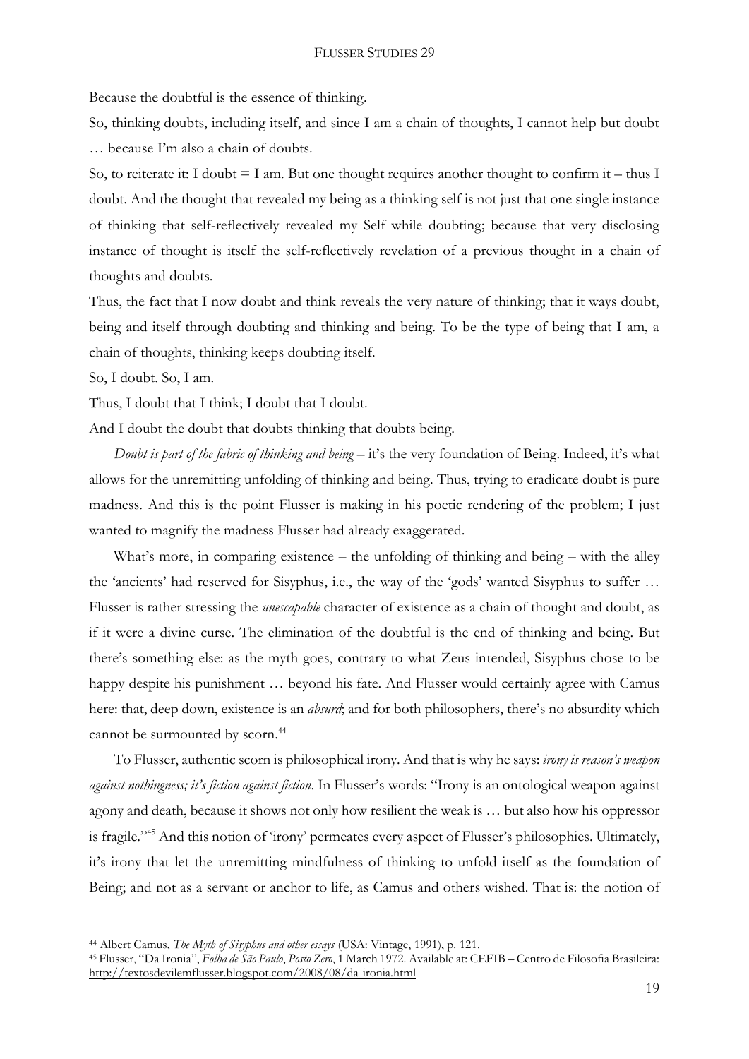Because the doubtful is the essence of thinking.

So, thinking doubts, including itself, and since I am a chain of thoughts, I cannot help but doubt … because I'm also a chain of doubts.

So, to reiterate it: I doubt = I am. But one thought requires another thought to confirm it – thus I doubt. And the thought that revealed my being as a thinking self is not just that one single instance of thinking that self-reflectively revealed my Self while doubting; because that very disclosing instance of thought is itself the self-reflectively revelation of a previous thought in a chain of thoughts and doubts.

Thus, the fact that I now doubt and think reveals the very nature of thinking; that it ways doubt, being and itself through doubting and thinking and being. To be the type of being that I am, a chain of thoughts, thinking keeps doubting itself.

So, I doubt. So, I am.

Thus, I doubt that I think; I doubt that I doubt.

And I doubt the doubt that doubts thinking that doubts being.

*Doubt is part of the fabric of thinking and being* – it's the very foundation of Being. Indeed, it's what allows for the unremitting unfolding of thinking and being. Thus, trying to eradicate doubt is pure madness. And this is the point Flusser is making in his poetic rendering of the problem; I just wanted to magnify the madness Flusser had already exaggerated.

What's more, in comparing existence – the unfolding of thinking and being – with the alley the 'ancients' had reserved for Sisyphus, i.e., the way of the 'gods' wanted Sisyphus to suffer … Flusser is rather stressing the *unescapable* character of existence as a chain of thought and doubt, as if it were a divine curse. The elimination of the doubtful is the end of thinking and being. But there's something else: as the myth goes, contrary to what Zeus intended, Sisyphus chose to be happy despite his punishment … beyond his fate. And Flusser would certainly agree with Camus here: that, deep down, existence is an *absurd*; and for both philosophers, there's no absurdity which cannot be surmounted by scorn.[44]

To Flusser, authentic scorn is philosophical irony. And that is why he says: *irony is reason's weapon against nothingness; it's fiction against fiction*. In Flusser's words: "Irony is an ontological weapon against agony and death, because it shows not only how resilient the weak is … but also how his oppressor is fragile."[45] And this notion of 'irony' permeates every aspect of Flusser's philosophies. Ultimately, it's irony that let the unremitting mindfulness of thinking to unfold itself as the foundation of Being; and not as a servant or anchor to life, as Camus and others wished. That is: the notion of

---

[44] Albert Camus, *The Myth of Sisyphus and other essays* (USA: Vintage, 1991), p. 121.

[45] Flusser, "Da Ironia", *Folha de São Paulo*, *Posto Zero*, 1 March 1972. Available at: CEFIB – Centro de Filosofia Brasileira: http://textosdevilemflusser.blogspot.com/2008/08/da-ironia.html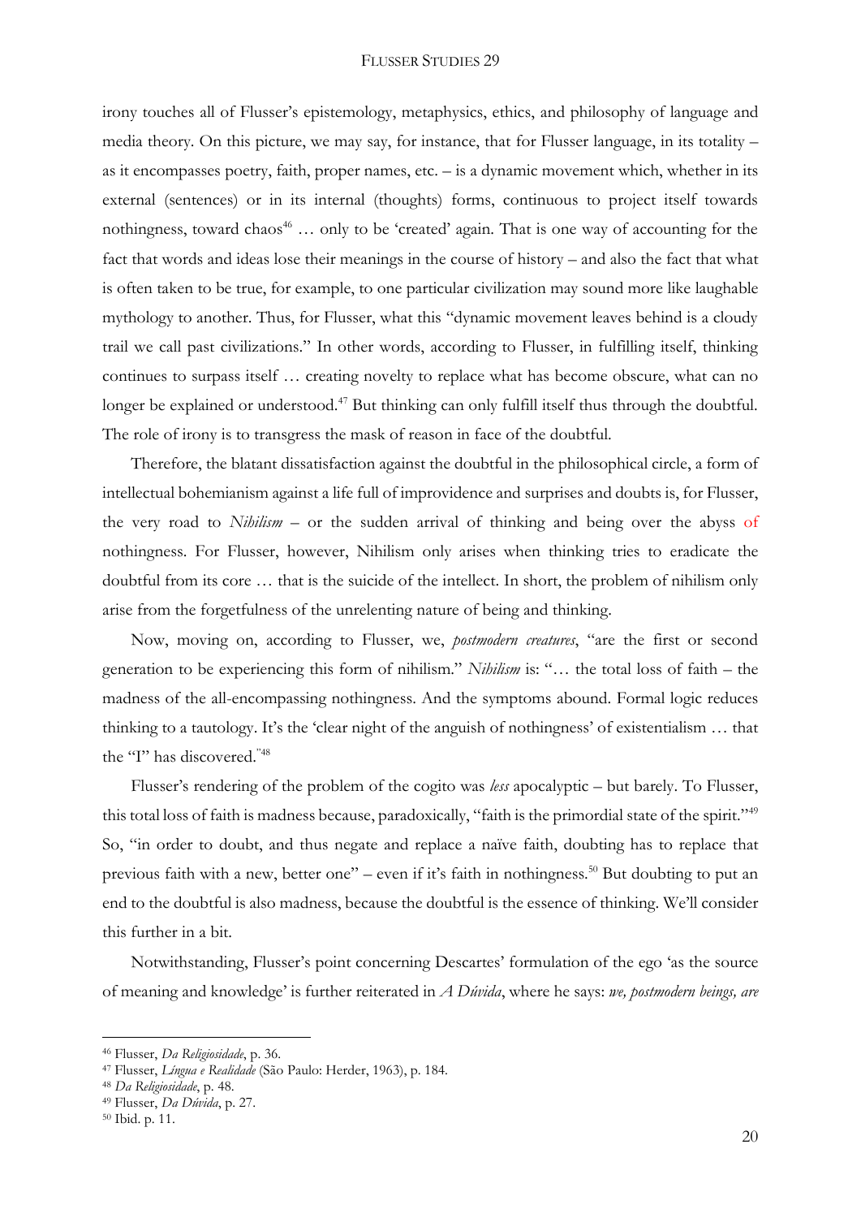irony touches all of Flusser's epistemology, metaphysics, ethics, and philosophy of language and media theory. On this picture, we may say, for instance, that for Flusser language, in its totality – as it encompasses poetry, faith, proper names, etc. – is a dynamic movement which, whether in its external (sentences) or in its internal (thoughts) forms, continuous to project itself towards nothingness, toward chaos[46] … only to be 'created' again. That is one way of accounting for the fact that words and ideas lose their meanings in the course of history – and also the fact that what is often taken to be true, for example, to one particular civilization may sound more like laughable mythology to another. Thus, for Flusser, what this "dynamic movement leaves behind is a cloudy trail we call past civilizations." In other words, according to Flusser, in fulfilling itself, thinking continues to surpass itself … creating novelty to replace what has become obscure, what can no longer be explained or understood.[47] But thinking can only fulfill itself thus through the doubtful. The role of irony is to transgress the mask of reason in face of the doubtful.

Therefore, the blatant dissatisfaction against the doubtful in the philosophical circle, a form of intellectual bohemianism against a life full of improvidence and surprises and doubts is, for Flusser, the very road to *Nihilism* – or the sudden arrival of thinking and being over the abyss of nothingness. For Flusser, however, Nihilism only arises when thinking tries to eradicate the doubtful from its core … that is the suicide of the intellect. In short, the problem of nihilism only arise from the forgetfulness of the unrelenting nature of being and thinking.

Now, moving on, according to Flusser, we, *postmodern creatures*, "are the first or second generation to be experiencing this form of nihilism." *Nihilism* is: "… the total loss of faith – the madness of the all-encompassing nothingness. And the symptoms abound. Formal logic reduces thinking to a tautology. It's the 'clear night of the anguish of nothingness' of existentialism … that the "I" has discovered."[48]

Flusser's rendering of the problem of the cogito was *less* apocalyptic – but barely. To Flusser, this total loss of faith is madness because, paradoxically, "faith is the primordial state of the spirit."[49] So, "in order to doubt, and thus negate and replace a naïve faith, doubting has to replace that previous faith with a new, better one" – even if it's faith in nothingness.[50] But doubting to put an end to the doubtful is also madness, because the doubtful is the essence of thinking. We'll consider this further in a bit.

Notwithstanding, Flusser's point concerning Descartes' formulation of the ego 'as the source of meaning and knowledge' is further reiterated in *A Dúvida*, where he says: *we, postmodern beings, are*

---

[46] Flusser, *Da Religiosidade*, p. 36.
[47] Flusser, *Língua e Realidade* (São Paulo: Herder, 1963), p. 184.
[48] *Da Religiosidade*, p. 48.
[49] Flusser, *Da Dúvida*, p. 27.
[50] Ibid. p. 11.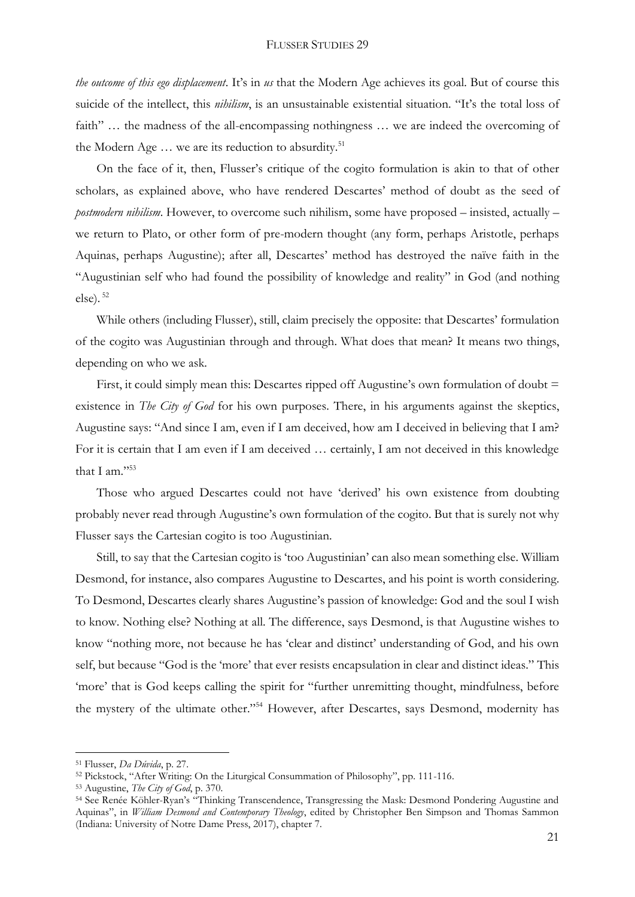*the outcome of this ego displacement*. It's in *us* that the Modern Age achieves its goal. But of course this suicide of the intellect, this *nihilism*, is an unsustainable existential situation. "It's the total loss of faith" … the madness of the all-encompassing nothingness … we are indeed the overcoming of the Modern Age … we are its reduction to absurdity.[51]

On the face of it, then, Flusser's critique of the cogito formulation is akin to that of other scholars, as explained above, who have rendered Descartes' method of doubt as the seed of *postmodern nihilism*. However, to overcome such nihilism, some have proposed – insisted, actually – we return to Plato, or other form of pre-modern thought (any form, perhaps Aristotle, perhaps Aquinas, perhaps Augustine); after all, Descartes' method has destroyed the naïve faith in the "Augustinian self who had found the possibility of knowledge and reality" in God (and nothing else). [52]

While others (including Flusser), still, claim precisely the opposite: that Descartes' formulation of the cogito was Augustinian through and through. What does that mean? It means two things, depending on who we ask.

First, it could simply mean this: Descartes ripped off Augustine's own formulation of doubt = existence in *The City of God* for his own purposes. There, in his arguments against the skeptics, Augustine says: "And since I am, even if I am deceived, how am I deceived in believing that I am? For it is certain that I am even if I am deceived … certainly, I am not deceived in this knowledge that I am."[53]

Those who argued Descartes could not have 'derived' his own existence from doubting probably never read through Augustine's own formulation of the cogito. But that is surely not why Flusser says the Cartesian cogito is too Augustinian.

Still, to say that the Cartesian cogito is 'too Augustinian' can also mean something else. William Desmond, for instance, also compares Augustine to Descartes, and his point is worth considering. To Desmond, Descartes clearly shares Augustine's passion of knowledge: God and the soul I wish to know. Nothing else? Nothing at all. The difference, says Desmond, is that Augustine wishes to know "nothing more, not because he has 'clear and distinct' understanding of God, and his own self, but because "God is the 'more' that ever resists encapsulation in clear and distinct ideas." This 'more' that is God keeps calling the spirit for "further unremitting thought, mindfulness, before the mystery of the ultimate other."[54] However, after Descartes, says Desmond, modernity has

---

[51] Flusser, *Da Dúvida*, p. 27.

[52] Pickstock, "After Writing: On the Liturgical Consummation of Philosophy", pp. 111-116.

[53] Augustine, *The City of God*, p. 370.

[54] See Renée Köhler-Ryan's "Thinking Transcendence, Transgressing the Mask: Desmond Pondering Augustine and Aquinas", in *William Desmond and Contemporary Theology*, edited by Christopher Ben Simpson and Thomas Sammon (Indiana: University of Notre Dame Press, 2017), chapter 7.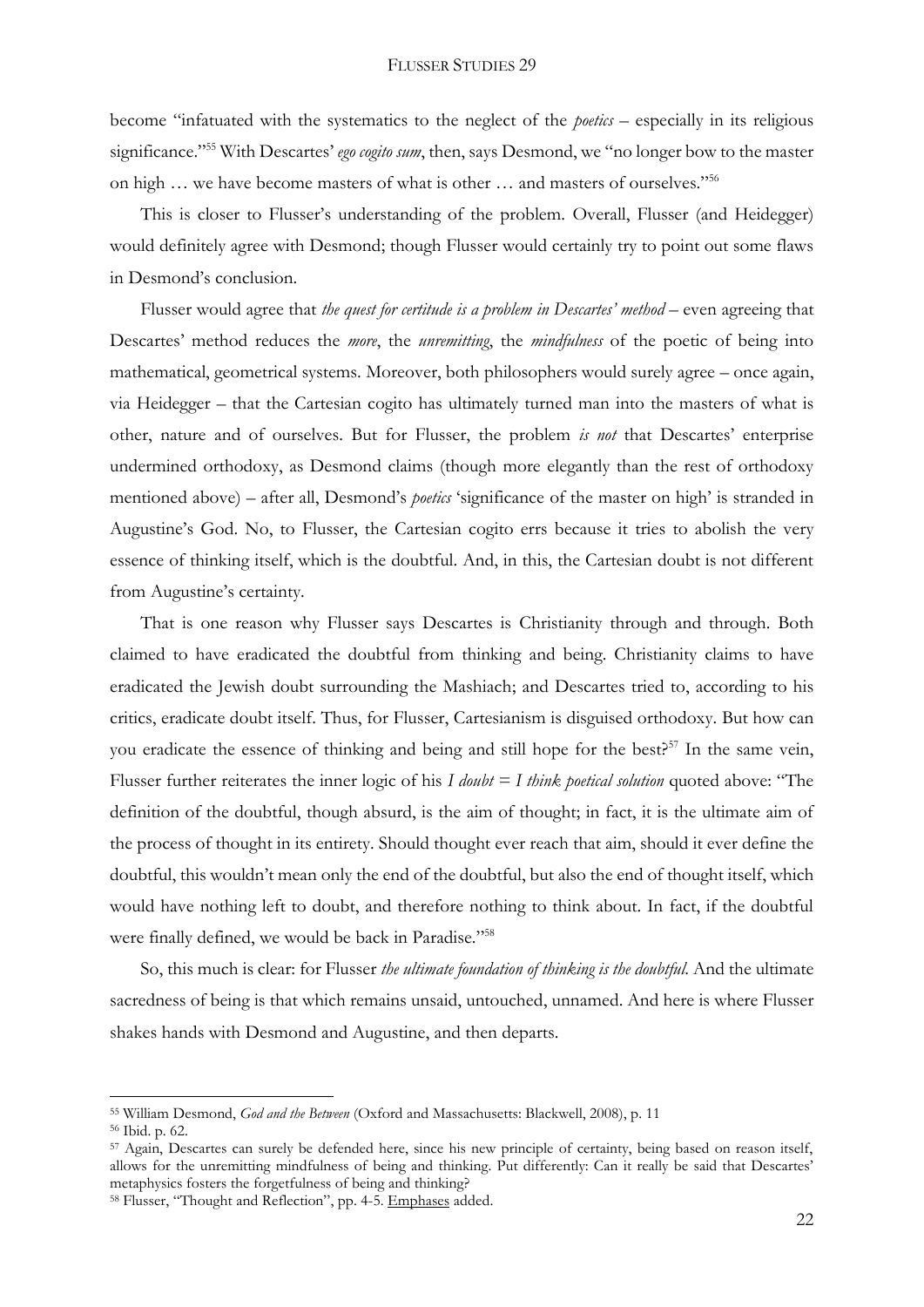become "infatuated with the systematics to the neglect of the *poetics* – especially in its religious significance."[55] With Descartes' *ego cogito sum*, then, says Desmond, we "no longer bow to the master on high … we have become masters of what is other … and masters of ourselves."[56]

This is closer to Flusser's understanding of the problem. Overall, Flusser (and Heidegger) would definitely agree with Desmond; though Flusser would certainly try to point out some flaws in Desmond's conclusion.

Flusser would agree that *the quest for certitude is a problem in Descartes' method* – even agreeing that Descartes' method reduces the *more*, the *unremitting*, the *mindfulness* of the poetic of being into mathematical, geometrical systems. Moreover, both philosophers would surely agree – once again, via Heidegger – that the Cartesian cogito has ultimately turned man into the masters of what is other, nature and of ourselves. But for Flusser, the problem *is not* that Descartes' enterprise undermined orthodoxy, as Desmond claims (though more elegantly than the rest of orthodoxy mentioned above) – after all, Desmond's *poetics* 'significance of the master on high' is stranded in Augustine's God. No, to Flusser, the Cartesian cogito errs because it tries to abolish the very essence of thinking itself, which is the doubtful. And, in this, the Cartesian doubt is not different from Augustine's certainty.

That is one reason why Flusser says Descartes is Christianity through and through. Both claimed to have eradicated the doubtful from thinking and being. Christianity claims to have eradicated the Jewish doubt surrounding the Mashiach; and Descartes tried to, according to his critics, eradicate doubt itself. Thus, for Flusser, Cartesianism is disguised orthodoxy. But how can you eradicate the essence of thinking and being and still hope for the best?[57] In the same vein, Flusser further reiterates the inner logic of his *I doubt = I think poetical solution* quoted above: "The definition of the doubtful, though absurd, is the aim of thought; in fact, it is the ultimate aim of the process of thought in its entirety. Should thought ever reach that aim, should it ever define the doubtful, this wouldn't mean only the end of the doubtful, but also the end of thought itself, which would have nothing left to doubt, and therefore nothing to think about. In fact, if the doubtful were finally defined, we would be back in Paradise."[58]

So, this much is clear: for Flusser *the ultimate foundation of thinking is the doubtful*. And the ultimate sacredness of being is that which remains unsaid, untouched, unnamed. And here is where Flusser shakes hands with Desmond and Augustine, and then departs.

---

[55] William Desmond, *God and the Between* (Oxford and Massachusetts: Blackwell, 2008), p. 11

[56] Ibid. p. 62.

[57] Again, Descartes can surely be defended here, since his new principle of certainty, being based on reason itself, allows for the unremitting mindfulness of being and thinking. Put differently: Can it really be said that Descartes' metaphysics fosters the forgetfulness of being and thinking?

[58] Flusser, "Thought and Reflection", pp. 4-5. Emphases added.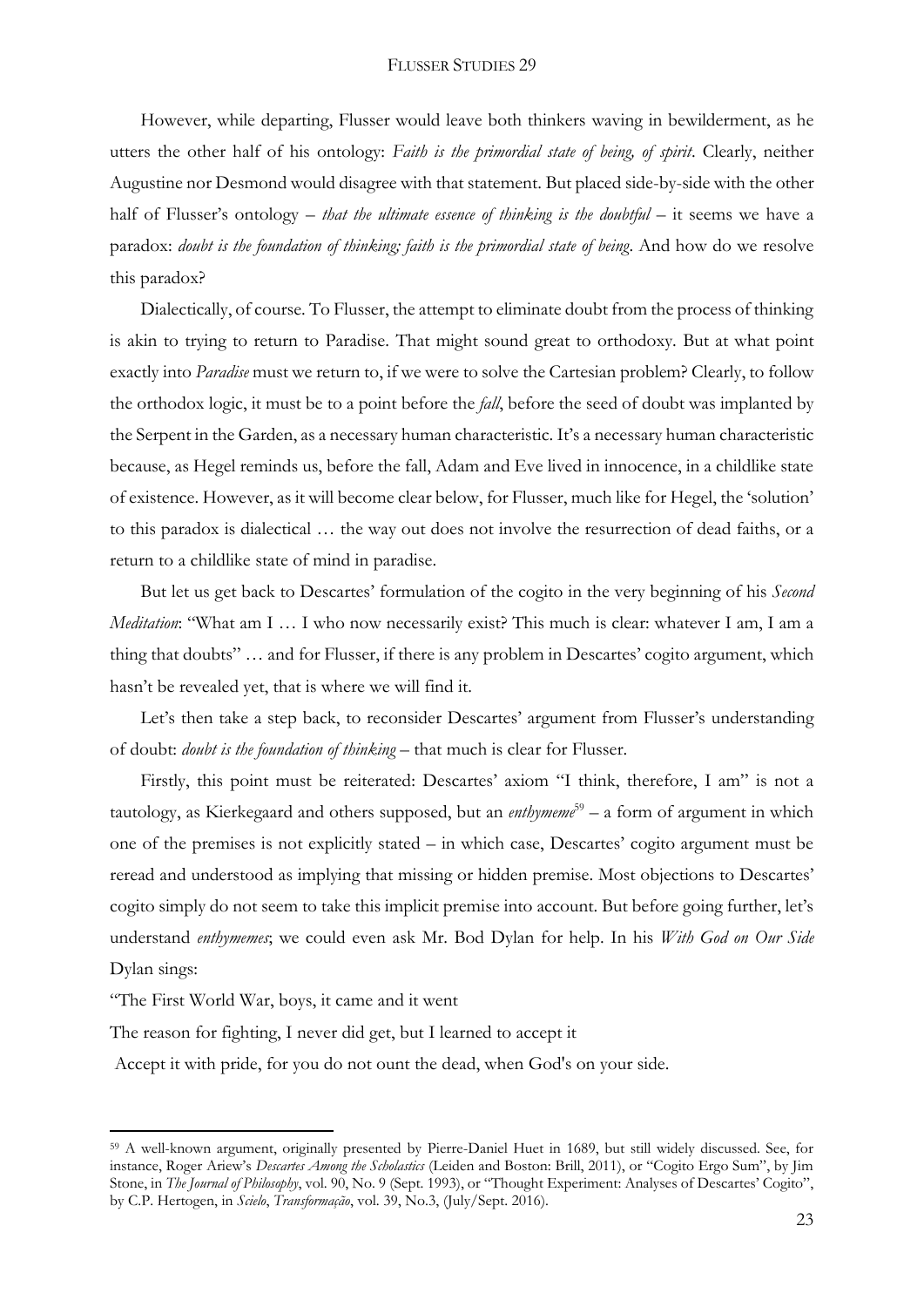However, while departing, Flusser would leave both thinkers waving in bewilderment, as he utters the other half of his ontology: *Faith is the primordial state of being, of spirit*. Clearly, neither Augustine nor Desmond would disagree with that statement. But placed side-by-side with the other half of Flusser's ontology – *that the ultimate essence of thinking is the doubtful* – it seems we have a paradox: *doubt is the foundation of thinking; faith is the primordial state of being*. And how do we resolve this paradox?

Dialectically, of course. To Flusser, the attempt to eliminate doubt from the process of thinking is akin to trying to return to Paradise. That might sound great to orthodoxy. But at what point exactly into *Paradise* must we return to, if we were to solve the Cartesian problem? Clearly, to follow the orthodox logic, it must be to a point before the *fall*, before the seed of doubt was implanted by the Serpent in the Garden, as a necessary human characteristic. It's a necessary human characteristic because, as Hegel reminds us, before the fall, Adam and Eve lived in innocence, in a childlike state of existence. However, as it will become clear below, for Flusser, much like for Hegel, the 'solution' to this paradox is dialectical … the way out does not involve the resurrection of dead faiths, or a return to a childlike state of mind in paradise.

But let us get back to Descartes' formulation of the cogito in the very beginning of his *Second Meditation*: "What am I … I who now necessarily exist? This much is clear: whatever I am, I am a thing that doubts" … and for Flusser, if there is any problem in Descartes' cogito argument, which hasn't be revealed yet, that is where we will find it.

Let's then take a step back, to reconsider Descartes' argument from Flusser's understanding of doubt: *doubt is the foundation of thinking* – that much is clear for Flusser.

Firstly, this point must be reiterated: Descartes' axiom "I think, therefore, I am" is not a tautology, as Kierkegaard and others supposed, but an *enthymeme*[59] – a form of argument in which one of the premises is not explicitly stated – in which case, Descartes' cogito argument must be reread and understood as implying that missing or hidden premise. Most objections to Descartes' cogito simply do not seem to take this implicit premise into account. But before going further, let's understand *enthymemes*; we could even ask Mr. Bod Dylan for help. In his *With God on Our Side* Dylan sings:

"The First World War, boys, it came and it went

The reason for fighting, I never did get, but I learned to accept it

Accept it with pride, for you do not ount the dead, when God's on your side.

---

[59] A well-known argument, originally presented by Pierre-Daniel Huet in 1689, but still widely discussed. See, for instance, Roger Ariew's *Descartes Among the Scholastics* (Leiden and Boston: Brill, 2011), or "Cogito Ergo Sum", by Jim Stone, in *The Journal of Philosophy*, vol. 90, No. 9 (Sept. 1993), or "Thought Experiment: Analyses of Descartes' Cogito", by C.P. Hertogen, in *Scielo*, *Transformação*, vol. 39, No.3, (July/Sept. 2016).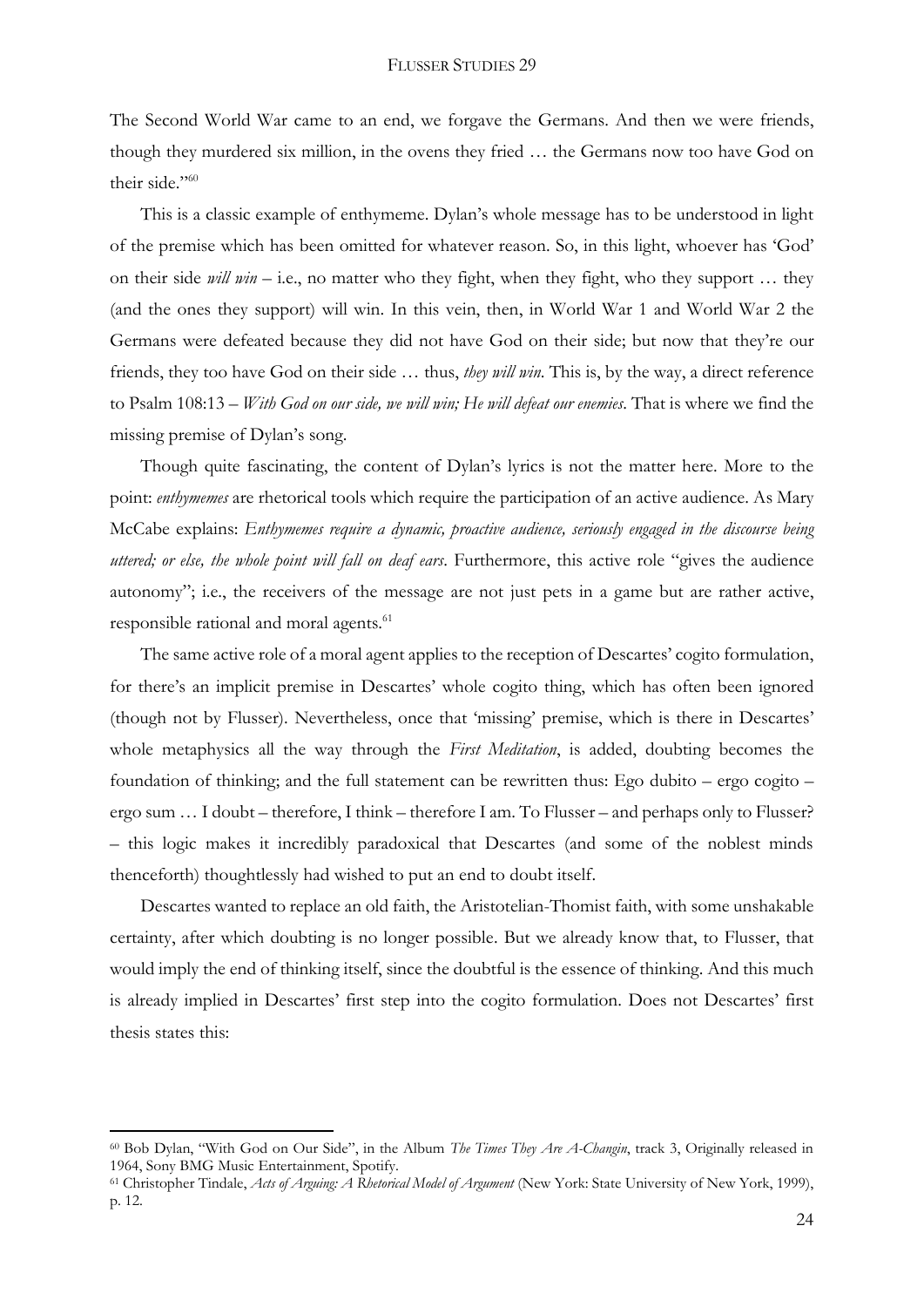The Second World War came to an end, we forgave the Germans. And then we were friends, though they murdered six million, in the ovens they fried … the Germans now too have God on their side."[60]

This is a classic example of enthymeme. Dylan's whole message has to be understood in light of the premise which has been omitted for whatever reason. So, in this light, whoever has 'God' on their side *will win* – i.e., no matter who they fight, when they fight, who they support … they (and the ones they support) will win. In this vein, then, in World War 1 and World War 2 the Germans were defeated because they did not have God on their side; but now that they're our friends, they too have God on their side … thus, *they will win*. This is, by the way, a direct reference to Psalm 108:13 – *With God on our side, we will win; He will defeat our enemies*. That is where we find the missing premise of Dylan's song.

Though quite fascinating, the content of Dylan's lyrics is not the matter here. More to the point: *enthymemes* are rhetorical tools which require the participation of an active audience. As Mary McCabe explains: *Enthymemes require a dynamic, proactive audience, seriously engaged in the discourse being uttered; or else, the whole point will fall on deaf ears*. Furthermore, this active role "gives the audience autonomy"; i.e., the receivers of the message are not just pets in a game but are rather active, responsible rational and moral agents.[61]

The same active role of a moral agent applies to the reception of Descartes' cogito formulation, for there's an implicit premise in Descartes' whole cogito thing, which has often been ignored (though not by Flusser). Nevertheless, once that 'missing' premise, which is there in Descartes' whole metaphysics all the way through the *First Meditation*, is added, doubting becomes the foundation of thinking; and the full statement can be rewritten thus: Ego dubito – ergo cogito – ergo sum … I doubt – therefore, I think – therefore I am. To Flusser – and perhaps only to Flusser? – this logic makes it incredibly paradoxical that Descartes (and some of the noblest minds thenceforth) thoughtlessly had wished to put an end to doubt itself.

Descartes wanted to replace an old faith, the Aristotelian-Thomist faith, with some unshakable certainty, after which doubting is no longer possible. But we already know that, to Flusser, that would imply the end of thinking itself, since the doubtful is the essence of thinking. And this much is already implied in Descartes' first step into the cogito formulation. Does not Descartes' first thesis states this:

---

[60] Bob Dylan, "With God on Our Side", in the Album *The Times They Are A-Changin*, track 3, Originally released in 1964, Sony BMG Music Entertainment, Spotify.

[61] Christopher Tindale, *Acts of Arguing: A Rhetorical Model of Argument* (New York: State University of New York, 1999), p. 12.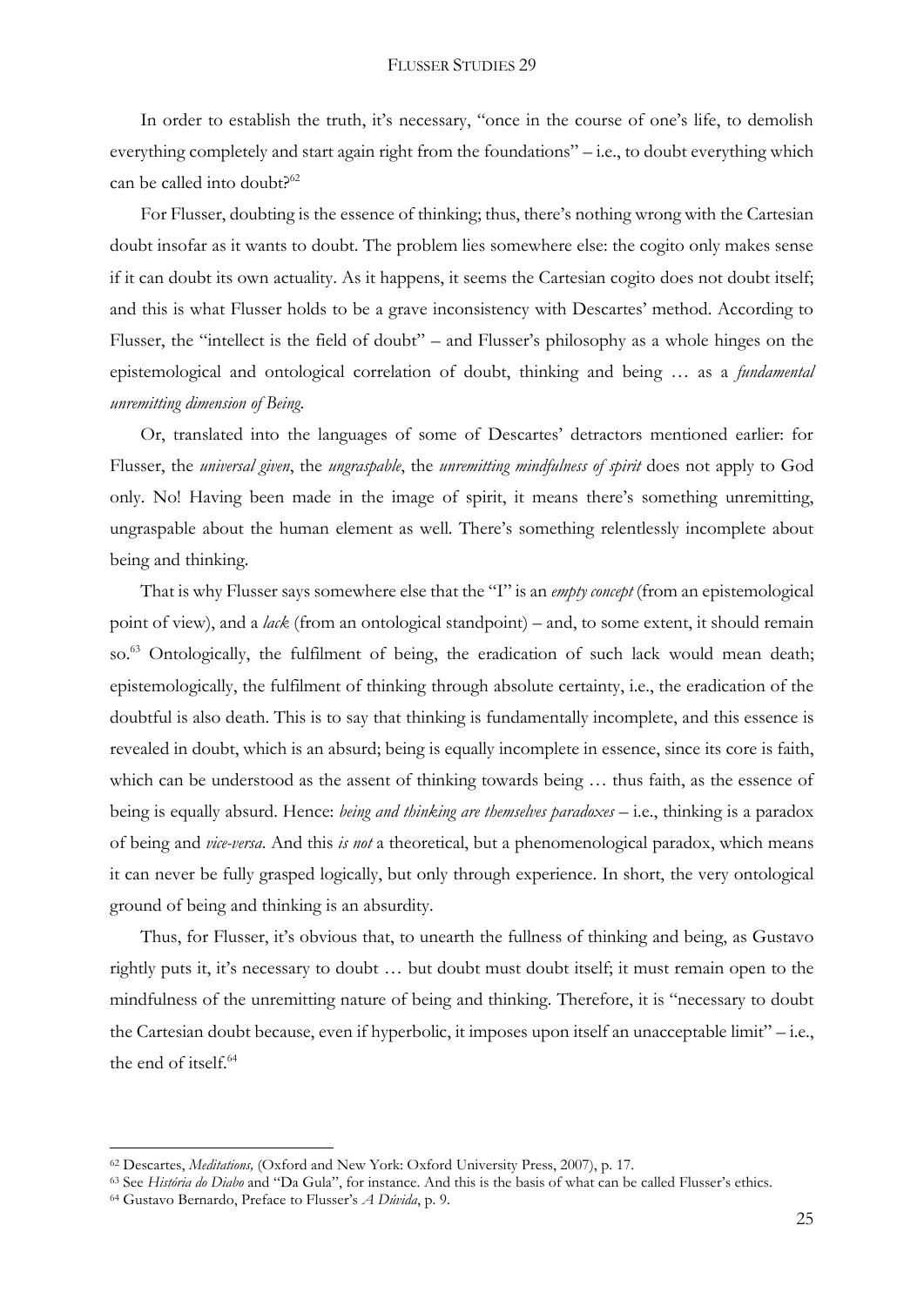In order to establish the truth, it's necessary, "once in the course of one's life, to demolish everything completely and start again right from the foundations" – i.e., to doubt everything which can be called into doubt?[62]

For Flusser, doubting is the essence of thinking; thus, there's nothing wrong with the Cartesian doubt insofar as it wants to doubt. The problem lies somewhere else: the cogito only makes sense if it can doubt its own actuality. As it happens, it seems the Cartesian cogito does not doubt itself; and this is what Flusser holds to be a grave inconsistency with Descartes' method. According to Flusser, the "intellect is the field of doubt" – and Flusser's philosophy as a whole hinges on the epistemological and ontological correlation of doubt, thinking and being … as a *fundamental unremitting dimension of Being*.

Or, translated into the languages of some of Descartes' detractors mentioned earlier: for Flusser, the *universal given*, the *ungraspable*, the *unremitting mindfulness of spirit* does not apply to God only. No! Having been made in the image of spirit, it means there's something unremitting, ungraspable about the human element as well. There's something relentlessly incomplete about being and thinking.

That is why Flusser says somewhere else that the "I" is an *empty concept* (from an epistemological point of view), and a *lack* (from an ontological standpoint) – and, to some extent, it should remain so.[63] Ontologically, the fulfilment of being, the eradication of such lack would mean death; epistemologically, the fulfilment of thinking through absolute certainty, i.e., the eradication of the doubtful is also death. This is to say that thinking is fundamentally incomplete, and this essence is revealed in doubt, which is an absurd; being is equally incomplete in essence, since its core is faith, which can be understood as the assent of thinking towards being … thus faith, as the essence of being is equally absurd. Hence: *being and thinking are themselves paradoxes* – i.e., thinking is a paradox of being and *vice-versa*. And this *is not* a theoretical, but a phenomenological paradox, which means it can never be fully grasped logically, but only through experience. In short, the very ontological ground of being and thinking is an absurdity.

Thus, for Flusser, it's obvious that, to unearth the fullness of thinking and being, as Gustavo rightly puts it, it's necessary to doubt … but doubt must doubt itself; it must remain open to the mindfulness of the unremitting nature of being and thinking. Therefore, it is "necessary to doubt the Cartesian doubt because, even if hyperbolic, it imposes upon itself an unacceptable limit" – i.e., the end of itself.[64]

---

[62] Descartes, *Meditations,* (Oxford and New York: Oxford University Press, 2007), p. 17.

[63] See *História do Diabo* and "Da Gula", for instance. And this is the basis of what can be called Flusser's ethics.

[64] Gustavo Bernardo, Preface to Flusser's *A Dúvida*, p. 9.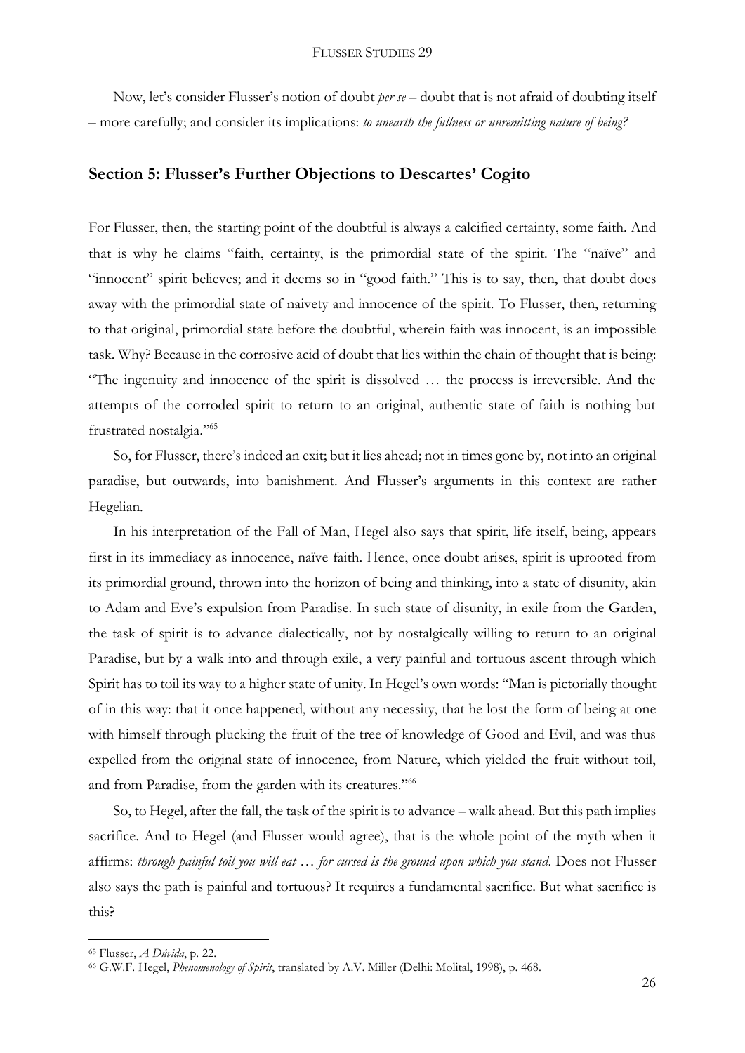Now, let's consider Flusser's notion of doubt *per se* – doubt that is not afraid of doubting itself – more carefully; and consider its implications: *to unearth the fullness or unremitting nature of being?*

## Section 5: Flusser's Further Objections to Descartes' Cogito

For Flusser, then, the starting point of the doubtful is always a calcified certainty, some faith. And that is why he claims "faith, certainty, is the primordial state of the spirit. The "naïve" and "innocent" spirit believes; and it deems so in "good faith." This is to say, then, that doubt does away with the primordial state of naivety and innocence of the spirit. To Flusser, then, returning to that original, primordial state before the doubtful, wherein faith was innocent, is an impossible task. Why? Because in the corrosive acid of doubt that lies within the chain of thought that is being: "The ingenuity and innocence of the spirit is dissolved … the process is irreversible. And the attempts of the corroded spirit to return to an original, authentic state of faith is nothing but frustrated nostalgia."[65]

So, for Flusser, there's indeed an exit; but it lies ahead; not in times gone by, not into an original paradise, but outwards, into banishment. And Flusser's arguments in this context are rather Hegelian.

In his interpretation of the Fall of Man, Hegel also says that spirit, life itself, being, appears first in its immediacy as innocence, naïve faith. Hence, once doubt arises, spirit is uprooted from its primordial ground, thrown into the horizon of being and thinking, into a state of disunity, akin to Adam and Eve's expulsion from Paradise. In such state of disunity, in exile from the Garden, the task of spirit is to advance dialectically, not by nostalgically willing to return to an original Paradise, but by a walk into and through exile, a very painful and tortuous ascent through which Spirit has to toil its way to a higher state of unity. In Hegel's own words: "Man is pictorially thought of in this way: that it once happened, without any necessity, that he lost the form of being at one with himself through plucking the fruit of the tree of knowledge of Good and Evil, and was thus expelled from the original state of innocence, from Nature, which yielded the fruit without toil, and from Paradise, from the garden with its creatures."[66]

So, to Hegel, after the fall, the task of the spirit is to advance – walk ahead. But this path implies sacrifice. And to Hegel (and Flusser would agree), that is the whole point of the myth when it affirms: *through painful toil you will eat … for cursed is the ground upon which you stand*. Does not Flusser also says the path is painful and tortuous? It requires a fundamental sacrifice. But what sacrifice is this?

---

[65] Flusser, *A Dúvida*, p. 22.

[66] G.W.F. Hegel, *Phenomenology of Spirit*, translated by A.V. Miller (Delhi: Molital, 1998), p. 468.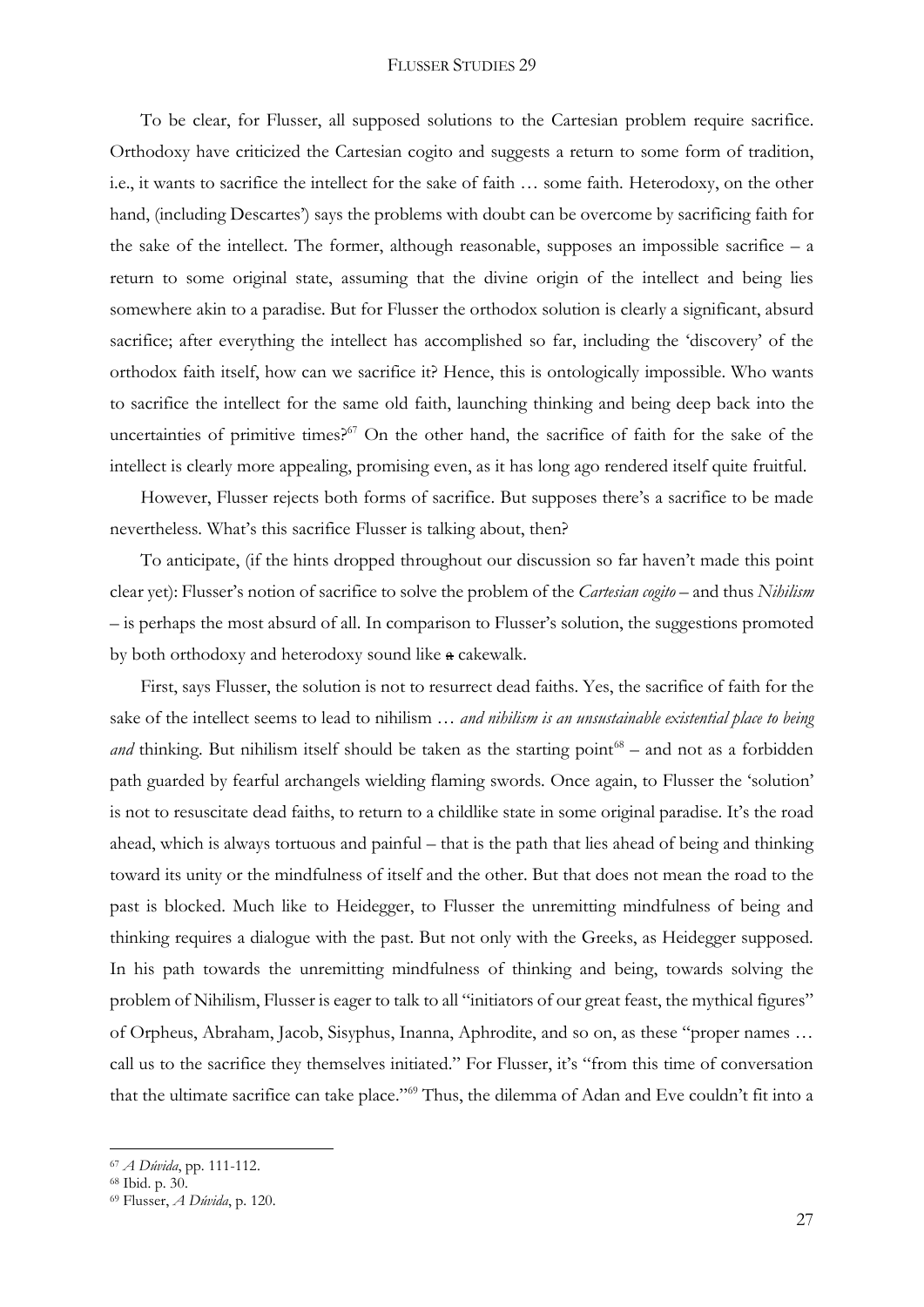To be clear, for Flusser, all supposed solutions to the Cartesian problem require sacrifice. Orthodoxy have criticized the Cartesian cogito and suggests a return to some form of tradition, i.e., it wants to sacrifice the intellect for the sake of faith … some faith. Heterodoxy, on the other hand, (including Descartes') says the problems with doubt can be overcome by sacrificing faith for the sake of the intellect. The former, although reasonable, supposes an impossible sacrifice – a return to some original state, assuming that the divine origin of the intellect and being lies somewhere akin to a paradise. But for Flusser the orthodox solution is clearly a significant, absurd sacrifice; after everything the intellect has accomplished so far, including the 'discovery' of the orthodox faith itself, how can we sacrifice it? Hence, this is ontologically impossible. Who wants to sacrifice the intellect for the same old faith, launching thinking and being deep back into the uncertainties of primitive times?[67] On the other hand, the sacrifice of faith for the sake of the intellect is clearly more appealing, promising even, as it has long ago rendered itself quite fruitful.

However, Flusser rejects both forms of sacrifice. But supposes there's a sacrifice to be made nevertheless. What's this sacrifice Flusser is talking about, then?

To anticipate, (if the hints dropped throughout our discussion so far haven't made this point clear yet): Flusser's notion of sacrifice to solve the problem of the *Cartesian cogito* – and thus *Nihilism* – is perhaps the most absurd of all. In comparison to Flusser's solution, the suggestions promoted by both orthodoxy and heterodoxy sound like ~~a~~ cakewalk.

First, says Flusser, the solution is not to resurrect dead faiths. Yes, the sacrifice of faith for the sake of the intellect seems to lead to nihilism … *and nihilism is an unsustainable existential place to being and* thinking. But nihilism itself should be taken as the starting point[68] – and not as a forbidden path guarded by fearful archangels wielding flaming swords. Once again, to Flusser the 'solution' is not to resuscitate dead faiths, to return to a childlike state in some original paradise. It's the road ahead, which is always tortuous and painful – that is the path that lies ahead of being and thinking toward its unity or the mindfulness of itself and the other. But that does not mean the road to the past is blocked. Much like to Heidegger, to Flusser the unremitting mindfulness of being and thinking requires a dialogue with the past. But not only with the Greeks, as Heidegger supposed. In his path towards the unremitting mindfulness of thinking and being, towards solving the problem of Nihilism, Flusser is eager to talk to all "initiators of our great feast, the mythical figures" of Orpheus, Abraham, Jacob, Sisyphus, Inanna, Aphrodite, and so on, as these "proper names … call us to the sacrifice they themselves initiated." For Flusser, it's "from this time of conversation that the ultimate sacrifice can take place."[69] Thus, the dilemma of Adan and Eve couldn't fit into a

---

[67] *A Dúvida*, pp. 111-112.

[68] Ibid. p. 30.

[69] Flusser, *A Dúvida*, p. 120.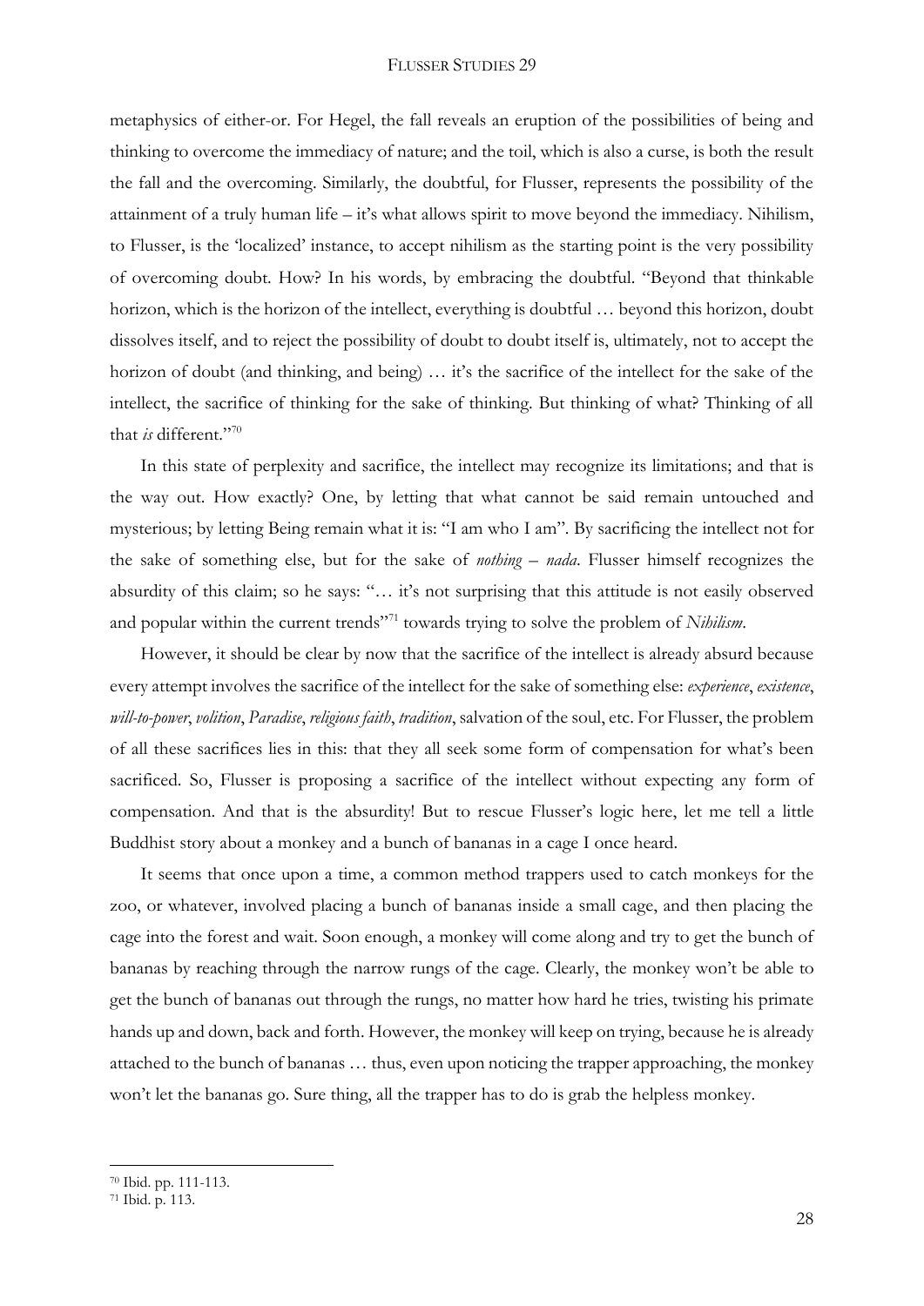metaphysics of either-or. For Hegel, the fall reveals an eruption of the possibilities of being and thinking to overcome the immediacy of nature; and the toil, which is also a curse, is both the result the fall and the overcoming. Similarly, the doubtful, for Flusser, represents the possibility of the attainment of a truly human life – it's what allows spirit to move beyond the immediacy. Nihilism, to Flusser, is the 'localized' instance, to accept nihilism as the starting point is the very possibility of overcoming doubt. How? In his words, by embracing the doubtful. "Beyond that thinkable horizon, which is the horizon of the intellect, everything is doubtful … beyond this horizon, doubt dissolves itself, and to reject the possibility of doubt to doubt itself is, ultimately, not to accept the horizon of doubt (and thinking, and being) … it's the sacrifice of the intellect for the sake of the intellect, the sacrifice of thinking for the sake of thinking. But thinking of what? Thinking of all that *is* different."[70]

In this state of perplexity and sacrifice, the intellect may recognize its limitations; and that is the way out. How exactly? One, by letting that what cannot be said remain untouched and mysterious; by letting Being remain what it is: "I am who I am". By sacrificing the intellect not for the sake of something else, but for the sake of *nothing* – *nada*. Flusser himself recognizes the absurdity of this claim; so he says: "… it's not surprising that this attitude is not easily observed and popular within the current trends"[71] towards trying to solve the problem of *Nihilism*.

However, it should be clear by now that the sacrifice of the intellect is already absurd because every attempt involves the sacrifice of the intellect for the sake of something else: *experience*, *existence*, *will-to-power*, *volition*, *Paradise*, *religious faith*, *tradition*, salvation of the soul, etc. For Flusser, the problem of all these sacrifices lies in this: that they all seek some form of compensation for what's been sacrificed. So, Flusser is proposing a sacrifice of the intellect without expecting any form of compensation. And that is the absurdity! But to rescue Flusser's logic here, let me tell a little Buddhist story about a monkey and a bunch of bananas in a cage I once heard.

It seems that once upon a time, a common method trappers used to catch monkeys for the zoo, or whatever, involved placing a bunch of bananas inside a small cage, and then placing the cage into the forest and wait. Soon enough, a monkey will come along and try to get the bunch of bananas by reaching through the narrow rungs of the cage. Clearly, the monkey won't be able to get the bunch of bananas out through the rungs, no matter how hard he tries, twisting his primate hands up and down, back and forth. However, the monkey will keep on trying, because he is already attached to the bunch of bananas … thus, even upon noticing the trapper approaching, the monkey won't let the bananas go. Sure thing, all the trapper has to do is grab the helpless monkey.

---

[70] Ibid. pp. 111-113.

[71] Ibid. p. 113.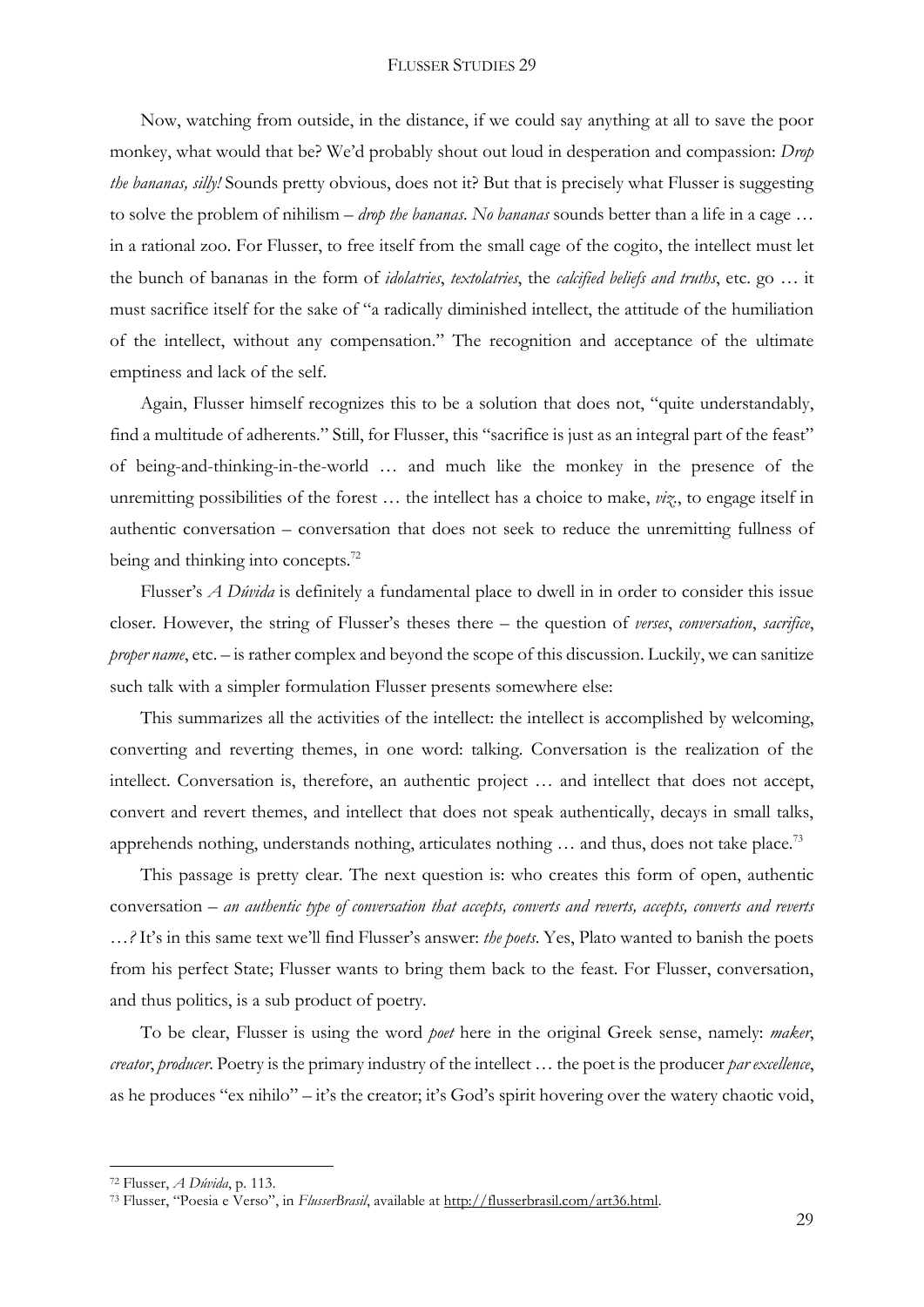Now, watching from outside, in the distance, if we could say anything at all to save the poor monkey, what would that be? We'd probably shout out loud in desperation and compassion: *Drop the bananas, silly!* Sounds pretty obvious, does not it? But that is precisely what Flusser is suggesting to solve the problem of nihilism – *drop the bananas*. *No bananas* sounds better than a life in a cage … in a rational zoo. For Flusser, to free itself from the small cage of the cogito, the intellect must let the bunch of bananas in the form of *idolatries*, *textolatries*, the *calcified beliefs and truths*, etc. go … it must sacrifice itself for the sake of "a radically diminished intellect, the attitude of the humiliation of the intellect, without any compensation." The recognition and acceptance of the ultimate emptiness and lack of the self.

Again, Flusser himself recognizes this to be a solution that does not, "quite understandably, find a multitude of adherents." Still, for Flusser, this "sacrifice is just as an integral part of the feast" of being-and-thinking-in-the-world … and much like the monkey in the presence of the unremitting possibilities of the forest … the intellect has a choice to make, *viz.*, to engage itself in authentic conversation – conversation that does not seek to reduce the unremitting fullness of being and thinking into concepts.[72]

Flusser's *A Dúvida* is definitely a fundamental place to dwell in in order to consider this issue closer. However, the string of Flusser's theses there – the question of *verses*, *conversation*, *sacrifice*, *proper name*, etc. – is rather complex and beyond the scope of this discussion. Luckily, we can sanitize such talk with a simpler formulation Flusser presents somewhere else:

This summarizes all the activities of the intellect: the intellect is accomplished by welcoming, converting and reverting themes, in one word: talking. Conversation is the realization of the intellect. Conversation is, therefore, an authentic project … and intellect that does not accept, convert and revert themes, and intellect that does not speak authentically, decays in small talks, apprehends nothing, understands nothing, articulates nothing … and thus, does not take place.[73]

This passage is pretty clear. The next question is: who creates this form of open, authentic conversation – *an authentic type of conversation that accepts, converts and reverts, accepts, converts and reverts …?* It's in this same text we'll find Flusser's answer: *the poets*. Yes, Plato wanted to banish the poets from his perfect State; Flusser wants to bring them back to the feast. For Flusser, conversation, and thus politics, is a sub product of poetry.

To be clear, Flusser is using the word *poet* here in the original Greek sense, namely: *maker*, *creator*, *producer*. Poetry is the primary industry of the intellect … the poet is the producer *par excellence*, as he produces "ex nihilo" – it's the creator; it's God's spirit hovering over the watery chaotic void,

---

[72] Flusser, *A Dúvida*, p. 113.

[73] Flusser, "Poesia e Verso", in *FlusserBrasil*, available at http://flusserbrasil.com/art36.html.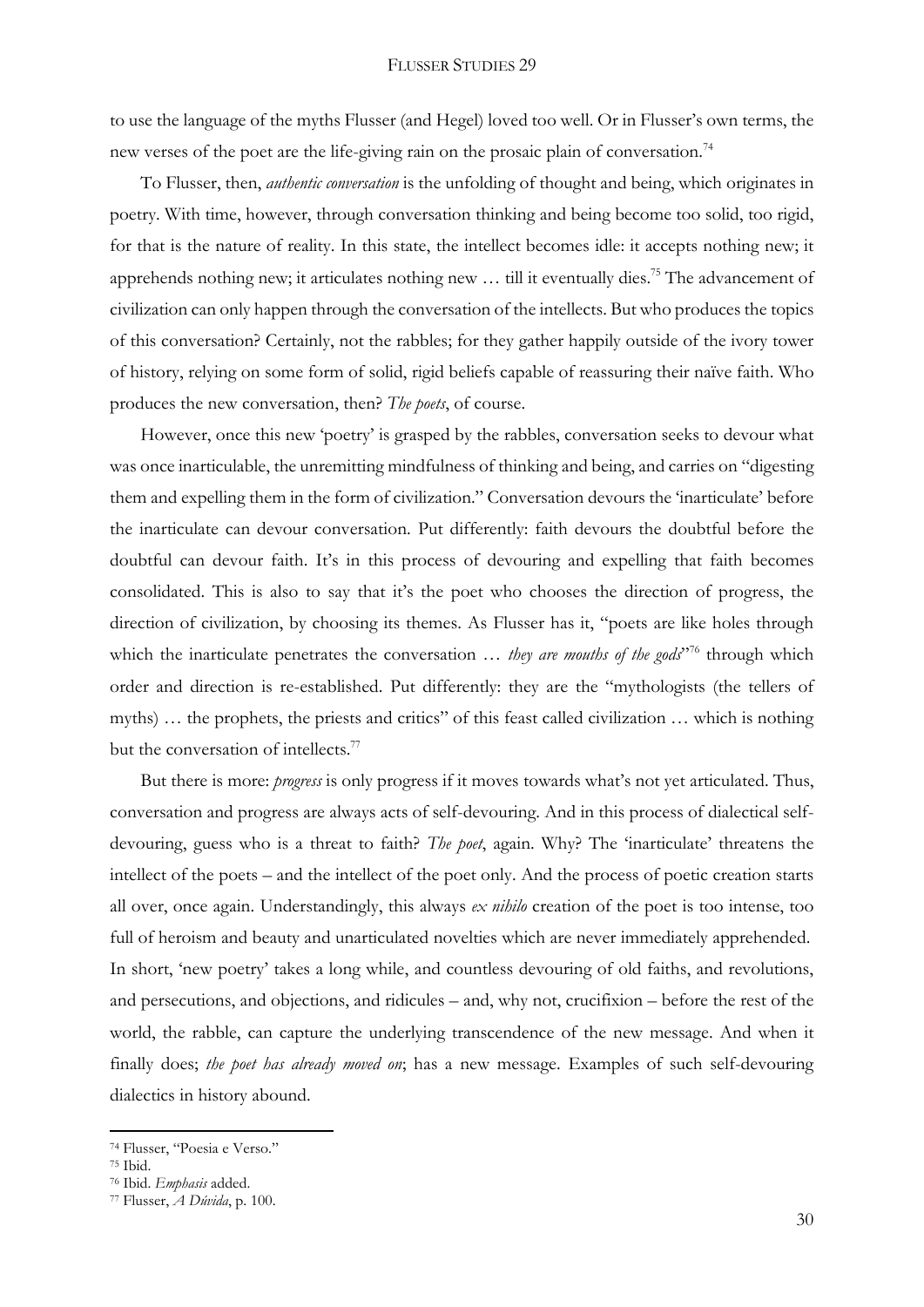to use the language of the myths Flusser (and Hegel) loved too well. Or in Flusser's own terms, the new verses of the poet are the life-giving rain on the prosaic plain of conversation.[74]

To Flusser, then, *authentic conversation* is the unfolding of thought and being, which originates in poetry. With time, however, through conversation thinking and being become too solid, too rigid, for that is the nature of reality. In this state, the intellect becomes idle: it accepts nothing new; it apprehends nothing new; it articulates nothing new … till it eventually dies.[75] The advancement of civilization can only happen through the conversation of the intellects. But who produces the topics of this conversation? Certainly, not the rabbles; for they gather happily outside of the ivory tower of history, relying on some form of solid, rigid beliefs capable of reassuring their naïve faith. Who produces the new conversation, then? *The poets*, of course.

However, once this new 'poetry' is grasped by the rabbles, conversation seeks to devour what was once inarticulable, the unremitting mindfulness of thinking and being, and carries on "digesting them and expelling them in the form of civilization." Conversation devours the 'inarticulate' before the inarticulate can devour conversation. Put differently: faith devours the doubtful before the doubtful can devour faith. It's in this process of devouring and expelling that faith becomes consolidated. This is also to say that it's the poet who chooses the direction of progress, the direction of civilization, by choosing its themes. As Flusser has it, "poets are like holes through which the inarticulate penetrates the conversation … *they are mouths of the gods*"[76] through which order and direction is re-established. Put differently: they are the "mythologists (the tellers of myths) … the prophets, the priests and critics" of this feast called civilization … which is nothing but the conversation of intellects.[77]

But there is more: *progress* is only progress if it moves towards what's not yet articulated. Thus, conversation and progress are always acts of self-devouring. And in this process of dialectical self-devouring, guess who is a threat to faith? *The poet*, again. Why? The 'inarticulate' threatens the intellect of the poets – and the intellect of the poet only. And the process of poetic creation starts all over, once again. Understandingly, this always *ex nihilo* creation of the poet is too intense, too full of heroism and beauty and unarticulated novelties which are never immediately apprehended. In short, 'new poetry' takes a long while, and countless devouring of old faiths, and revolutions, and persecutions, and objections, and ridicules – and, why not, crucifixion – before the rest of the world, the rabble, can capture the underlying transcendence of the new message. And when it finally does; *the poet has already moved on*; has a new message. Examples of such self-devouring dialectics in history abound.

---

[74] Flusser, "Poesia e Verso."

[75] Ibid.

[76] Ibid. *Emphasis* added.

[77] Flusser, *A Dúvida*, p. 100.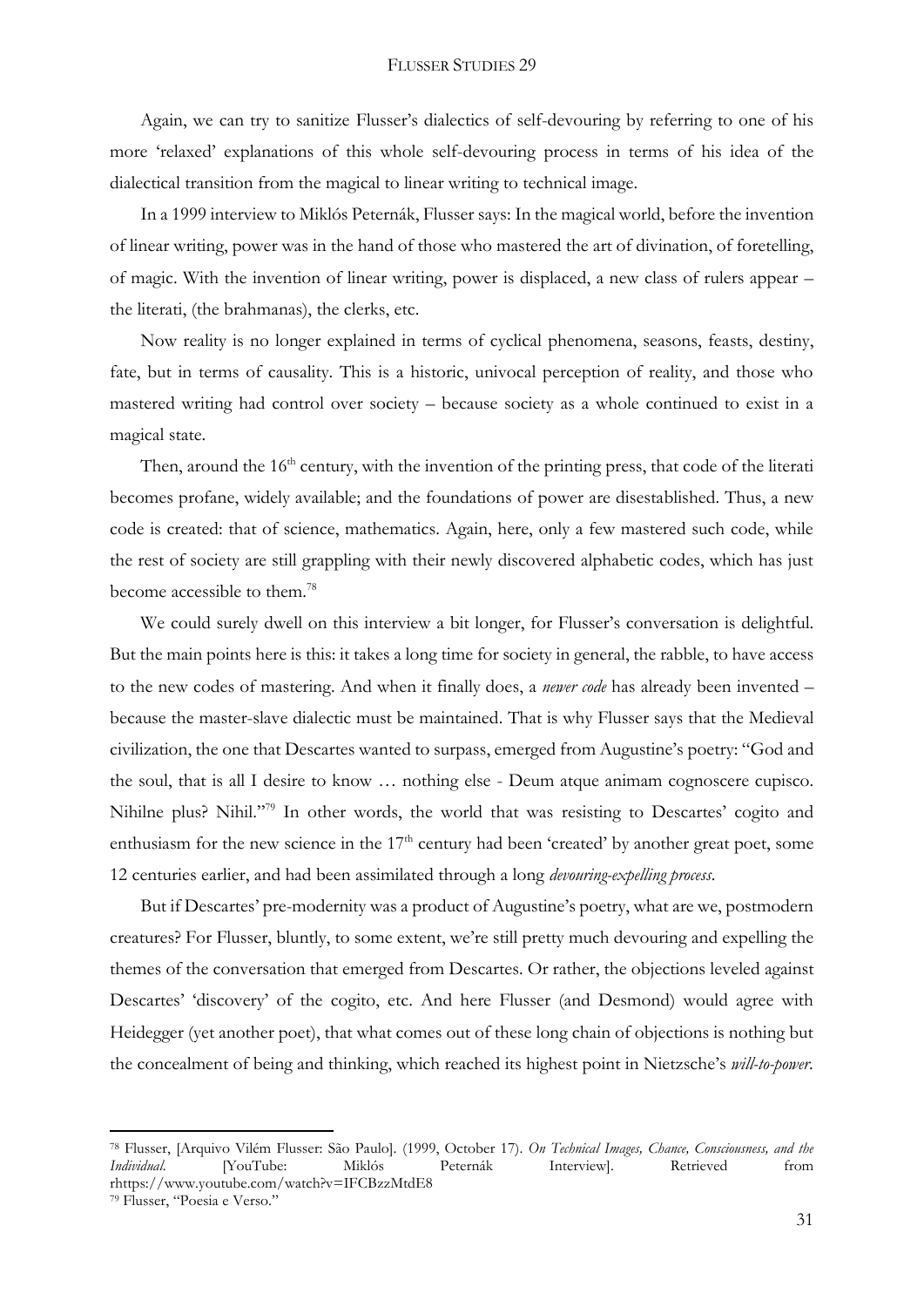Again, we can try to sanitize Flusser's dialectics of self-devouring by referring to one of his more 'relaxed' explanations of this whole self-devouring process in terms of his idea of the dialectical transition from the magical to linear writing to technical image.

In a 1999 interview to Miklós Peternák, Flusser says: In the magical world, before the invention of linear writing, power was in the hand of those who mastered the art of divination, of foretelling, of magic. With the invention of linear writing, power is displaced, a new class of rulers appear – the literati, (the brahmanas), the clerks, etc.

Now reality is no longer explained in terms of cyclical phenomena, seasons, feasts, destiny, fate, but in terms of causality. This is a historic, univocal perception of reality, and those who mastered writing had control over society – because society as a whole continued to exist in a magical state.

Then, around the 16th century, with the invention of the printing press, that code of the literati becomes profane, widely available; and the foundations of power are disestablished. Thus, a new code is created: that of science, mathematics. Again, here, only a few mastered such code, while the rest of society are still grappling with their newly discovered alphabetic codes, which has just become accessible to them.[78]

We could surely dwell on this interview a bit longer, for Flusser's conversation is delightful. But the main points here is this: it takes a long time for society in general, the rabble, to have access to the new codes of mastering. And when it finally does, a *newer code* has already been invented – because the master-slave dialectic must be maintained. That is why Flusser says that the Medieval civilization, the one that Descartes wanted to surpass, emerged from Augustine's poetry: "God and the soul, that is all I desire to know … nothing else - Deum atque animam cognoscere cupisco. Nihilne plus? Nihil."[79] In other words, the world that was resisting to Descartes' cogito and enthusiasm for the new science in the 17th century had been 'created' by another great poet, some 12 centuries earlier, and had been assimilated through a long *devouring-expelling process*.

But if Descartes' pre-modernity was a product of Augustine's poetry, what are we, postmodern creatures? For Flusser, bluntly, to some extent, we're still pretty much devouring and expelling the themes of the conversation that emerged from Descartes. Or rather, the objections leveled against Descartes' 'discovery' of the cogito, etc. And here Flusser (and Desmond) would agree with Heidegger (yet another poet), that what comes out of these long chain of objections is nothing but the concealment of being and thinking, which reached its highest point in Nietzsche's *will-to-power*.

---

[78] Flusser, [Arquivo Vilém Flusser: São Paulo]. (1999, October 17). *On Technical Images, Chance, Consciousness, and the Individual.* [YouTube: Miklós Peternák Interview]. Retrieved from rhttps://www.youtube.com/watch?v=IFCBzzMtdE8

[79] Flusser, "Poesia e Verso."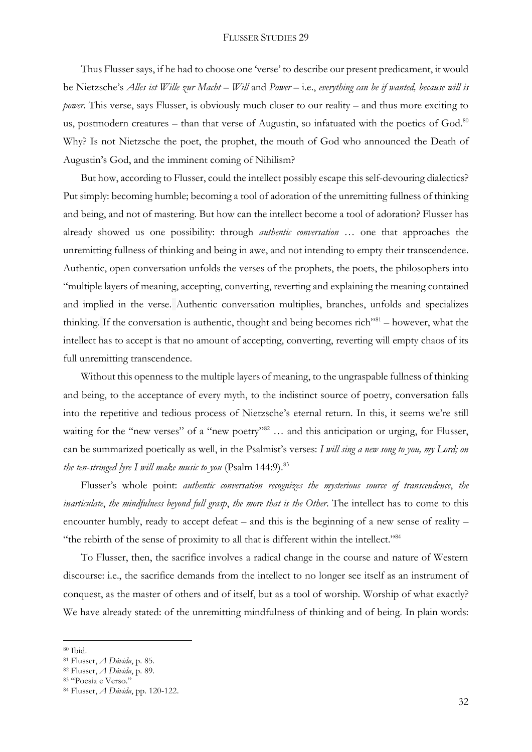Thus Flusser says, if he had to choose one 'verse' to describe our present predicament, it would be Nietzsche's *Alles ist Wille zur Macht* – *Will* and *Power* – i.e., *everything can be if wanted, because will is power*. This verse, says Flusser, is obviously much closer to our reality – and thus more exciting to us, postmodern creatures – than that verse of Augustin, so infatuated with the poetics of God.[80] Why? Is not Nietzsche the poet, the prophet, the mouth of God who announced the Death of Augustin's God, and the imminent coming of Nihilism?

But how, according to Flusser, could the intellect possibly escape this self-devouring dialectics? Put simply: becoming humble; becoming a tool of adoration of the unremitting fullness of thinking and being, and not of mastering. But how can the intellect become a tool of adoration? Flusser has already showed us one possibility: through *authentic conversation* … one that approaches the unremitting fullness of thinking and being in awe, and not intending to empty their transcendence. Authentic, open conversation unfolds the verses of the prophets, the poets, the philosophers into "multiple layers of meaning, accepting, converting, reverting and explaining the meaning contained and implied in the verse. Authentic conversation multiplies, branches, unfolds and specializes thinking. If the conversation is authentic, thought and being becomes rich"[81] – however, what the intellect has to accept is that no amount of accepting, converting, reverting will empty chaos of its full unremitting transcendence.

Without this openness to the multiple layers of meaning, to the ungraspable fullness of thinking and being, to the acceptance of every myth, to the indistinct source of poetry, conversation falls into the repetitive and tedious process of Nietzsche's eternal return. In this, it seems we're still waiting for the "new verses" of a "new poetry"[82] … and this anticipation or urging, for Flusser, can be summarized poetically as well, in the Psalmist's verses: *I will sing a new song to you, my Lord; on the ten-stringed lyre I will make music to you* (Psalm 144:9).[83]

Flusser's whole point: *authentic conversation recognizes the mysterious source of transcendence*, *the inarticulate*, *the mindfulness beyond full grasp*, *the more that is the Other*. The intellect has to come to this encounter humbly, ready to accept defeat – and this is the beginning of a new sense of reality – "the rebirth of the sense of proximity to all that is different within the intellect."[84]

To Flusser, then, the sacrifice involves a radical change in the course and nature of Western discourse: i.e., the sacrifice demands from the intellect to no longer see itself as an instrument of conquest, as the master of others and of itself, but as a tool of worship. Worship of what exactly? We have already stated: of the unremitting mindfulness of thinking and of being. In plain words:

---

[80] Ibid.

[81] Flusser, *A Dúvida*, p. 85.

[82] Flusser, *A Dúvida*, p. 89.

[83] "Poesia e Verso."

[84] Flusser, *A Dúvida*, pp. 120-122.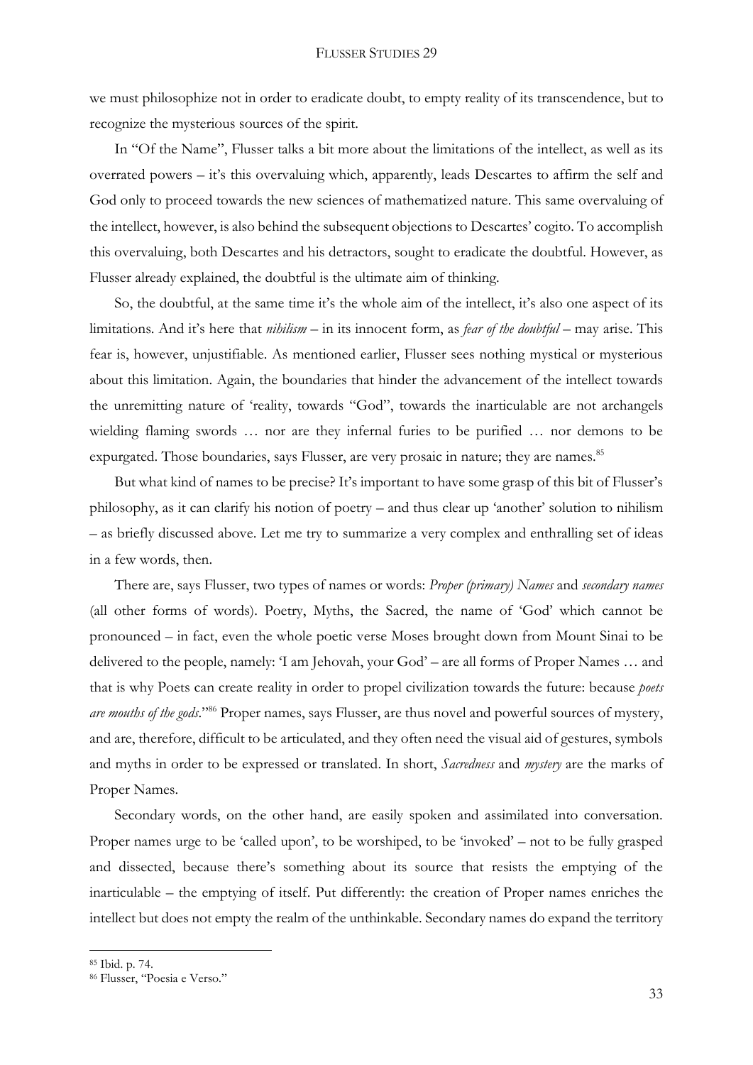we must philosophize not in order to eradicate doubt, to empty reality of its transcendence, but to recognize the mysterious sources of the spirit.

In "Of the Name", Flusser talks a bit more about the limitations of the intellect, as well as its overrated powers – it's this overvaluing which, apparently, leads Descartes to affirm the self and God only to proceed towards the new sciences of mathematized nature. This same overvaluing of the intellect, however, is also behind the subsequent objections to Descartes' cogito. To accomplish this overvaluing, both Descartes and his detractors, sought to eradicate the doubtful. However, as Flusser already explained, the doubtful is the ultimate aim of thinking.

So, the doubtful, at the same time it's the whole aim of the intellect, it's also one aspect of its limitations. And it's here that *nihilism* – in its innocent form, as *fear of the doubtful* – may arise. This fear is, however, unjustifiable. As mentioned earlier, Flusser sees nothing mystical or mysterious about this limitation. Again, the boundaries that hinder the advancement of the intellect towards the unremitting nature of 'reality, towards "God", towards the inarticulable are not archangels wielding flaming swords … nor are they infernal furies to be purified … nor demons to be expurgated. Those boundaries, says Flusser, are very prosaic in nature; they are names.[85]

But what kind of names to be precise? It's important to have some grasp of this bit of Flusser's philosophy, as it can clarify his notion of poetry – and thus clear up 'another' solution to nihilism – as briefly discussed above. Let me try to summarize a very complex and enthralling set of ideas in a few words, then.

There are, says Flusser, two types of names or words: *Proper (primary) Names* and *secondary names* (all other forms of words). Poetry, Myths, the Sacred, the name of 'God' which cannot be pronounced – in fact, even the whole poetic verse Moses brought down from Mount Sinai to be delivered to the people, namely: 'I am Jehovah, your God' – are all forms of Proper Names … and that is why Poets can create reality in order to propel civilization towards the future: because *poets are mouths of the gods*."[86] Proper names, says Flusser, are thus novel and powerful sources of mystery, and are, therefore, difficult to be articulated, and they often need the visual aid of gestures, symbols and myths in order to be expressed or translated. In short, *Sacredness* and *mystery* are the marks of Proper Names.

Secondary words, on the other hand, are easily spoken and assimilated into conversation. Proper names urge to be 'called upon', to be worshiped, to be 'invoked' – not to be fully grasped and dissected, because there's something about its source that resists the emptying of the inarticulable – the emptying of itself. Put differently: the creation of Proper names enriches the intellect but does not empty the realm of the unthinkable. Secondary names do expand the territory

---

[85] Ibid. p. 74.

[86] Flusser, "Poesia e Verso."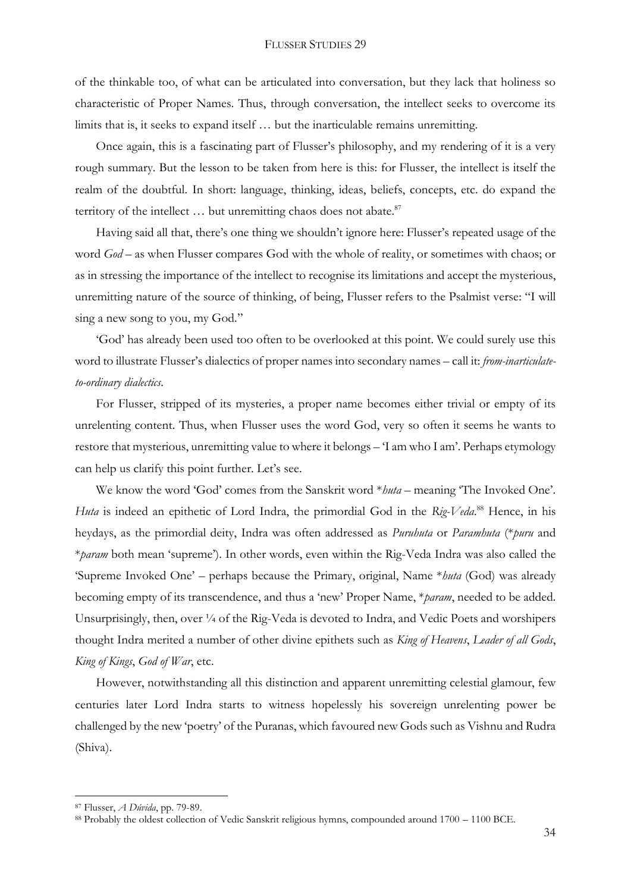of the thinkable too, of what can be articulated into conversation, but they lack that holiness so characteristic of Proper Names. Thus, through conversation, the intellect seeks to overcome its limits that is, it seeks to expand itself … but the inarticulable remains unremitting.

Once again, this is a fascinating part of Flusser's philosophy, and my rendering of it is a very rough summary. But the lesson to be taken from here is this: for Flusser, the intellect is itself the realm of the doubtful. In short: language, thinking, ideas, beliefs, concepts, etc. do expand the territory of the intellect … but unremitting chaos does not abate.[87]

Having said all that, there's one thing we shouldn't ignore here: Flusser's repeated usage of the word *God* – as when Flusser compares God with the whole of reality, or sometimes with chaos; or as in stressing the importance of the intellect to recognise its limitations and accept the mysterious, unremitting nature of the source of thinking, of being, Flusser refers to the Psalmist verse: "I will sing a new song to you, my God."

'God' has already been used too often to be overlooked at this point. We could surely use this word to illustrate Flusser's dialectics of proper names into secondary names – call it: *from-inarticulate-to-ordinary dialectics*.

For Flusser, stripped of its mysteries, a proper name becomes either trivial or empty of its unrelenting content. Thus, when Flusser uses the word God, very so often it seems he wants to restore that mysterious, unremitting value to where it belongs – 'I am who I am'. Perhaps etymology can help us clarify this point further. Let's see.

We know the word 'God' comes from the Sanskrit word \**huta* – meaning 'The Invoked One'. *Huta* is indeed an epithetic of Lord Indra, the primordial God in the *Rig-Veda*.[88] Hence, in his heydays, as the primordial deity, Indra was often addressed as *Puruhuta* or *Paramhuta* (\**puru* and \**param* both mean 'supreme'). In other words, even within the Rig-Veda Indra was also called the 'Supreme Invoked One' – perhaps because the Primary, original, Name \**huta* (God) was already becoming empty of its transcendence, and thus a 'new' Proper Name, \**param*, needed to be added. Unsurprisingly, then, over ¼ of the Rig-Veda is devoted to Indra, and Vedic Poets and worshipers thought Indra merited a number of other divine epithets such as *King of Heavens*, *Leader of all Gods*, *King of Kings*, *God of War*, etc.

However, notwithstanding all this distinction and apparent unremitting celestial glamour, few centuries later Lord Indra starts to witness hopelessly his sovereign unrelenting power be challenged by the new 'poetry' of the Puranas, which favoured new Gods such as Vishnu and Rudra (Shiva).

---

[87] Flusser, *A Dúvida*, pp. 79-89.

[88] Probably the oldest collection of Vedic Sanskrit religious hymns, compounded around 1700 – 1100 BCE.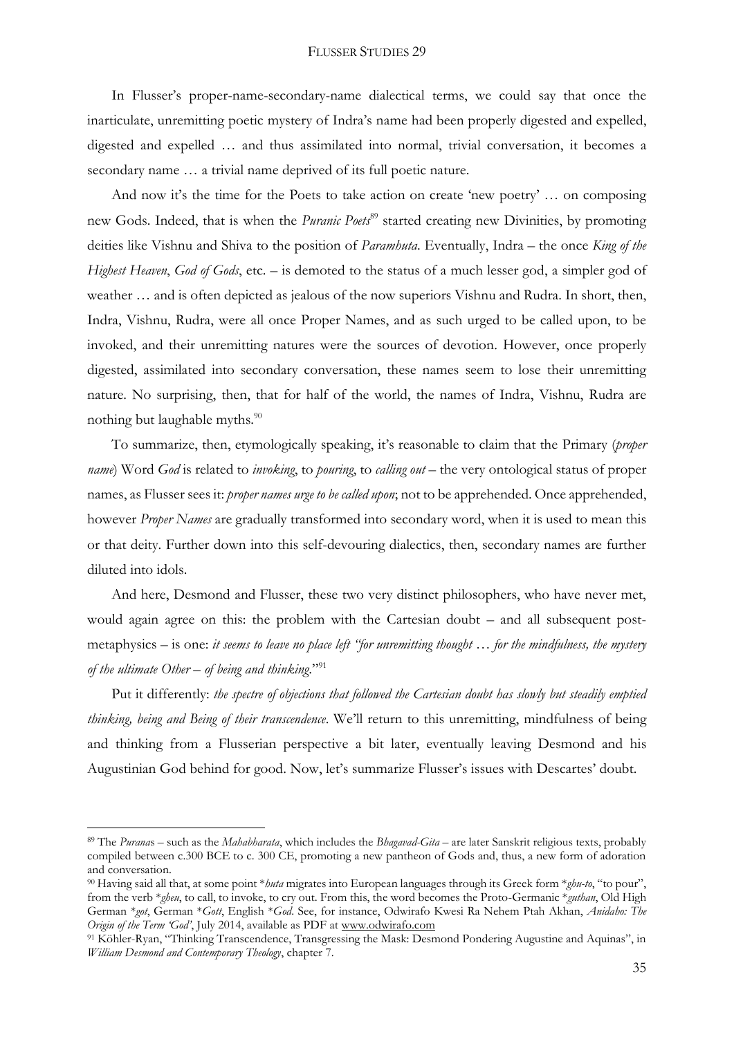In Flusser's proper-name-secondary-name dialectical terms, we could say that once the inarticulate, unremitting poetic mystery of Indra's name had been properly digested and expelled, digested and expelled … and thus assimilated into normal, trivial conversation, it becomes a secondary name … a trivial name deprived of its full poetic nature.

And now it's the time for the Poets to take action on create 'new poetry' … on composing new Gods. Indeed, that is when the *Puranic Poets*[89] started creating new Divinities, by promoting deities like Vishnu and Shiva to the position of *Paramhuta*. Eventually, Indra – the once *King of the Highest Heaven*, *God of Gods*, etc. – is demoted to the status of a much lesser god, a simpler god of weather … and is often depicted as jealous of the now superiors Vishnu and Rudra. In short, then, Indra, Vishnu, Rudra, were all once Proper Names, and as such urged to be called upon, to be invoked, and their unremitting natures were the sources of devotion. However, once properly digested, assimilated into secondary conversation, these names seem to lose their unremitting nature. No surprising, then, that for half of the world, the names of Indra, Vishnu, Rudra are nothing but laughable myths.[90]

To summarize, then, etymologically speaking, it's reasonable to claim that the Primary (*proper name*) Word *God* is related to *invoking*, to *pouring*, to *calling out* – the very ontological status of proper names, as Flusser sees it: *proper names urge to be called upon*; not to be apprehended. Once apprehended, however *Proper Names* are gradually transformed into secondary word, when it is used to mean this or that deity. Further down into this self-devouring dialectics, then, secondary names are further diluted into idols.

And here, Desmond and Flusser, these two very distinct philosophers, who have never met, would again agree on this: the problem with the Cartesian doubt – and all subsequent post-metaphysics – is one: *it seems to leave no place left "for unremitting thought … for the mindfulness, the mystery of the ultimate Other – of being and thinking*."[91]

Put it differently: *the spectre of objections that followed the Cartesian doubt has slowly but steadily emptied thinking, being and Being of their transcendence*. We'll return to this unremitting, mindfulness of being and thinking from a Flusserian perspective a bit later, eventually leaving Desmond and his Augustinian God behind for good. Now, let's summarize Flusser's issues with Descartes' doubt.

---

[89] The *Purana*s – such as the *Mahabharata*, which includes the *Bhagavad-Gita* – are later Sanskrit religious texts, probably compiled between c.300 BCE to c. 300 CE, promoting a new pantheon of Gods and, thus, a new form of adoration and conversation.

[90] Having said all that, at some point \**huta* migrates into European languages through its Greek form \**ghu-to*, "to pour", from the verb \**gheu*, to call, to invoke, to cry out. From this, the word becomes the Proto-Germanic \**guthan*, Old High German \**got*, German \**Gott*, English \**God*. See, for instance, Odwirafo Kwesi Ra Nehem Ptah Akhan, *Anidaho: The Origin of the Term 'God'*, July 2014, available as PDF at www.odwirafo.com

[91] Köhler-Ryan, "Thinking Transcendence, Transgressing the Mask: Desmond Pondering Augustine and Aquinas", in *William Desmond and Contemporary Theology*, chapter 7.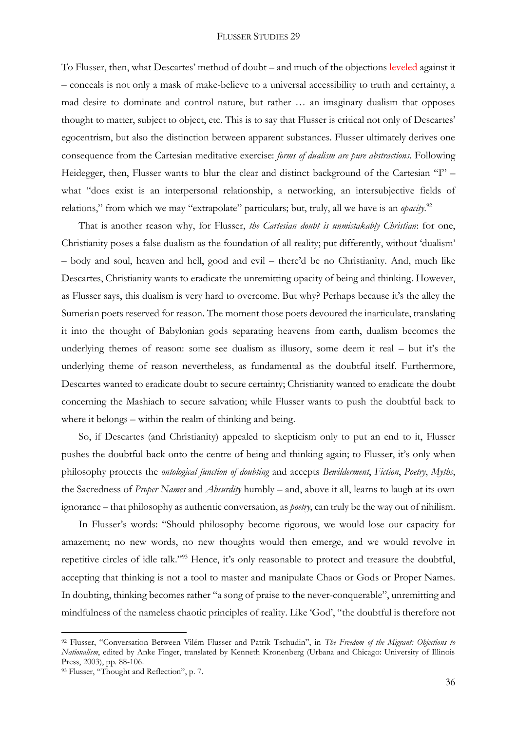To Flusser, then, what Descartes' method of doubt – and much of the objections leveled against it – conceals is not only a mask of make-believe to a universal accessibility to truth and certainty, a mad desire to dominate and control nature, but rather … an imaginary dualism that opposes thought to matter, subject to object, etc. This is to say that Flusser is critical not only of Descartes' egocentrism, but also the distinction between apparent substances. Flusser ultimately derives one consequence from the Cartesian meditative exercise: *forms of dualism are pure abstractions*. Following Heidegger, then, Flusser wants to blur the clear and distinct background of the Cartesian "I" – what "does exist is an interpersonal relationship, a networking, an intersubjective fields of relations," from which we may "extrapolate" particulars; but, truly, all we have is an *opacity*.[92]

That is another reason why, for Flusser, *the Cartesian doubt is unmistakably Christian*: for one, Christianity poses a false dualism as the foundation of all reality; put differently, without 'dualism' – body and soul, heaven and hell, good and evil – there'd be no Christianity. And, much like Descartes, Christianity wants to eradicate the unremitting opacity of being and thinking. However, as Flusser says, this dualism is very hard to overcome. But why? Perhaps because it's the alley the Sumerian poets reserved for reason. The moment those poets devoured the inarticulate, translating it into the thought of Babylonian gods separating heavens from earth, dualism becomes the underlying themes of reason: some see dualism as illusory, some deem it real – but it's the underlying theme of reason nevertheless, as fundamental as the doubtful itself. Furthermore, Descartes wanted to eradicate doubt to secure certainty; Christianity wanted to eradicate the doubt concerning the Mashiach to secure salvation; while Flusser wants to push the doubtful back to where it belongs – within the realm of thinking and being.

So, if Descartes (and Christianity) appealed to skepticism only to put an end to it, Flusser pushes the doubtful back onto the centre of being and thinking again; to Flusser, it's only when philosophy protects the *ontological function of doubting* and accepts *Bewilderment*, *Fiction*, *Poetry*, *Myths*, the Sacredness of *Proper Names* and *Absurdity* humbly – and, above it all, learns to laugh at its own ignorance – that philosophy as authentic conversation, as *poetry*, can truly be the way out of nihilism.

In Flusser's words: "Should philosophy become rigorous, we would lose our capacity for amazement; no new words, no new thoughts would then emerge, and we would revolve in repetitive circles of idle talk."[93] Hence, it's only reasonable to protect and treasure the doubtful, accepting that thinking is not a tool to master and manipulate Chaos or Gods or Proper Names. In doubting, thinking becomes rather "a song of praise to the never-conquerable", unremitting and mindfulness of the nameless chaotic principles of reality. Like 'God', "the doubtful is therefore not

---

[92] Flusser, "Conversation Between Vilém Flusser and Patrik Tschudin", in *The Freedom of the Migrant: Objections to Nationalism*, edited by Anke Finger, translated by Kenneth Kronenberg (Urbana and Chicago: University of Illinois Press, 2003), pp. 88-106.

[93] Flusser, "Thought and Reflection", p. 7.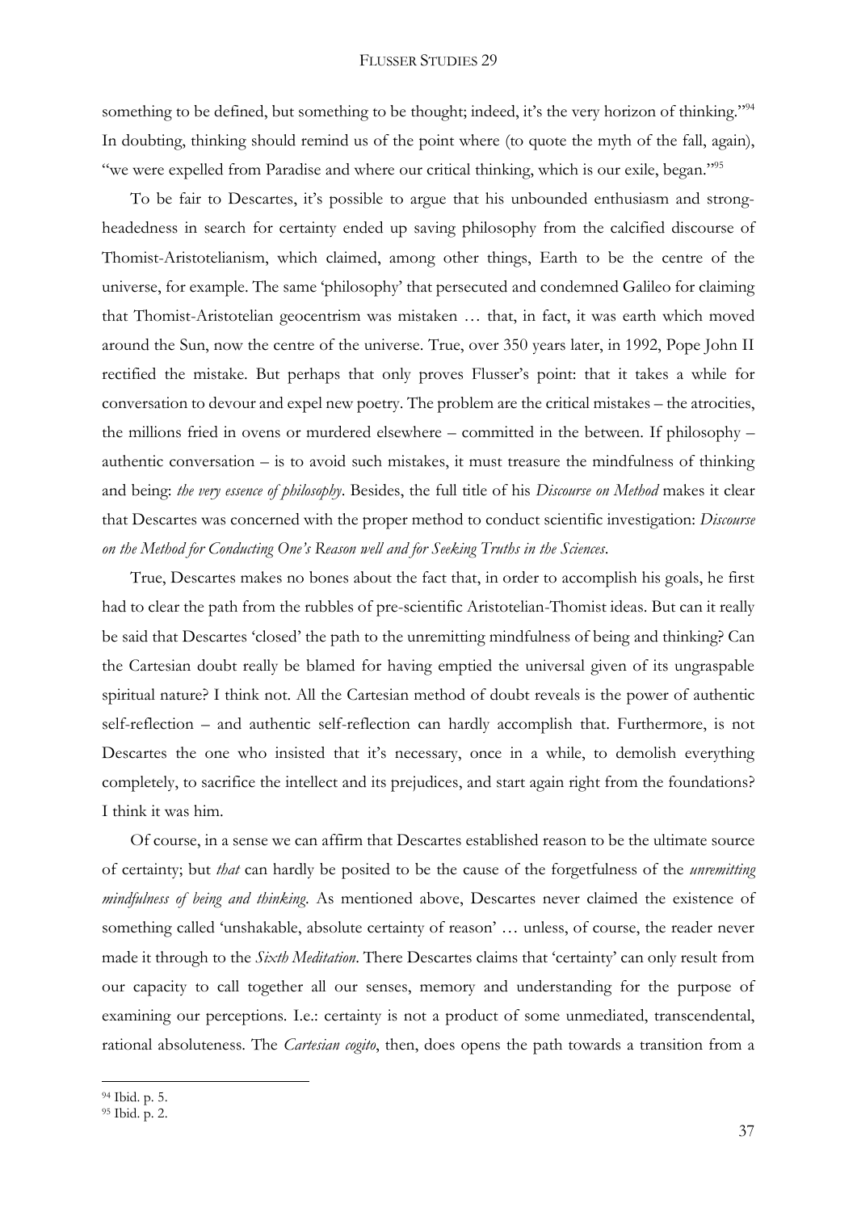something to be defined, but something to be thought; indeed, it's the very horizon of thinking."[94] In doubting, thinking should remind us of the point where (to quote the myth of the fall, again), "we were expelled from Paradise and where our critical thinking, which is our exile, began."[95]

To be fair to Descartes, it's possible to argue that his unbounded enthusiasm and strong-headedness in search for certainty ended up saving philosophy from the calcified discourse of Thomist-Aristotelianism, which claimed, among other things, Earth to be the centre of the universe, for example. The same 'philosophy' that persecuted and condemned Galileo for claiming that Thomist-Aristotelian geocentrism was mistaken … that, in fact, it was earth which moved around the Sun, now the centre of the universe. True, over 350 years later, in 1992, Pope John II rectified the mistake. But perhaps that only proves Flusser's point: that it takes a while for conversation to devour and expel new poetry. The problem are the critical mistakes – the atrocities, the millions fried in ovens or murdered elsewhere – committed in the between. If philosophy – authentic conversation – is to avoid such mistakes, it must treasure the mindfulness of thinking and being: *the very essence of philosophy*. Besides, the full title of his *Discourse on Method* makes it clear that Descartes was concerned with the proper method to conduct scientific investigation: *Discourse on the Method for Conducting One's Reason well and for Seeking Truths in the Sciences*.

True, Descartes makes no bones about the fact that, in order to accomplish his goals, he first had to clear the path from the rubbles of pre-scientific Aristotelian-Thomist ideas. But can it really be said that Descartes 'closed' the path to the unremitting mindfulness of being and thinking? Can the Cartesian doubt really be blamed for having emptied the universal given of its ungraspable spiritual nature? I think not. All the Cartesian method of doubt reveals is the power of authentic self-reflection – and authentic self-reflection can hardly accomplish that. Furthermore, is not Descartes the one who insisted that it's necessary, once in a while, to demolish everything completely, to sacrifice the intellect and its prejudices, and start again right from the foundations? I think it was him.

Of course, in a sense we can affirm that Descartes established reason to be the ultimate source of certainty; but *that* can hardly be posited to be the cause of the forgetfulness of the *unremitting mindfulness of being and thinking*. As mentioned above, Descartes never claimed the existence of something called 'unshakable, absolute certainty of reason' … unless, of course, the reader never made it through to the *Sixth Meditation*. There Descartes claims that 'certainty' can only result from our capacity to call together all our senses, memory and understanding for the purpose of examining our perceptions. I.e.: certainty is not a product of some unmediated, transcendental, rational absoluteness. The *Cartesian cogito*, then, does opens the path towards a transition from a

---

[94] Ibid. p. 5.

[95] Ibid. p. 2.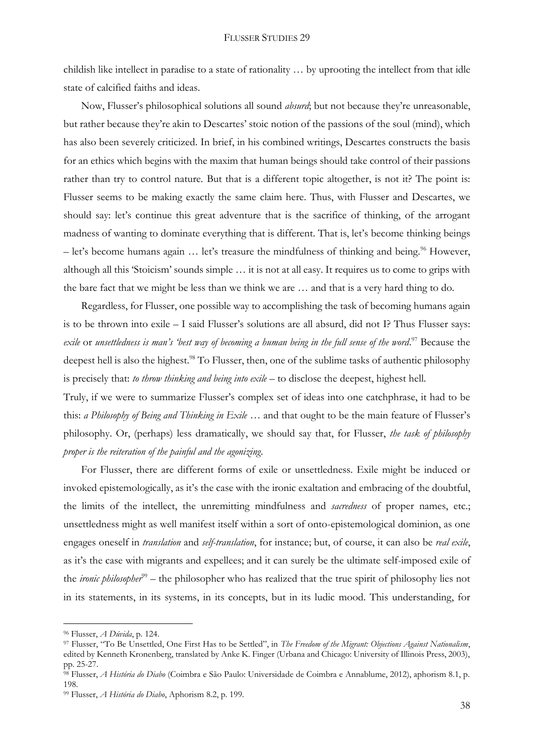childish like intellect in paradise to a state of rationality … by uprooting the intellect from that idle state of calcified faiths and ideas.

Now, Flusser's philosophical solutions all sound *absurd*; but not because they're unreasonable, but rather because they're akin to Descartes' stoic notion of the passions of the soul (mind), which has also been severely criticized. In brief, in his combined writings, Descartes constructs the basis for an ethics which begins with the maxim that human beings should take control of their passions rather than try to control nature. But that is a different topic altogether, is not it? The point is: Flusser seems to be making exactly the same claim here. Thus, with Flusser and Descartes, we should say: let's continue this great adventure that is the sacrifice of thinking, of the arrogant madness of wanting to dominate everything that is different. That is, let's become thinking beings – let's become humans again … let's treasure the mindfulness of thinking and being.[96] However, although all this 'Stoicism' sounds simple … it is not at all easy. It requires us to come to grips with the bare fact that we might be less than we think we are … and that is a very hard thing to do.

Regardless, for Flusser, one possible way to accomplishing the task of becoming humans again is to be thrown into exile – I said Flusser's solutions are all absurd, did not I? Thus Flusser says: *exile* or *unsettledness is man's 'best way of becoming a human being in the full sense of the word*.[97] Because the deepest hell is also the highest.[98] To Flusser, then, one of the sublime tasks of authentic philosophy is precisely that: *to throw thinking and being into exile* – to disclose the deepest, highest hell.

Truly, if we were to summarize Flusser's complex set of ideas into one catchphrase, it had to be this: *a Philosophy of Being and Thinking in Exile* … and that ought to be the main feature of Flusser's philosophy. Or, (perhaps) less dramatically, we should say that, for Flusser, *the task of philosophy proper is the reiteration of the painful and the agonizing*.

For Flusser, there are different forms of exile or unsettledness. Exile might be induced or invoked epistemologically, as it's the case with the ironic exaltation and embracing of the doubtful, the limits of the intellect, the unremitting mindfulness and *sacredness* of proper names, etc.; unsettledness might as well manifest itself within a sort of onto-epistemological dominion, as one engages oneself in *translation* and *self-translation*, for instance; but, of course, it can also be *real exile*, as it's the case with migrants and expellees; and it can surely be the ultimate self-imposed exile of the *ironic philosopher*[99] – the philosopher who has realized that the true spirit of philosophy lies not in its statements, in its systems, in its concepts, but in its ludic mood. This understanding, for

---

[96] Flusser, *A Dúvida*, p. 124.

[97] Flusser, "To Be Unsettled, One First Has to be Settled", in *The Freedom of the Migrant: Objections Against Nationalism*, edited by Kenneth Kronenberg, translated by Anke K. Finger (Urbana and Chicago: University of Illinois Press, 2003), pp. 25-27.

[98] Flusser, *A História do Diabo* (Coimbra e São Paulo: Universidade de Coimbra e Annablume, 2012), aphorism 8.1, p. 198.

[99] Flusser, *A História do Diabo*, Aphorism 8.2, p. 199.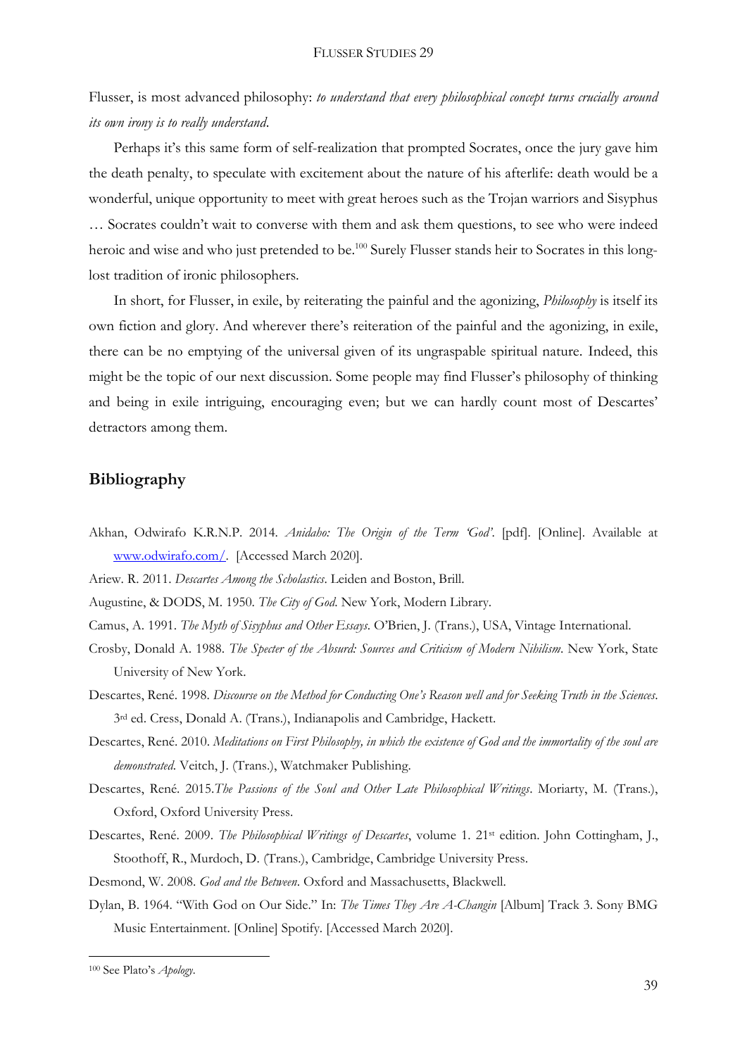Flusser, is most advanced philosophy: *to understand that every philosophical concept turns crucially around its own irony is to really understand*.

Perhaps it's this same form of self-realization that prompted Socrates, once the jury gave him the death penalty, to speculate with excitement about the nature of his afterlife: death would be a wonderful, unique opportunity to meet with great heroes such as the Trojan warriors and Sisyphus … Socrates couldn't wait to converse with them and ask them questions, to see who were indeed heroic and wise and who just pretended to be.[100] Surely Flusser stands heir to Socrates in this long-lost tradition of ironic philosophers.

In short, for Flusser, in exile, by reiterating the painful and the agonizing, *Philosophy* is itself its own fiction and glory. And wherever there's reiteration of the painful and the agonizing, in exile, there can be no emptying of the universal given of its ungraspable spiritual nature. Indeed, this might be the topic of our next discussion. Some people may find Flusser's philosophy of thinking and being in exile intriguing, encouraging even; but we can hardly count most of Descartes' detractors among them.

## Bibliography

Akhan, Odwirafo K.R.N.P. 2014. *Anidaho: The Origin of the Term 'God'*. [pdf]. [Online]. Available at www.odwirafo.com/. [Accessed March 2020].

Ariew. R. 2011. *Descartes Among the Scholastics*. Leiden and Boston, Brill.

Augustine, & DODS, M. 1950. *The City of God.* New York, Modern Library.

Camus, A. 1991. *The Myth of Sisyphus and Other Essays*. O'Brien, J. (Trans.), USA, Vintage International.

Crosby, Donald A. 1988. *The Specter of the Absurd: Sources and Criticism of Modern Nihilism*. New York, State University of New York.

Descartes, René. 1998. *Discourse on the Method for Conducting One's Reason well and for Seeking Truth in the Sciences*. 3rd ed. Cress, Donald A. (Trans.), Indianapolis and Cambridge, Hackett.

Descartes, René. 2010. *Meditations on First Philosophy, in which the existence of God and the immortality of the soul are demonstrated.* Veitch, J. (Trans.), Watchmaker Publishing.

Descartes, René. 2015.*The Passions of the Soul and Other Late Philosophical Writings*. Moriarty, M. (Trans.), Oxford, Oxford University Press.

Descartes, René. 2009. *The Philosophical Writings of Descartes*, volume 1. 21st edition. John Cottingham, J., Stoothoff, R., Murdoch, D. (Trans.), Cambridge, Cambridge University Press.

Desmond, W. 2008. *God and the Between*. Oxford and Massachusetts, Blackwell.

Dylan, B. 1964. "With God on Our Side." In: *The Times They Are A-Changin* [Album] Track 3. Sony BMG Music Entertainment. [Online] Spotify. [Accessed March 2020].

---

[100] See Plato's *Apology*.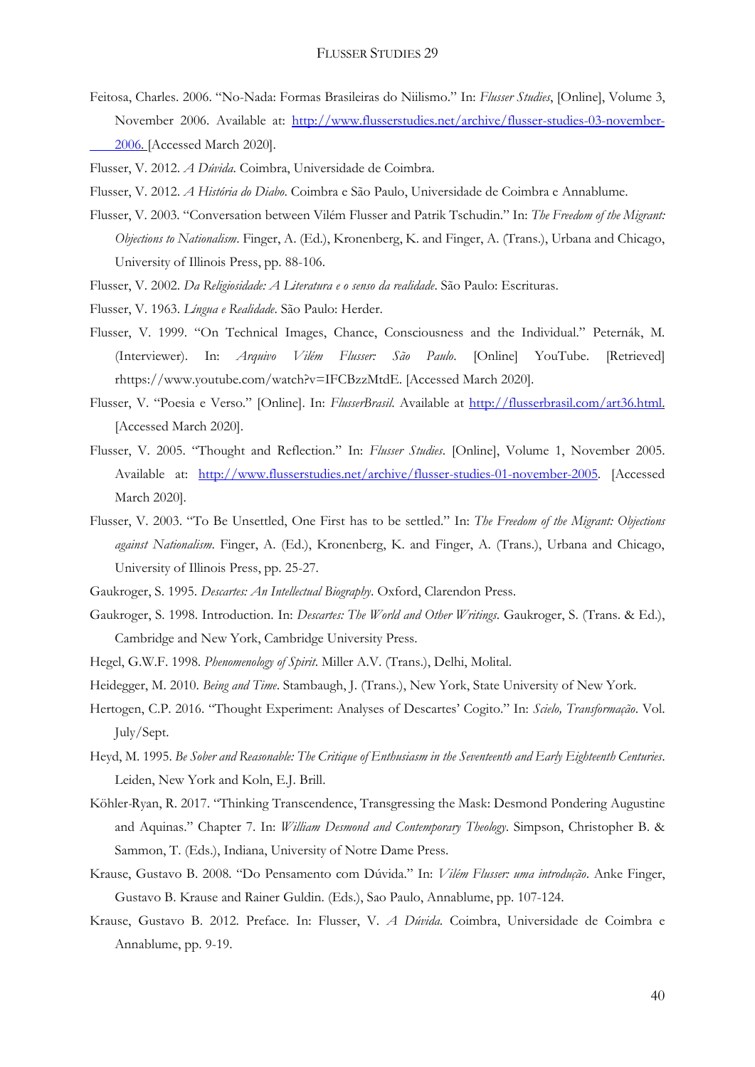Feitosa, Charles. 2006. "No-Nada: Formas Brasileiras do Niilismo." In: *Flusser Studies*, [Online], Volume 3, November 2006. Available at: http://www.flusserstudies.net/archive/flusser-studies-03-november-2006. [Accessed March 2020].

Flusser, V. 2012. *A Dúvida*. Coimbra, Universidade de Coimbra.

Flusser, V. 2012. *A História do Diabo*. Coimbra e São Paulo, Universidade de Coimbra e Annablume.

Flusser, V. 2003. "Conversation between Vilém Flusser and Patrik Tschudin." In: *The Freedom of the Migrant: Objections to Nationalism*. Finger, A. (Ed.), Kronenberg, K. and Finger, A. (Trans.), Urbana and Chicago, University of Illinois Press, pp. 88-106.

Flusser, V. 2002. *Da Religiosidade: A Literatura e o senso da realidade*. São Paulo: Escrituras.

Flusser, V. 1963. *Língua e Realidade*. São Paulo: Herder.

Flusser, V. 1999. "On Technical Images, Chance, Consciousness and the Individual." Peternák, M. (Interviewer). In: *Arquivo Vilém Flusser: São Paulo*. [Online] YouTube. [Retrieved] rhttps://www.youtube.com/watch?v=IFCBzzMtdE. [Accessed March 2020].

Flusser, V. "Poesia e Verso." [Online]. In: *FlusserBrasil*. Available at http://flusserbrasil.com/art36.html. [Accessed March 2020].

Flusser, V. 2005. "Thought and Reflection." In: *Flusser Studies*. [Online], Volume 1, November 2005. Available at: http://www.flusserstudies.net/archive/flusser-studies-01-november-2005. [Accessed March 2020].

Flusser, V. 2003. "To Be Unsettled, One First has to be settled." In: *The Freedom of the Migrant: Objections against Nationalism*. Finger, A. (Ed.), Kronenberg, K. and Finger, A. (Trans.), Urbana and Chicago, University of Illinois Press, pp. 25-27.

Gaukroger, S. 1995. *Descartes: An Intellectual Biography*. Oxford, Clarendon Press.

Gaukroger, S. 1998. Introduction. In: *Descartes: The World and Other Writings*. Gaukroger, S. (Trans. & Ed.), Cambridge and New York, Cambridge University Press.

Hegel, G.W.F. 1998. *Phenomenology of Spirit*. Miller A.V. (Trans.), Delhi, Molital.

Heidegger, M. 2010. *Being and Time*. Stambaugh, J. (Trans.), New York, State University of New York.

Hertogen, C.P. 2016. "Thought Experiment: Analyses of Descartes' Cogito." In: *Scielo, Transformação*. Vol. July/Sept.

Heyd, M. 1995. *Be Sober and Reasonable: The Critique of Enthusiasm in the Seventeenth and Early Eighteenth Centuries*. Leiden, New York and Koln, E.J. Brill.

Köhler-Ryan, R. 2017. "Thinking Transcendence, Transgressing the Mask: Desmond Pondering Augustine and Aquinas." Chapter 7. In: *William Desmond and Contemporary Theology*. Simpson, Christopher B. & Sammon, T. (Eds.), Indiana, University of Notre Dame Press.

Krause, Gustavo B. 2008. "Do Pensamento com Dúvida." In: *Vilém Flusser: uma introdução*. Anke Finger, Gustavo B. Krause and Rainer Guldin. (Eds.), Sao Paulo, Annablume, pp. 107-124.

Krause, Gustavo B. 2012. Preface. In: Flusser, V. *A Dúvida*. Coimbra, Universidade de Coimbra e Annablume, pp. 9-19.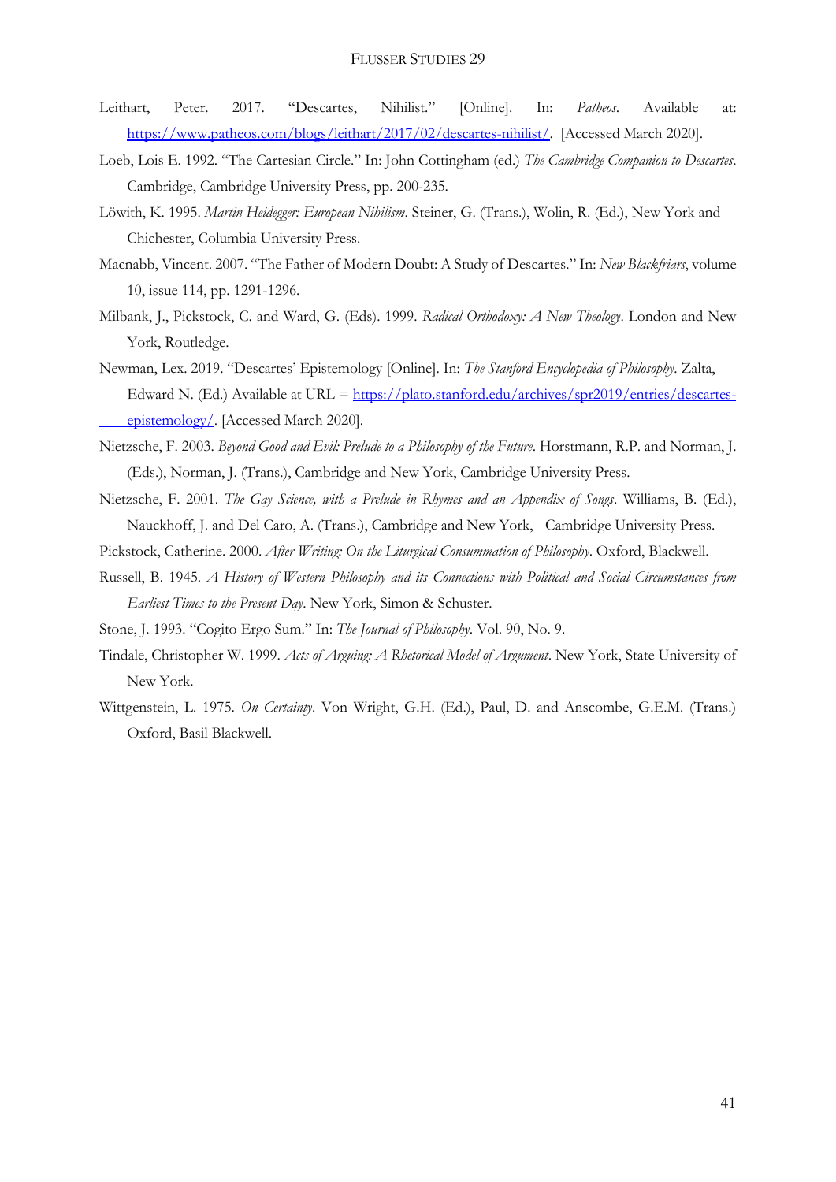Leithart, Peter. 2017. "Descartes, Nihilist." [Online]. In: *Patheos.* Available at: https://www.patheos.com/blogs/leithart/2017/02/descartes-nihilist/. [Accessed March 2020].

Loeb, Lois E. 1992. "The Cartesian Circle." In: John Cottingham (ed.) *The Cambridge Companion to Descartes*. Cambridge, Cambridge University Press, pp. 200-235.

Löwith, K. 1995. *Martin Heidegger: European Nihilism*. Steiner, G. (Trans.), Wolin, R. (Ed.), New York and Chichester, Columbia University Press.

Macnabb, Vincent. 2007. "The Father of Modern Doubt: A Study of Descartes." In: *New Blackfriars*, volume 10, issue 114, pp. 1291-1296.

Milbank, J., Pickstock, C. and Ward, G. (Eds). 1999. *Radical Orthodoxy: A New Theology*. London and New York, Routledge.

Newman, Lex. 2019. "Descartes' Epistemology [Online]. In: *The Stanford Encyclopedia of Philosophy*. Zalta, Edward N. (Ed.) Available at URL = https://plato.stanford.edu/archives/spr2019/entries/descartes-epistemology/. [Accessed March 2020].

Nietzsche, F. 2003. *Beyond Good and Evil: Prelude to a Philosophy of the Future*. Horstmann, R.P. and Norman, J. (Eds.), Norman, J. (Trans.), Cambridge and New York, Cambridge University Press.

Nietzsche, F. 2001. *The Gay Science, with a Prelude in Rhymes and an Appendix of Songs*. Williams, B. (Ed.), Nauckhoff, J. and Del Caro, A. (Trans.), Cambridge and New York, Cambridge University Press.

Pickstock, Catherine. 2000. *After Writing: On the Liturgical Consummation of Philosophy*. Oxford, Blackwell.

Russell, B. 1945. *A History of Western Philosophy and its Connections with Political and Social Circumstances from Earliest Times to the Present Day*. New York, Simon & Schuster.

Stone, J. 1993. "Cogito Ergo Sum." In: *The Journal of Philosophy*. Vol. 90, No. 9.

Tindale, Christopher W. 1999. *Acts of Arguing: A Rhetorical Model of Argument*. New York, State University of New York.

Wittgenstein, L. 1975. *On Certainty*. Von Wright, G.H. (Ed.), Paul, D. and Anscombe, G.E.M. (Trans.) Oxford, Basil Blackwell.